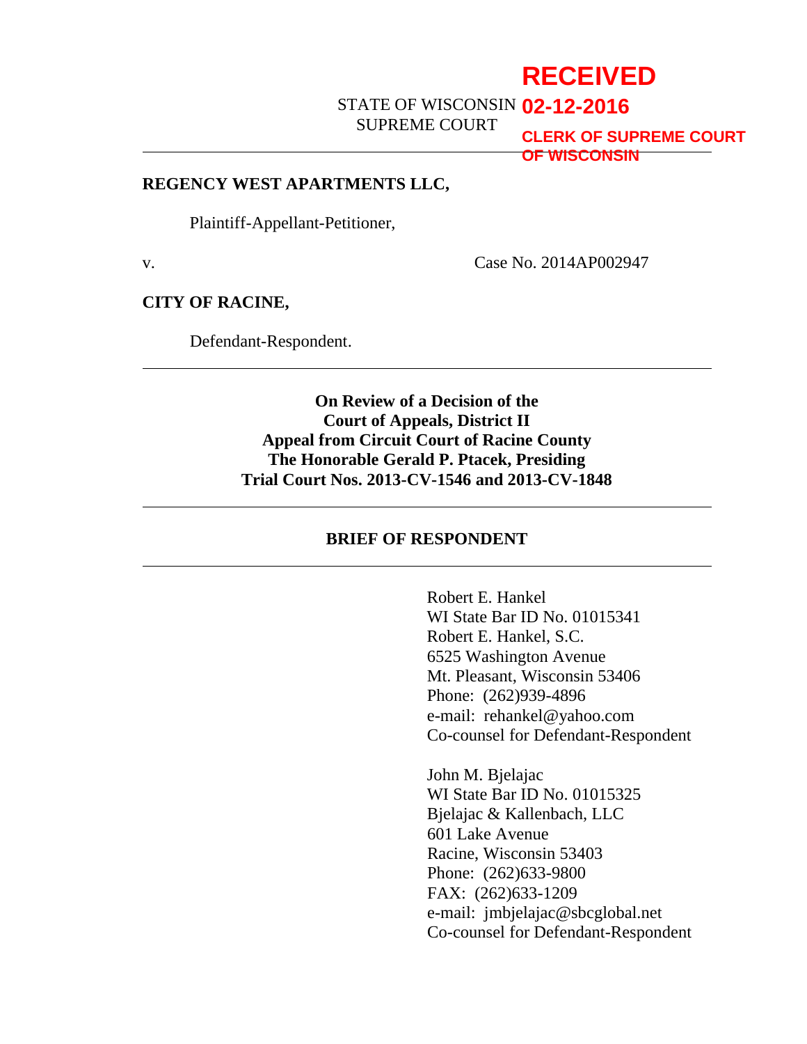**RECEIVED**
**02-12-2016**
**CLERK OF SUPREME COURT OF WISCONSIN**

STATE OF WISCONSIN
SUPREME COURT

---

**REGENCY WEST APARTMENTS LLC,**

Plaintiff-Appellant-Petitioner,

v. Case No. 2014AP002947

**CITY OF RACINE,**

Defendant-Respondent.

---

**On Review of a Decision of the**
**Court of Appeals, District II**
**Appeal from Circuit Court of Racine County**
**The Honorable Gerald P. Ptacek, Presiding**
**Trial Court Nos. 2013-CV-1546 and 2013-CV-1848**

---

**BRIEF OF RESPONDENT**

---

Robert E. Hankel
WI State Bar ID No. 01015341
Robert E. Hankel, S.C.
6525 Washington Avenue
Mt. Pleasant, Wisconsin 53406
Phone: (262)939-4896
e-mail: rehankel@yahoo.com
Co-counsel for Defendant-Respondent

John M. Bjelajac
WI State Bar ID No. 01015325
Bjelajac & Kallenbach, LLC
601 Lake Avenue
Racine, Wisconsin 53403
Phone: (262)633-9800
FAX: (262)633-1209
e-mail: jmbjelajac@sbcglobal.net
Co-counsel for Defendant-Respondent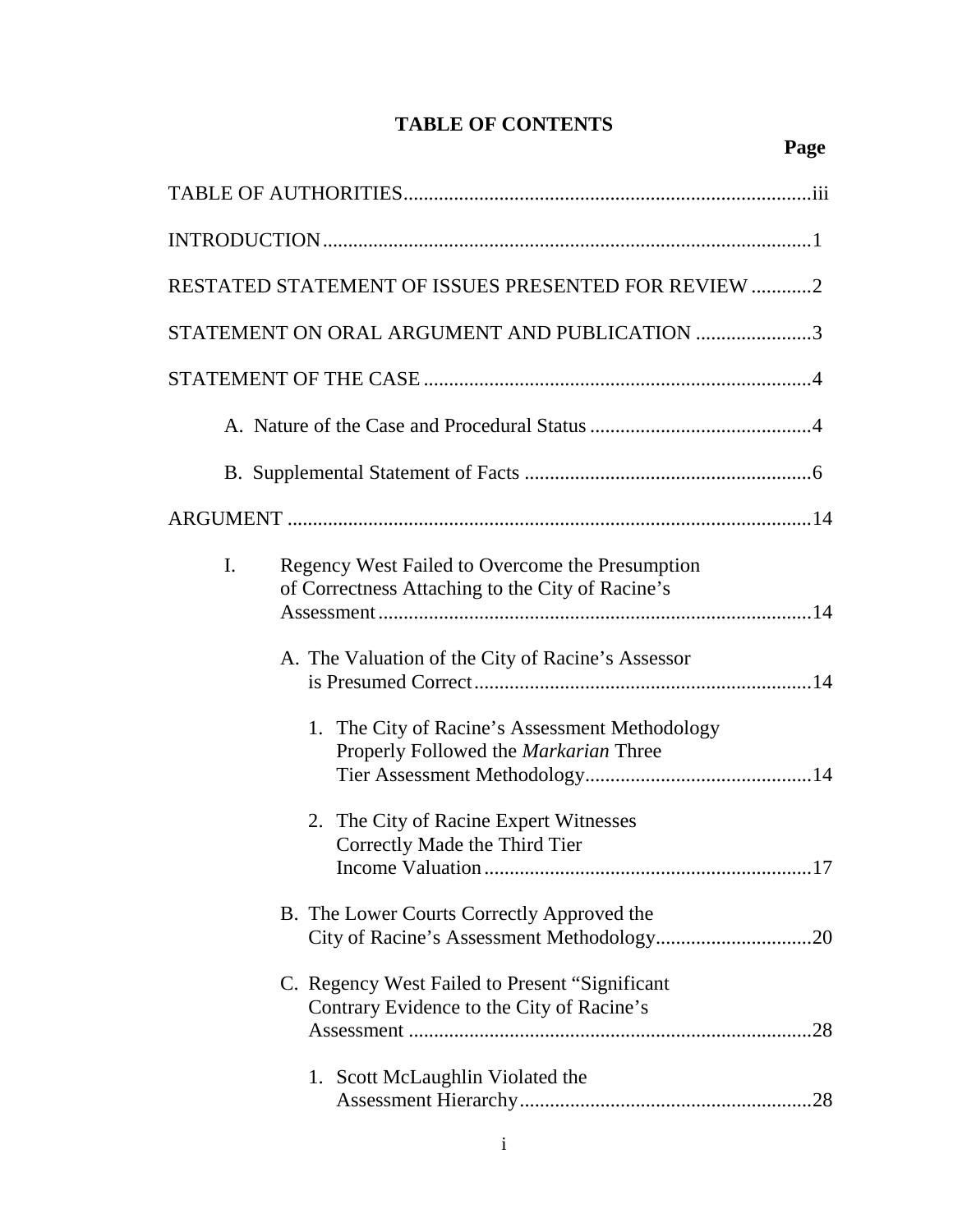# TABLE OF CONTENTS

**Page**

TABLE OF AUTHORITIES .......... iii

INTRODUCTION .......... 1

RESTATED STATEMENT OF ISSUES PRESENTED FOR REVIEW .......... 2

STATEMENT ON ORAL ARGUMENT AND PUBLICATION .......... 3

STATEMENT OF THE CASE .......... 4

- A. Nature of the Case and Procedural Status .......... 4
- B. Supplemental Statement of Facts .......... 6

ARGUMENT .......... 14

- I. Regency West Failed to Overcome the Presumption of Correctness Attaching to the City of Racine's Assessment .......... 14
  - A. The Valuation of the City of Racine's Assessor is Presumed Correct .......... 14
    - 1. The City of Racine's Assessment Methodology Properly Followed the *Markarian* Three Tier Assessment Methodology .......... 14
    - 2. The City of Racine Expert Witnesses Correctly Made the Third Tier Income Valuation .......... 17
  - B. The Lower Courts Correctly Approved the City of Racine's Assessment Methodology .......... 20
  - C. Regency West Failed to Present "Significant Contrary Evidence to the City of Racine's Assessment .......... 28
    - 1. Scott McLaughlin Violated the Assessment Hierarchy .......... 28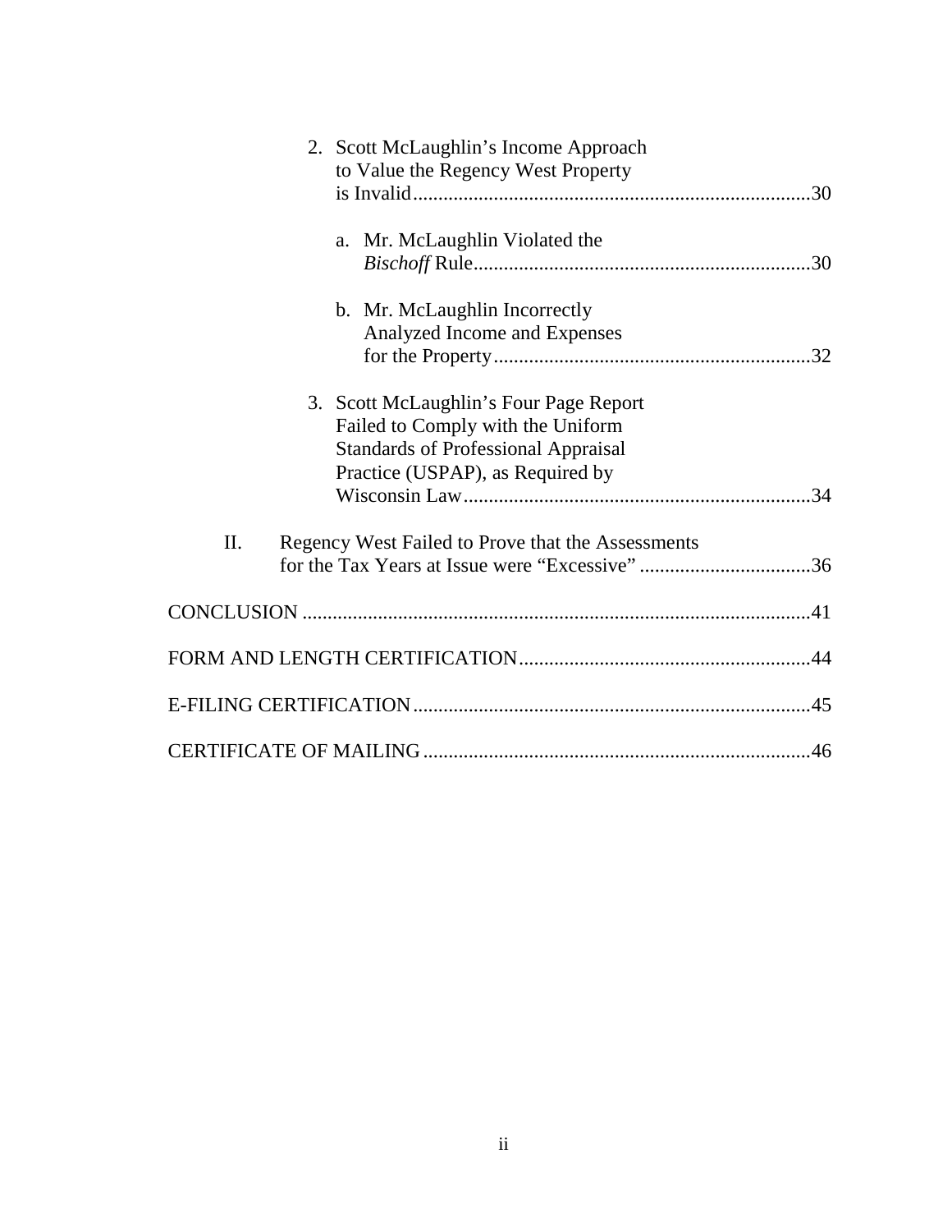2. Scott McLaughlin's Income Approach to Value the Regency West Property is Invalid ....... 30

   a. Mr. McLaughlin Violated the *Bischoff* Rule ....... 30

   b. Mr. McLaughlin Incorrectly Analyzed Income and Expenses for the Property ....... 32

3. Scott McLaughlin's Four Page Report Failed to Comply with the Uniform Standards of Professional Appraisal Practice (USPAP), as Required by Wisconsin Law ....... 34

II. Regency West Failed to Prove that the Assessments for the Tax Years at Issue were "Excessive" ....... 36

CONCLUSION ....... 41

FORM AND LENGTH CERTIFICATION ....... 44

E-FILING CERTIFICATION ....... 45

CERTIFICATE OF MAILING ....... 46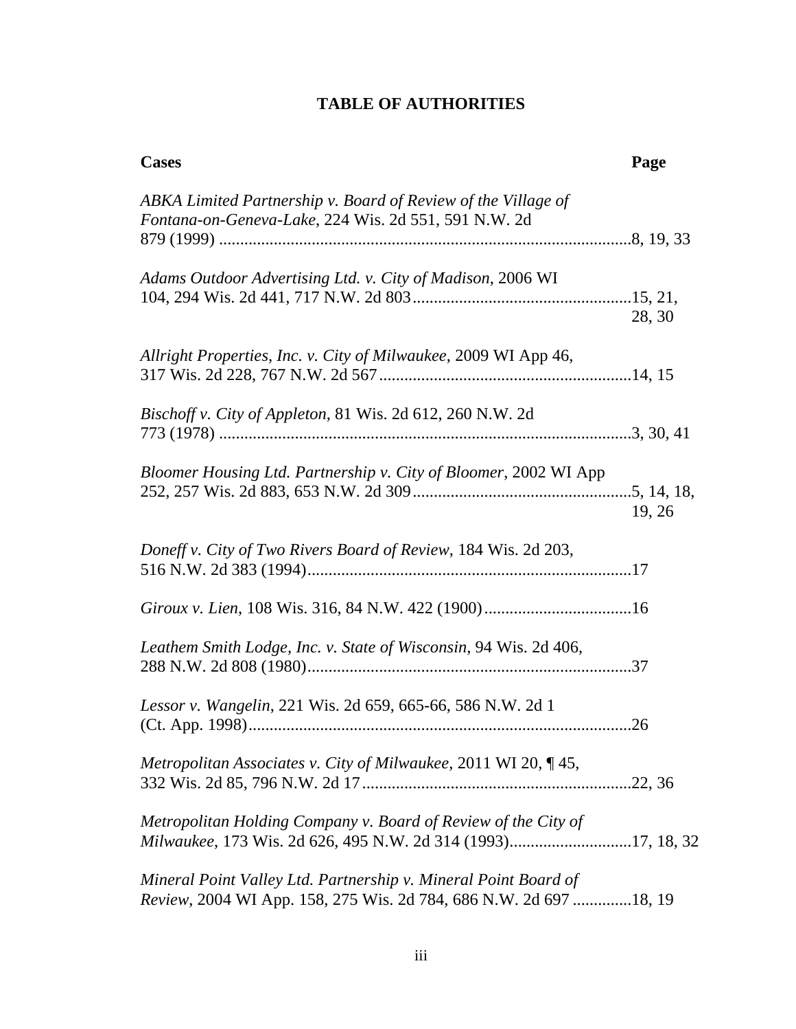# TABLE OF AUTHORITIES

| Cases | Page |
|---|---|
| *ABKA Limited Partnership v. Board of Review of the Village of Fontana-on-Geneva-Lake*, 224 Wis. 2d 551, 591 N.W. 2d 879 (1999) | 8, 19, 33 |
| *Adams Outdoor Advertising Ltd. v. City of Madison*, 2006 WI 104, 294 Wis. 2d 441, 717 N.W. 2d 803 | 15, 21, 28, 30 |
| *Allright Properties, Inc. v. City of Milwaukee*, 2009 WI App 46, 317 Wis. 2d 228, 767 N.W. 2d 567 | 14, 15 |
| *Bischoff v. City of Appleton*, 81 Wis. 2d 612, 260 N.W. 2d 773 (1978) | 3, 30, 41 |
| *Bloomer Housing Ltd. Partnership v. City of Bloomer*, 2002 WI App 252, 257 Wis. 2d 883, 653 N.W. 2d 309 | 5, 14, 18, 19, 26 |
| *Doneff v. City of Two Rivers Board of Review*, 184 Wis. 2d 203, 516 N.W. 2d 383 (1994) | 17 |
| *Giroux v. Lien*, 108 Wis. 316, 84 N.W. 422 (1900) | 16 |
| *Leathem Smith Lodge, Inc. v. State of Wisconsin*, 94 Wis. 2d 406, 288 N.W. 2d 808 (1980) | 37 |
| *Lessor v. Wangelin*, 221 Wis. 2d 659, 665-66, 586 N.W. 2d 1 (Ct. App. 1998) | 26 |
| *Metropolitan Associates v. City of Milwaukee*, 2011 WI 20, ¶ 45, 332 Wis. 2d 85, 796 N.W. 2d 17 | 22, 36 |
| *Metropolitan Holding Company v. Board of Review of the City of Milwaukee*, 173 Wis. 2d 626, 495 N.W. 2d 314 (1993) | 17, 18, 32 |
| *Mineral Point Valley Ltd. Partnership v. Mineral Point Board of Review*, 2004 WI App. 158, 275 Wis. 2d 784, 686 N.W. 2d 697 | 18, 19 |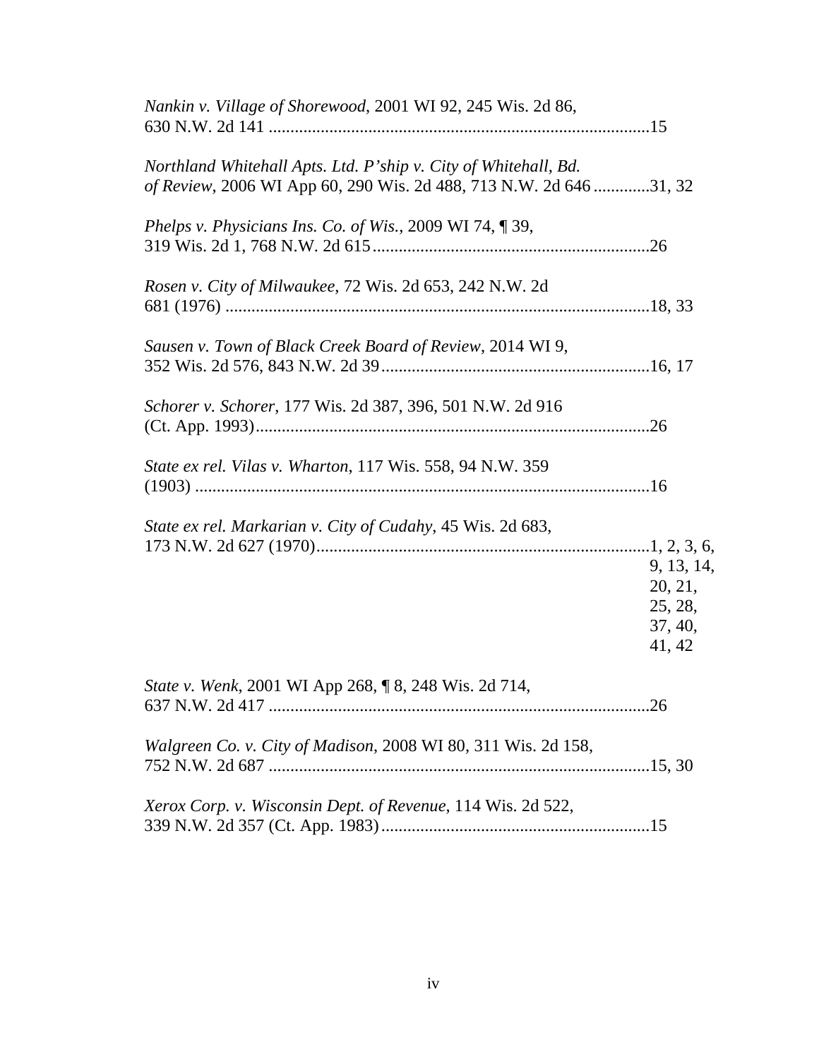*Nankin v. Village of Shorewood*, 2001 WI 92, 245 Wis. 2d 86, 630 N.W. 2d 141 ........................................................................................15

*Northland Whitehall Apts. Ltd. P'ship v. City of Whitehall, Bd. of Review*, 2006 WI App 60, 290 Wis. 2d 488, 713 N.W. 2d 646 .............31, 32

*Phelps v. Physicians Ins. Co. of Wis.*, 2009 WI 74, ¶ 39, 319 Wis. 2d 1, 768 N.W. 2d 615................................................................26

*Rosen v. City of Milwaukee*, 72 Wis. 2d 653, 242 N.W. 2d 681 (1976) ..................................................................................18, 33

*Sausen v. Town of Black Creek Board of Review*, 2014 WI 9, 352 Wis. 2d 576, 843 N.W. 2d 39..............................................................16, 17

*Schorer v. Schorer*, 177 Wis. 2d 387, 396, 501 N.W. 2d 916 (Ct. App. 1993)...........................................................................................26

*State ex rel. Vilas v. Wharton*, 117 Wis. 558, 94 N.W. 359 (1903) .........................................................................................................16

*State ex rel. Markarian v. City of Cudahy*, 45 Wis. 2d 683, 173 N.W. 2d 627 (1970).............................................................................1, 2, 3, 6, 9, 13, 14, 20, 21, 25, 28, 37, 40, 41, 42

*State v. Wenk*, 2001 WI App 268, ¶ 8, 248 Wis. 2d 714, 637 N.W. 2d 417 ........................................................................................26

*Walgreen Co. v. City of Madison*, 2008 WI 80, 311 Wis. 2d 158, 752 N.W. 2d 687 ........................................................................................15, 30

*Xerox Corp. v. Wisconsin Dept. of Revenue*, 114 Wis. 2d 522, 339 N.W. 2d 357 (Ct. App. 1983)..............................................................15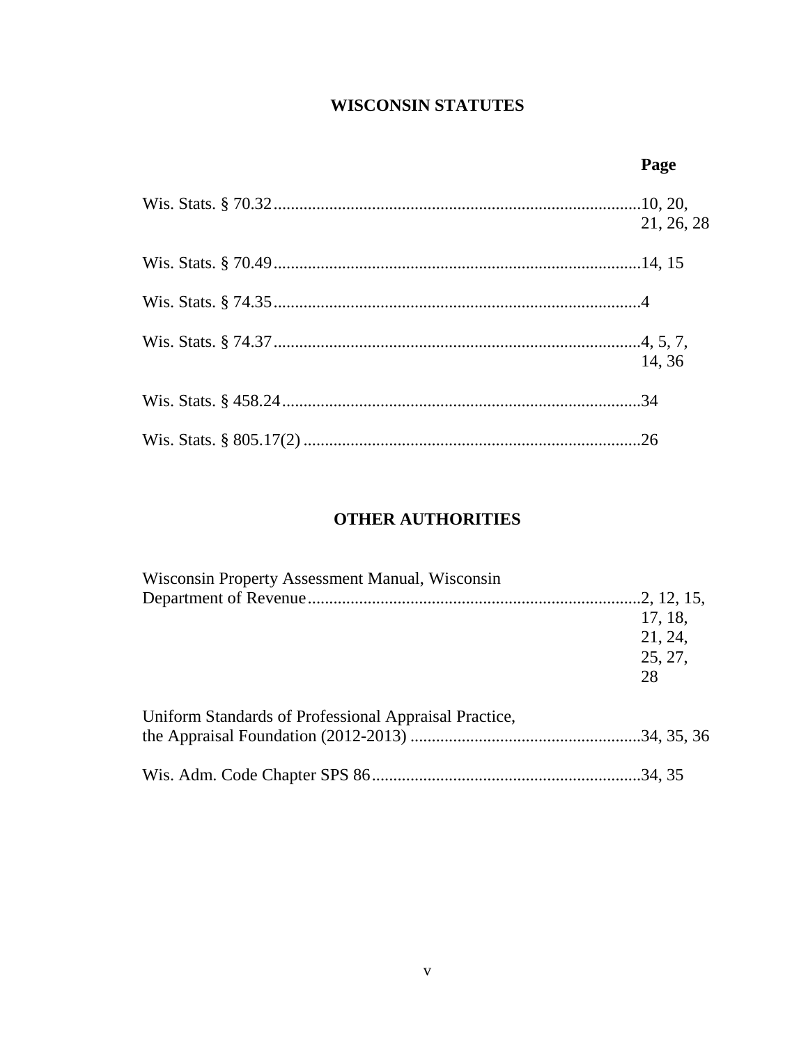## WISCONSIN STATUTES

| | Page |
|---|---|
| Wis. Stats. § 70.32 | 10, 20, 21, 26, 28 |
| Wis. Stats. § 70.49 | 14, 15 |
| Wis. Stats. § 74.35 | 4 |
| Wis. Stats. § 74.37 | 4, 5, 7, 14, 36 |
| Wis. Stats. § 458.24 | 34 |
| Wis. Stats. § 805.17(2) | 26 |

## OTHER AUTHORITIES

| | |
|---|---|
| Wisconsin Property Assessment Manual, Wisconsin Department of Revenue | 2, 12, 15, 17, 18, 21, 24, 25, 27, 28 |
| Uniform Standards of Professional Appraisal Practice, the Appraisal Foundation (2012-2013) | 34, 35, 36 |
| Wis. Adm. Code Chapter SPS 86 | 34, 35 |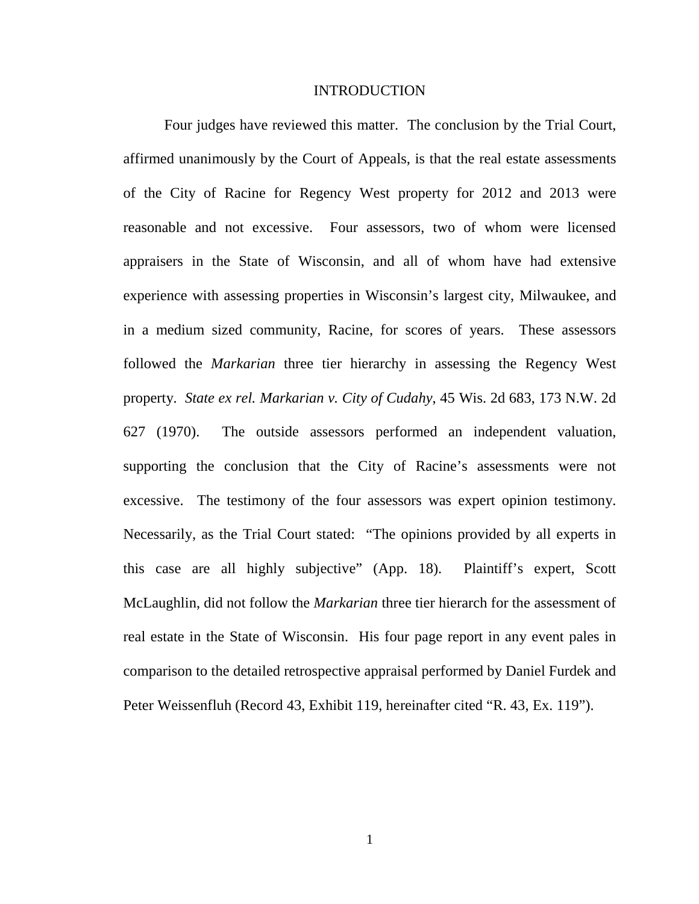# INTRODUCTION

Four judges have reviewed this matter. The conclusion by the Trial Court, affirmed unanimously by the Court of Appeals, is that the real estate assessments of the City of Racine for Regency West property for 2012 and 2013 were reasonable and not excessive. Four assessors, two of whom were licensed appraisers in the State of Wisconsin, and all of whom have had extensive experience with assessing properties in Wisconsin's largest city, Milwaukee, and in a medium sized community, Racine, for scores of years. These assessors followed the *Markarian* three tier hierarchy in assessing the Regency West property. *State ex rel. Markarian v. City of Cudahy*, 45 Wis. 2d 683, 173 N.W. 2d 627 (1970). The outside assessors performed an independent valuation, supporting the conclusion that the City of Racine's assessments were not excessive. The testimony of the four assessors was expert opinion testimony. Necessarily, as the Trial Court stated: "The opinions provided by all experts in this case are all highly subjective" (App. 18). Plaintiff's expert, Scott McLaughlin, did not follow the *Markarian* three tier hierarch for the assessment of real estate in the State of Wisconsin. His four page report in any event pales in comparison to the detailed retrospective appraisal performed by Daniel Furdek and Peter Weissenfluh (Record 43, Exhibit 119, hereinafter cited "R. 43, Ex. 119").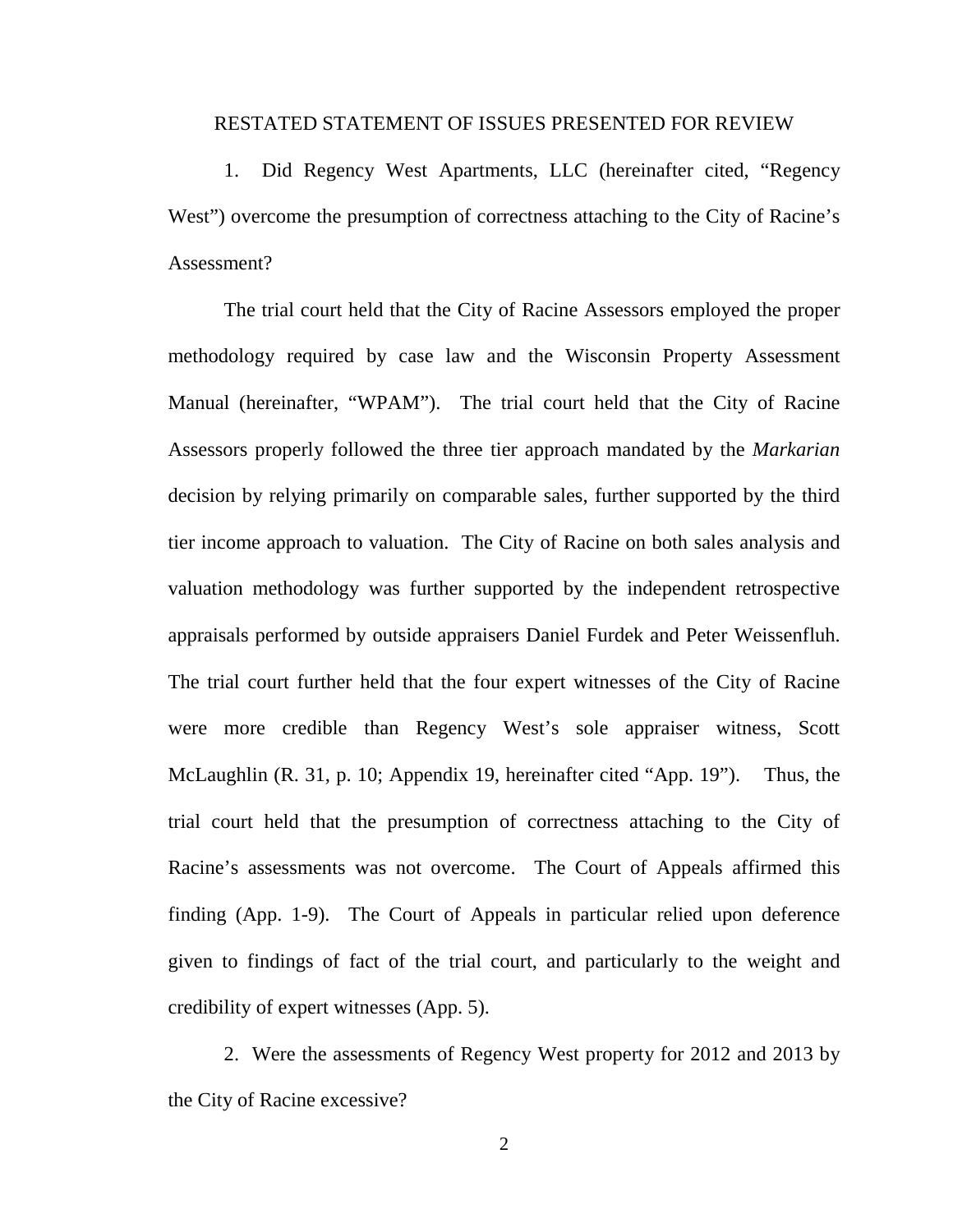## RESTATED STATEMENT OF ISSUES PRESENTED FOR REVIEW

1. Did Regency West Apartments, LLC (hereinafter cited, "Regency West") overcome the presumption of correctness attaching to the City of Racine's Assessment?

The trial court held that the City of Racine Assessors employed the proper methodology required by case law and the Wisconsin Property Assessment Manual (hereinafter, "WPAM"). The trial court held that the City of Racine Assessors properly followed the three tier approach mandated by the *Markarian* decision by relying primarily on comparable sales, further supported by the third tier income approach to valuation. The City of Racine on both sales analysis and valuation methodology was further supported by the independent retrospective appraisals performed by outside appraisers Daniel Furdek and Peter Weissenfluh. The trial court further held that the four expert witnesses of the City of Racine were more credible than Regency West's sole appraiser witness, Scott McLaughlin (R. 31, p. 10; Appendix 19, hereinafter cited "App. 19"). Thus, the trial court held that the presumption of correctness attaching to the City of Racine's assessments was not overcome. The Court of Appeals affirmed this finding (App. 1-9). The Court of Appeals in particular relied upon deference given to findings of fact of the trial court, and particularly to the weight and credibility of expert witnesses (App. 5).

2. Were the assessments of Regency West property for 2012 and 2013 by the City of Racine excessive?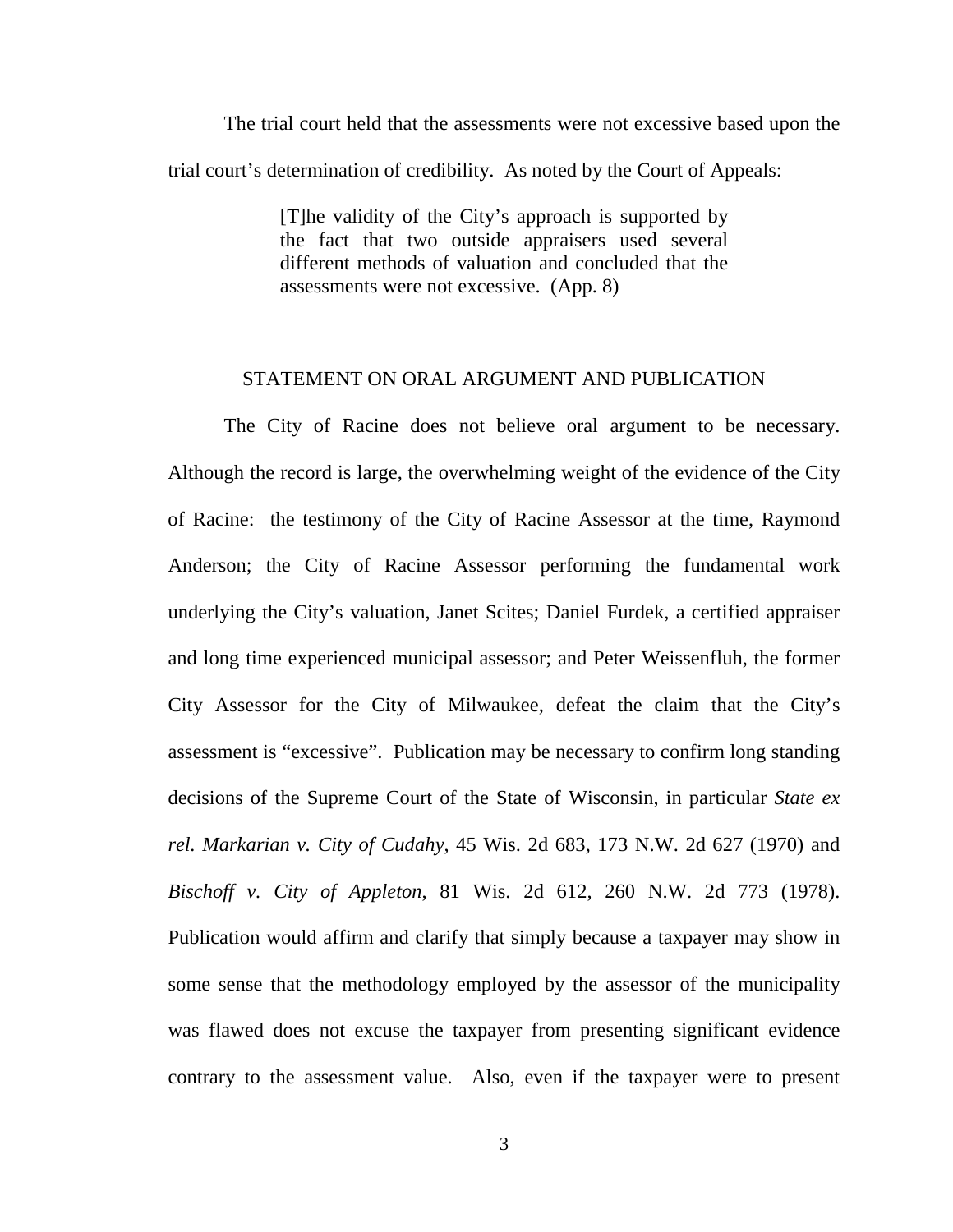The trial court held that the assessments were not excessive based upon the trial court's determination of credibility. As noted by the Court of Appeals:

> [T]he validity of the City's approach is supported by the fact that two outside appraisers used several different methods of valuation and concluded that the assessments were not excessive. (App. 8)

## STATEMENT ON ORAL ARGUMENT AND PUBLICATION

The City of Racine does not believe oral argument to be necessary. Although the record is large, the overwhelming weight of the evidence of the City of Racine: the testimony of the City of Racine Assessor at the time, Raymond Anderson; the City of Racine Assessor performing the fundamental work underlying the City's valuation, Janet Scites; Daniel Furdek, a certified appraiser and long time experienced municipal assessor; and Peter Weissenfluh, the former City Assessor for the City of Milwaukee, defeat the claim that the City's assessment is "excessive". Publication may be necessary to confirm long standing decisions of the Supreme Court of the State of Wisconsin, in particular *State ex rel. Markarian v. City of Cudahy*, 45 Wis. 2d 683, 173 N.W. 2d 627 (1970) and *Bischoff v. City of Appleton*, 81 Wis. 2d 612, 260 N.W. 2d 773 (1978). Publication would affirm and clarify that simply because a taxpayer may show in some sense that the methodology employed by the assessor of the municipality was flawed does not excuse the taxpayer from presenting significant evidence contrary to the assessment value. Also, even if the taxpayer were to present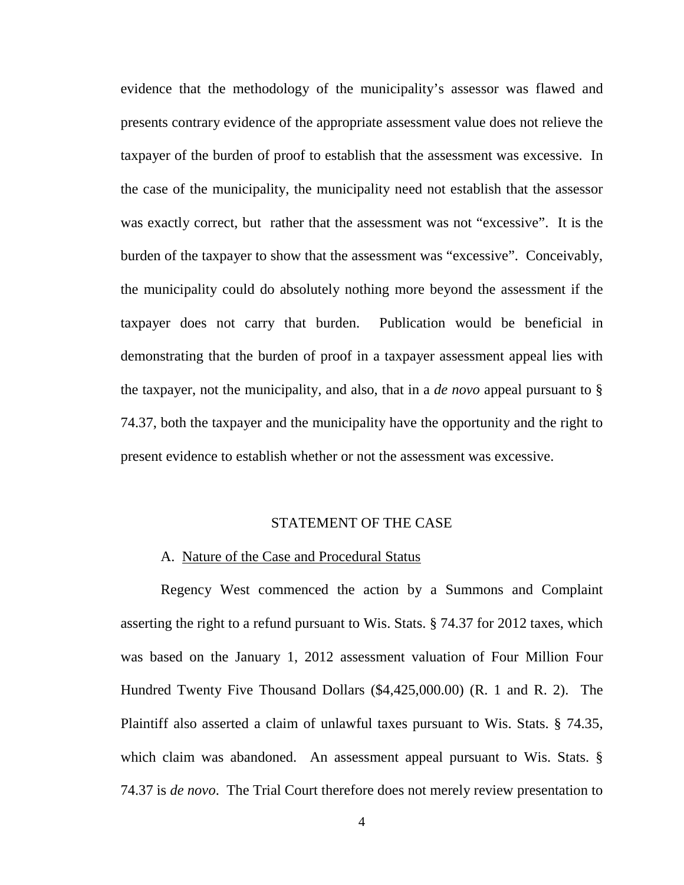evidence that the methodology of the municipality's assessor was flawed and presents contrary evidence of the appropriate assessment value does not relieve the taxpayer of the burden of proof to establish that the assessment was excessive. In the case of the municipality, the municipality need not establish that the assessor was exactly correct, but rather that the assessment was not "excessive". It is the burden of the taxpayer to show that the assessment was "excessive". Conceivably, the municipality could do absolutely nothing more beyond the assessment if the taxpayer does not carry that burden. Publication would be beneficial in demonstrating that the burden of proof in a taxpayer assessment appeal lies with the taxpayer, not the municipality, and also, that in a *de novo* appeal pursuant to § 74.37, both the taxpayer and the municipality have the opportunity and the right to present evidence to establish whether or not the assessment was excessive.

## STATEMENT OF THE CASE

### A. Nature of the Case and Procedural Status

Regency West commenced the action by a Summons and Complaint asserting the right to a refund pursuant to Wis. Stats. § 74.37 for 2012 taxes, which was based on the January 1, 2012 assessment valuation of Four Million Four Hundred Twenty Five Thousand Dollars ($4,425,000.00) (R. 1 and R. 2). The Plaintiff also asserted a claim of unlawful taxes pursuant to Wis. Stats. § 74.35, which claim was abandoned. An assessment appeal pursuant to Wis. Stats. § 74.37 is *de novo*. The Trial Court therefore does not merely review presentation to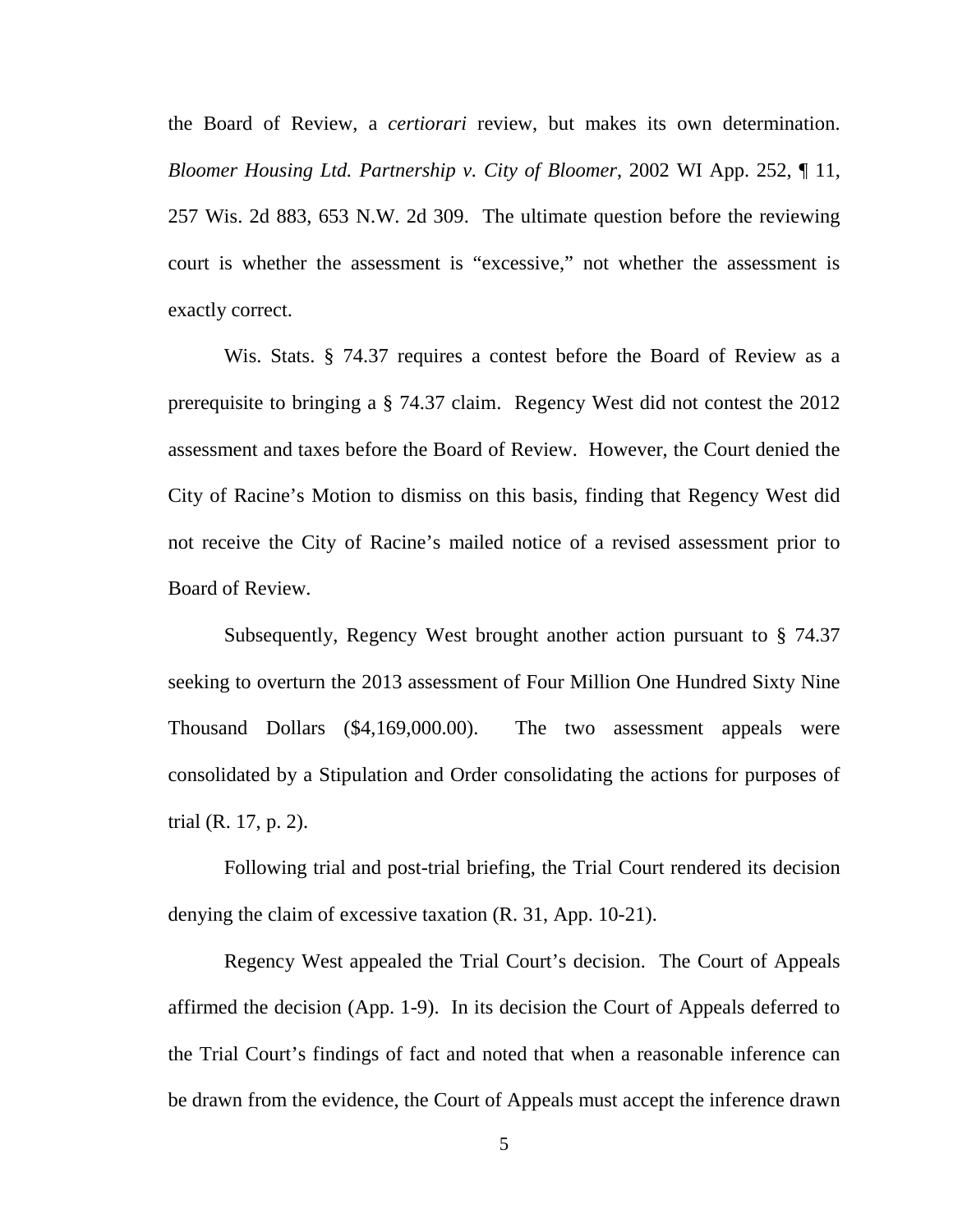the Board of Review, a *certiorari* review, but makes its own determination. *Bloomer Housing Ltd. Partnership v. City of Bloomer*, 2002 WI App. 252, ¶ 11, 257 Wis. 2d 883, 653 N.W. 2d 309. The ultimate question before the reviewing court is whether the assessment is "excessive," not whether the assessment is exactly correct.

Wis. Stats. § 74.37 requires a contest before the Board of Review as a prerequisite to bringing a § 74.37 claim. Regency West did not contest the 2012 assessment and taxes before the Board of Review. However, the Court denied the City of Racine's Motion to dismiss on this basis, finding that Regency West did not receive the City of Racine's mailed notice of a revised assessment prior to Board of Review.

Subsequently, Regency West brought another action pursuant to § 74.37 seeking to overturn the 2013 assessment of Four Million One Hundred Sixty Nine Thousand Dollars ($4,169,000.00). The two assessment appeals were consolidated by a Stipulation and Order consolidating the actions for purposes of trial (R. 17, p. 2).

Following trial and post-trial briefing, the Trial Court rendered its decision denying the claim of excessive taxation (R. 31, App. 10-21).

Regency West appealed the Trial Court's decision. The Court of Appeals affirmed the decision (App. 1-9). In its decision the Court of Appeals deferred to the Trial Court's findings of fact and noted that when a reasonable inference can be drawn from the evidence, the Court of Appeals must accept the inference drawn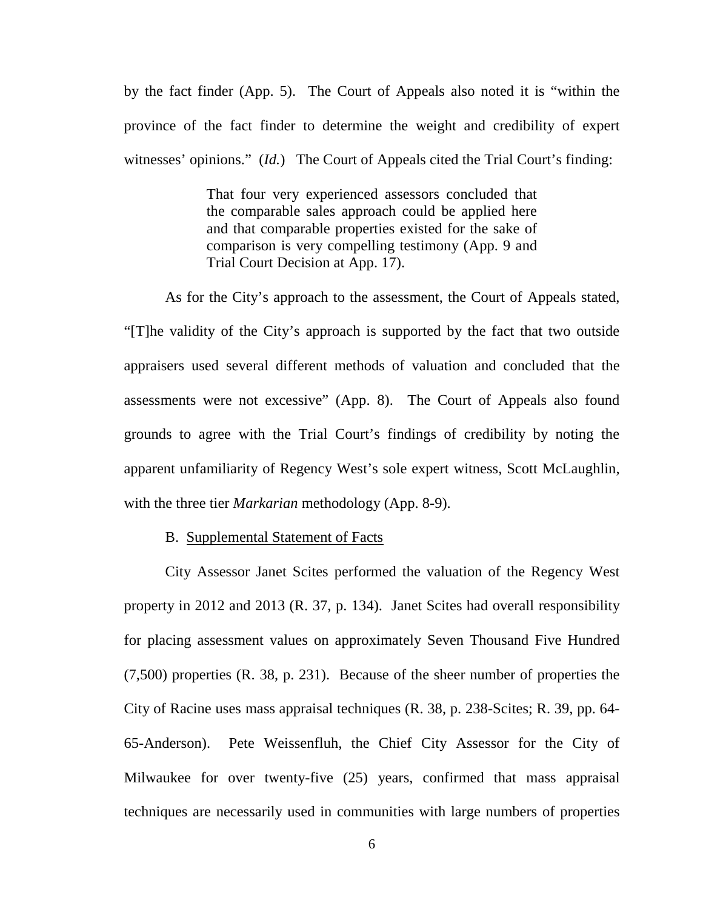by the fact finder (App. 5). The Court of Appeals also noted it is "within the province of the fact finder to determine the weight and credibility of expert witnesses' opinions." (*Id.*) The Court of Appeals cited the Trial Court's finding:

> That four very experienced assessors concluded that the comparable sales approach could be applied here and that comparable properties existed for the sake of comparison is very compelling testimony (App. 9 and Trial Court Decision at App. 17).

As for the City's approach to the assessment, the Court of Appeals stated, "[T]he validity of the City's approach is supported by the fact that two outside appraisers used several different methods of valuation and concluded that the assessments were not excessive" (App. 8). The Court of Appeals also found grounds to agree with the Trial Court's findings of credibility by noting the apparent unfamiliarity of Regency West's sole expert witness, Scott McLaughlin, with the three tier *Markarian* methodology (App. 8-9).

B. <u>Supplemental Statement of Facts</u>

City Assessor Janet Scites performed the valuation of the Regency West property in 2012 and 2013 (R. 37, p. 134). Janet Scites had overall responsibility for placing assessment values on approximately Seven Thousand Five Hundred (7,500) properties (R. 38, p. 231). Because of the sheer number of properties the City of Racine uses mass appraisal techniques (R. 38, p. 238-Scites; R. 39, pp. 64-65-Anderson). Pete Weissenfluh, the Chief City Assessor for the City of Milwaukee for over twenty-five (25) years, confirmed that mass appraisal techniques are necessarily used in communities with large numbers of properties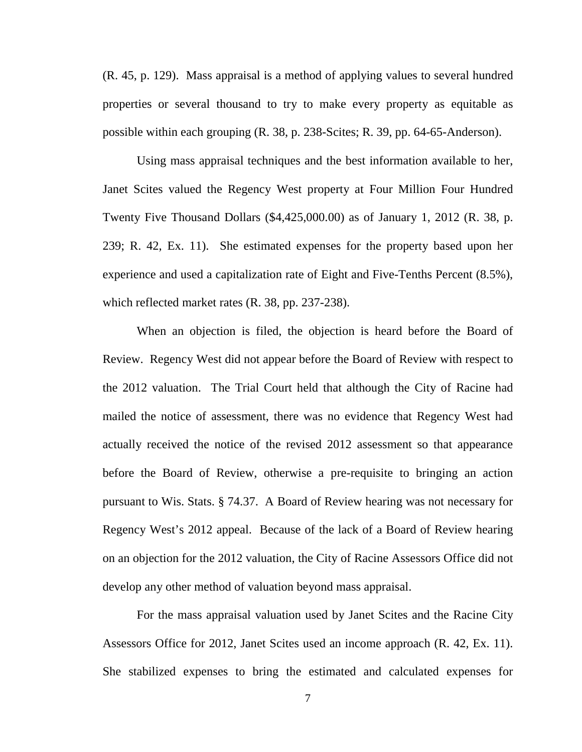(R. 45, p. 129). Mass appraisal is a method of applying values to several hundred properties or several thousand to try to make every property as equitable as possible within each grouping (R. 38, p. 238-Scites; R. 39, pp. 64-65-Anderson).

Using mass appraisal techniques and the best information available to her, Janet Scites valued the Regency West property at Four Million Four Hundred Twenty Five Thousand Dollars ($4,425,000.00) as of January 1, 2012 (R. 38, p. 239; R. 42, Ex. 11). She estimated expenses for the property based upon her experience and used a capitalization rate of Eight and Five-Tenths Percent (8.5%), which reflected market rates (R. 38, pp. 237-238).

When an objection is filed, the objection is heard before the Board of Review. Regency West did not appear before the Board of Review with respect to the 2012 valuation. The Trial Court held that although the City of Racine had mailed the notice of assessment, there was no evidence that Regency West had actually received the notice of the revised 2012 assessment so that appearance before the Board of Review, otherwise a pre-requisite to bringing an action pursuant to Wis. Stats. § 74.37. A Board of Review hearing was not necessary for Regency West's 2012 appeal. Because of the lack of a Board of Review hearing on an objection for the 2012 valuation, the City of Racine Assessors Office did not develop any other method of valuation beyond mass appraisal.

For the mass appraisal valuation used by Janet Scites and the Racine City Assessors Office for 2012, Janet Scites used an income approach (R. 42, Ex. 11). She stabilized expenses to bring the estimated and calculated expenses for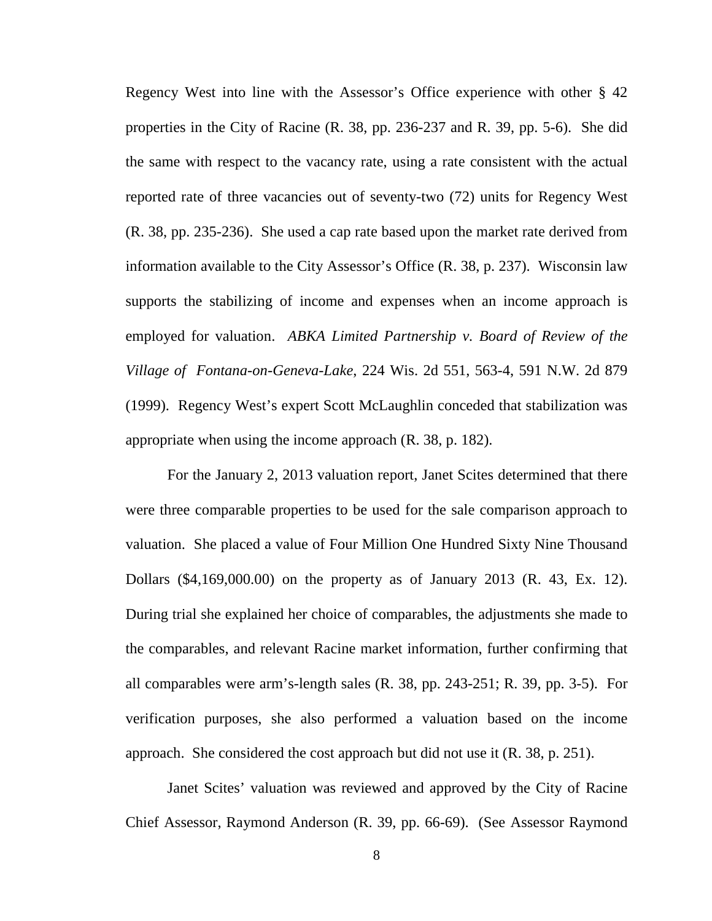Regency West into line with the Assessor's Office experience with other § 42 properties in the City of Racine (R. 38, pp. 236-237 and R. 39, pp. 5-6). She did the same with respect to the vacancy rate, using a rate consistent with the actual reported rate of three vacancies out of seventy-two (72) units for Regency West (R. 38, pp. 235-236). She used a cap rate based upon the market rate derived from information available to the City Assessor's Office (R. 38, p. 237). Wisconsin law supports the stabilizing of income and expenses when an income approach is employed for valuation. *ABKA Limited Partnership v. Board of Review of the Village of Fontana-on-Geneva-Lake*, 224 Wis. 2d 551, 563-4, 591 N.W. 2d 879 (1999). Regency West's expert Scott McLaughlin conceded that stabilization was appropriate when using the income approach (R. 38, p. 182).

For the January 2, 2013 valuation report, Janet Scites determined that there were three comparable properties to be used for the sale comparison approach to valuation. She placed a value of Four Million One Hundred Sixty Nine Thousand Dollars ($4,169,000.00) on the property as of January 2013 (R. 43, Ex. 12). During trial she explained her choice of comparables, the adjustments she made to the comparables, and relevant Racine market information, further confirming that all comparables were arm's-length sales (R. 38, pp. 243-251; R. 39, pp. 3-5). For verification purposes, she also performed a valuation based on the income approach. She considered the cost approach but did not use it (R. 38, p. 251).

Janet Scites' valuation was reviewed and approved by the City of Racine Chief Assessor, Raymond Anderson (R. 39, pp. 66-69). (See Assessor Raymond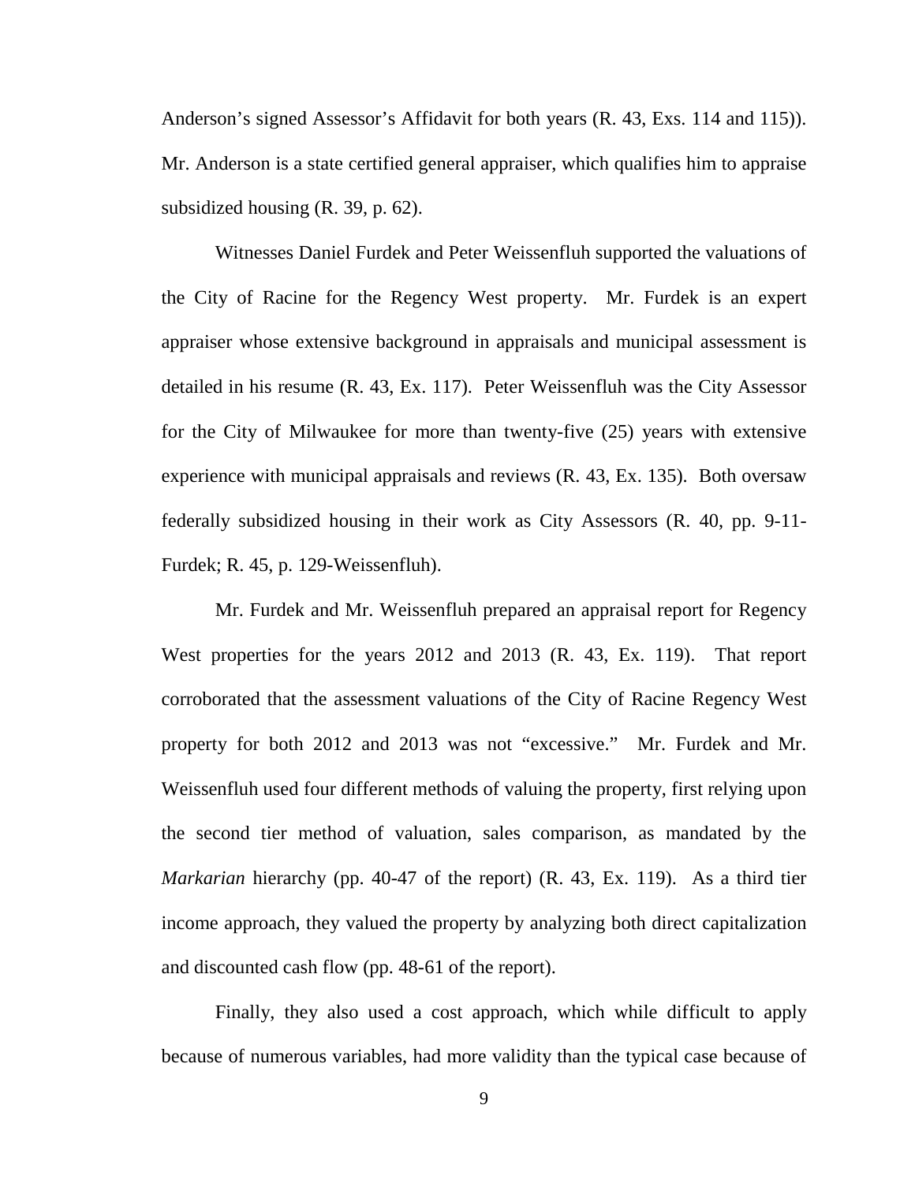Anderson's signed Assessor's Affidavit for both years (R. 43, Exs. 114 and 115)). Mr. Anderson is a state certified general appraiser, which qualifies him to appraise subsidized housing (R. 39, p. 62).

Witnesses Daniel Furdek and Peter Weissenfluh supported the valuations of the City of Racine for the Regency West property. Mr. Furdek is an expert appraiser whose extensive background in appraisals and municipal assessment is detailed in his resume (R. 43, Ex. 117). Peter Weissenfluh was the City Assessor for the City of Milwaukee for more than twenty-five (25) years with extensive experience with municipal appraisals and reviews (R. 43, Ex. 135). Both oversaw federally subsidized housing in their work as City Assessors (R. 40, pp. 9-11-Furdek; R. 45, p. 129-Weissenfluh).

Mr. Furdek and Mr. Weissenfluh prepared an appraisal report for Regency West properties for the years 2012 and 2013 (R. 43, Ex. 119). That report corroborated that the assessment valuations of the City of Racine Regency West property for both 2012 and 2013 was not "excessive." Mr. Furdek and Mr. Weissenfluh used four different methods of valuing the property, first relying upon the second tier method of valuation, sales comparison, as mandated by the *Markarian* hierarchy (pp. 40-47 of the report) (R. 43, Ex. 119). As a third tier income approach, they valued the property by analyzing both direct capitalization and discounted cash flow (pp. 48-61 of the report).

Finally, they also used a cost approach, which while difficult to apply because of numerous variables, had more validity than the typical case because of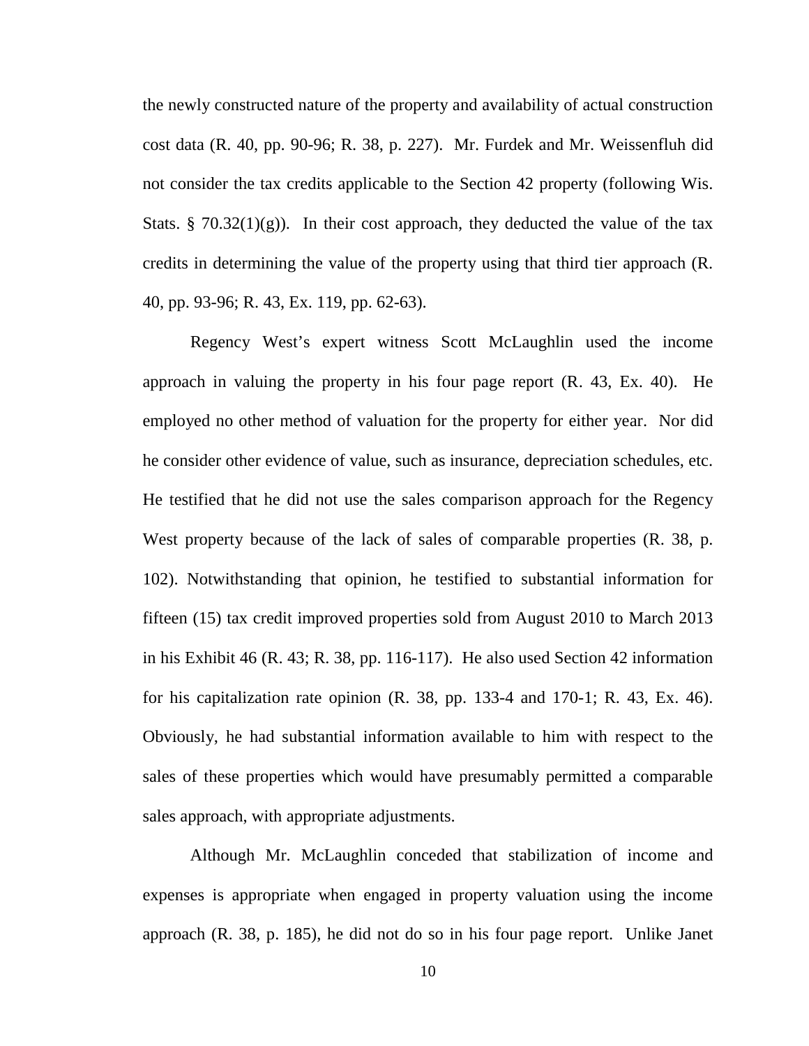the newly constructed nature of the property and availability of actual construction cost data (R. 40, pp. 90-96; R. 38, p. 227). Mr. Furdek and Mr. Weissenfluh did not consider the tax credits applicable to the Section 42 property (following Wis. Stats. § 70.32(1)(g)). In their cost approach, they deducted the value of the tax credits in determining the value of the property using that third tier approach (R. 40, pp. 93-96; R. 43, Ex. 119, pp. 62-63).

Regency West's expert witness Scott McLaughlin used the income approach in valuing the property in his four page report (R. 43, Ex. 40). He employed no other method of valuation for the property for either year. Nor did he consider other evidence of value, such as insurance, depreciation schedules, etc. He testified that he did not use the sales comparison approach for the Regency West property because of the lack of sales of comparable properties (R. 38, p. 102). Notwithstanding that opinion, he testified to substantial information for fifteen (15) tax credit improved properties sold from August 2010 to March 2013 in his Exhibit 46 (R. 43; R. 38, pp. 116-117). He also used Section 42 information for his capitalization rate opinion (R. 38, pp. 133-4 and 170-1; R. 43, Ex. 46). Obviously, he had substantial information available to him with respect to the sales of these properties which would have presumably permitted a comparable sales approach, with appropriate adjustments.

Although Mr. McLaughlin conceded that stabilization of income and expenses is appropriate when engaged in property valuation using the income approach (R. 38, p. 185), he did not do so in his four page report. Unlike Janet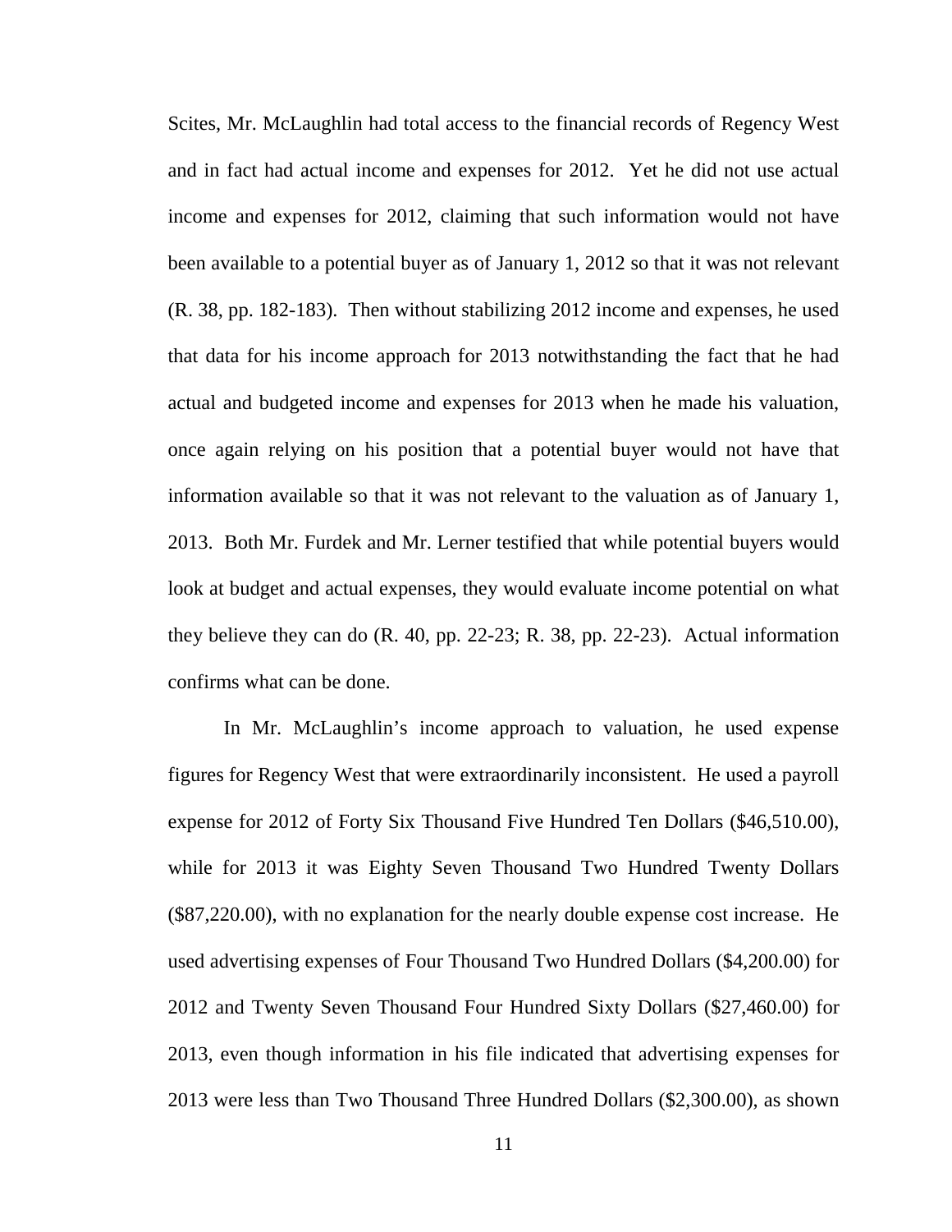Scites, Mr. McLaughlin had total access to the financial records of Regency West and in fact had actual income and expenses for 2012. Yet he did not use actual income and expenses for 2012, claiming that such information would not have been available to a potential buyer as of January 1, 2012 so that it was not relevant (R. 38, pp. 182-183). Then without stabilizing 2012 income and expenses, he used that data for his income approach for 2013 notwithstanding the fact that he had actual and budgeted income and expenses for 2013 when he made his valuation, once again relying on his position that a potential buyer would not have that information available so that it was not relevant to the valuation as of January 1, 2013. Both Mr. Furdek and Mr. Lerner testified that while potential buyers would look at budget and actual expenses, they would evaluate income potential on what they believe they can do (R. 40, pp. 22-23; R. 38, pp. 22-23). Actual information confirms what can be done.

In Mr. McLaughlin's income approach to valuation, he used expense figures for Regency West that were extraordinarily inconsistent. He used a payroll expense for 2012 of Forty Six Thousand Five Hundred Ten Dollars ($46,510.00), while for 2013 it was Eighty Seven Thousand Two Hundred Twenty Dollars ($87,220.00), with no explanation for the nearly double expense cost increase. He used advertising expenses of Four Thousand Two Hundred Dollars ($4,200.00) for 2012 and Twenty Seven Thousand Four Hundred Sixty Dollars ($27,460.00) for 2013, even though information in his file indicated that advertising expenses for 2013 were less than Two Thousand Three Hundred Dollars ($2,300.00), as shown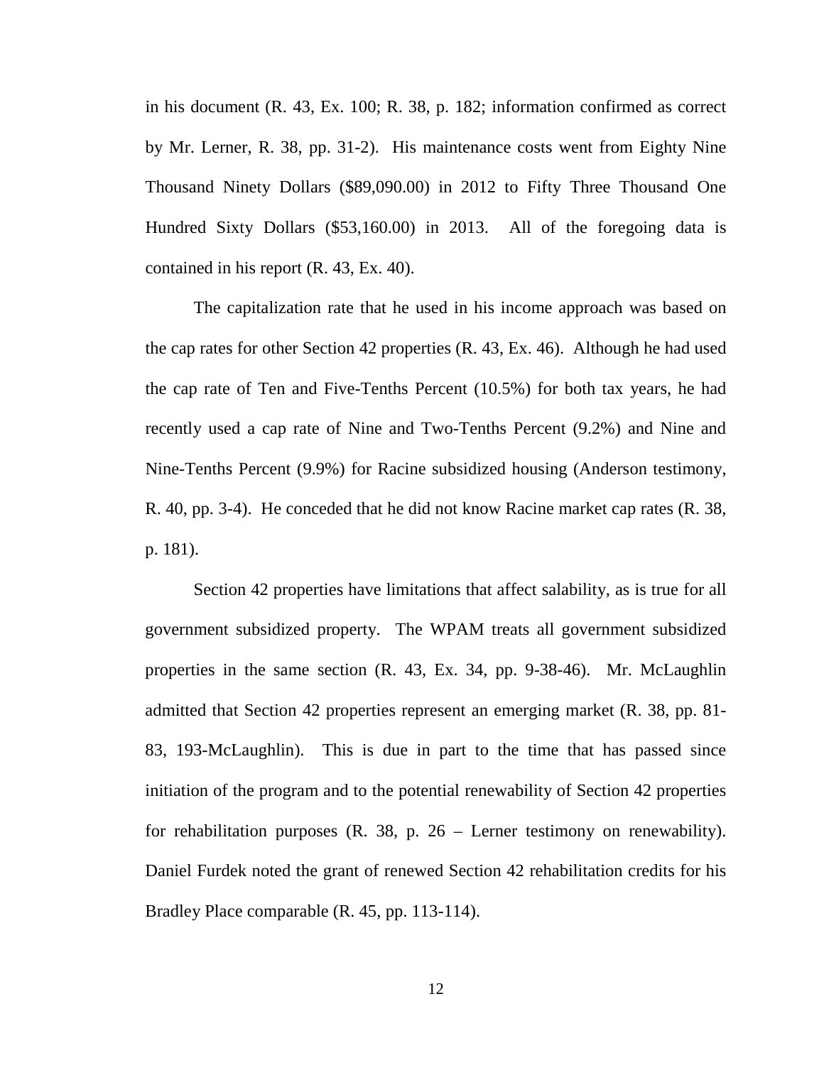in his document (R. 43, Ex. 100; R. 38, p. 182; information confirmed as correct by Mr. Lerner, R. 38, pp. 31-2). His maintenance costs went from Eighty Nine Thousand Ninety Dollars ($89,090.00) in 2012 to Fifty Three Thousand One Hundred Sixty Dollars ($53,160.00) in 2013. All of the foregoing data is contained in his report (R. 43, Ex. 40).

The capitalization rate that he used in his income approach was based on the cap rates for other Section 42 properties (R. 43, Ex. 46). Although he had used the cap rate of Ten and Five-Tenths Percent (10.5%) for both tax years, he had recently used a cap rate of Nine and Two-Tenths Percent (9.2%) and Nine and Nine-Tenths Percent (9.9%) for Racine subsidized housing (Anderson testimony, R. 40, pp. 3-4). He conceded that he did not know Racine market cap rates (R. 38, p. 181).

Section 42 properties have limitations that affect salability, as is true for all government subsidized property. The WPAM treats all government subsidized properties in the same section (R. 43, Ex. 34, pp. 9-38-46). Mr. McLaughlin admitted that Section 42 properties represent an emerging market (R. 38, pp. 81-83, 193-McLaughlin). This is due in part to the time that has passed since initiation of the program and to the potential renewability of Section 42 properties for rehabilitation purposes (R. 38, p. 26 – Lerner testimony on renewability). Daniel Furdek noted the grant of renewed Section 42 rehabilitation credits for his Bradley Place comparable (R. 45, pp. 113-114).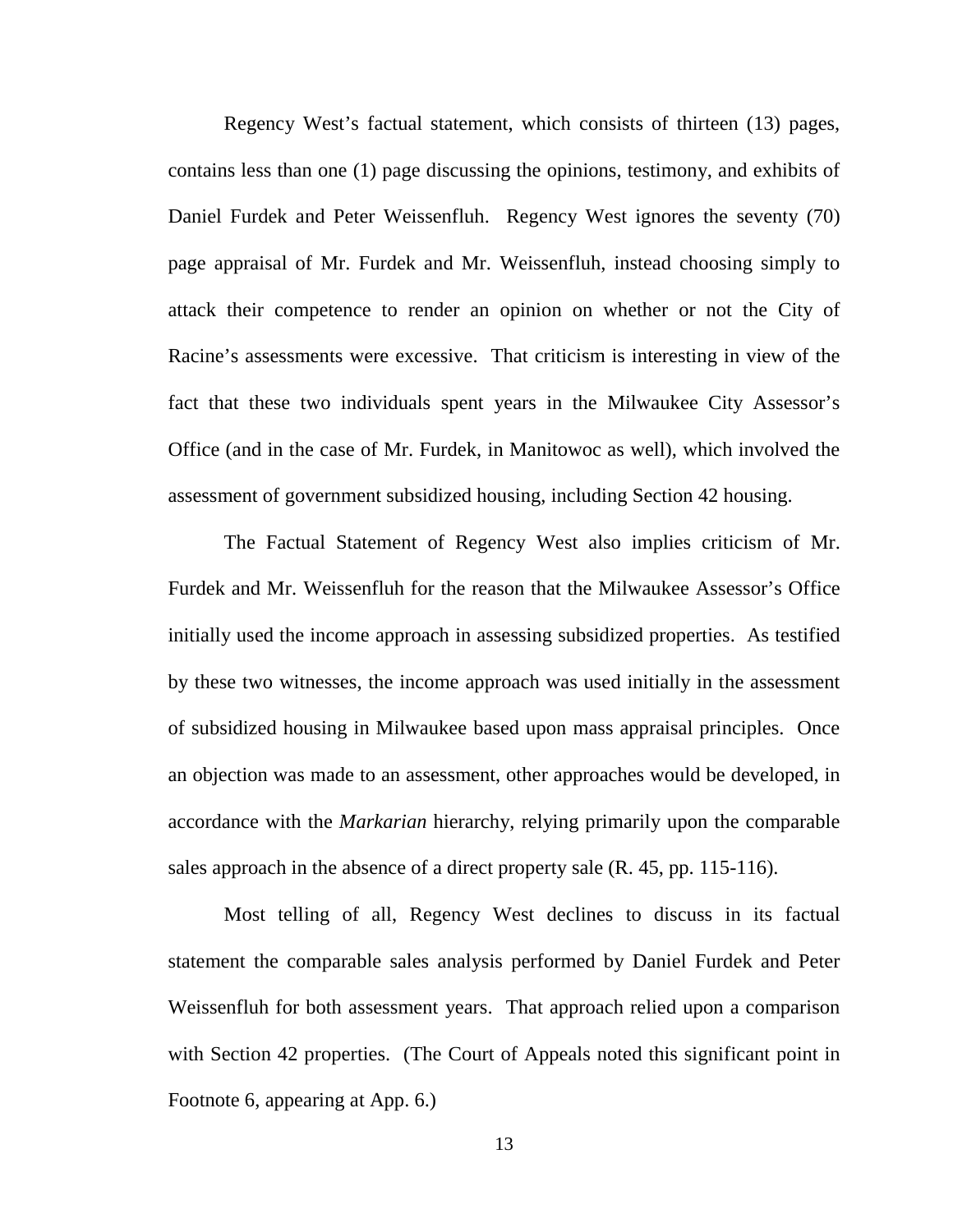Regency West's factual statement, which consists of thirteen (13) pages, contains less than one (1) page discussing the opinions, testimony, and exhibits of Daniel Furdek and Peter Weissenfluh. Regency West ignores the seventy (70) page appraisal of Mr. Furdek and Mr. Weissenfluh, instead choosing simply to attack their competence to render an opinion on whether or not the City of Racine's assessments were excessive. That criticism is interesting in view of the fact that these two individuals spent years in the Milwaukee City Assessor's Office (and in the case of Mr. Furdek, in Manitowoc as well), which involved the assessment of government subsidized housing, including Section 42 housing.

The Factual Statement of Regency West also implies criticism of Mr. Furdek and Mr. Weissenfluh for the reason that the Milwaukee Assessor's Office initially used the income approach in assessing subsidized properties. As testified by these two witnesses, the income approach was used initially in the assessment of subsidized housing in Milwaukee based upon mass appraisal principles. Once an objection was made to an assessment, other approaches would be developed, in accordance with the *Markarian* hierarchy, relying primarily upon the comparable sales approach in the absence of a direct property sale (R. 45, pp. 115-116).

Most telling of all, Regency West declines to discuss in its factual statement the comparable sales analysis performed by Daniel Furdek and Peter Weissenfluh for both assessment years. That approach relied upon a comparison with Section 42 properties. (The Court of Appeals noted this significant point in Footnote 6, appearing at App. 6.)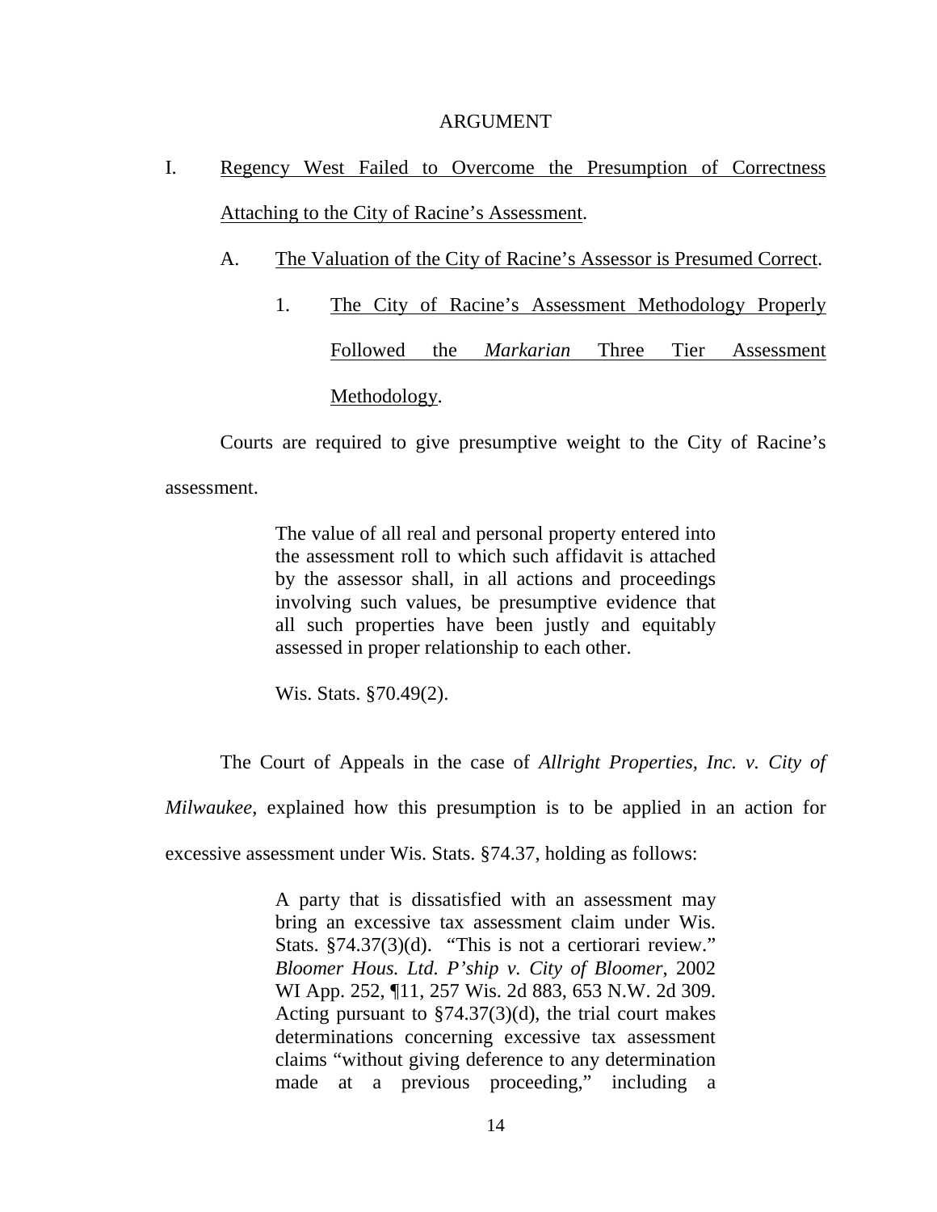# ARGUMENT

## I. Regency West Failed to Overcome the Presumption of Correctness Attaching to the City of Racine's Assessment.

### A. The Valuation of the City of Racine's Assessor is Presumed Correct.

#### 1. The City of Racine's Assessment Methodology Properly Followed the *Markarian* Three Tier Assessment Methodology.

Courts are required to give presumptive weight to the City of Racine's assessment.

> The value of all real and personal property entered into the assessment roll to which such affidavit is attached by the assessor shall, in all actions and proceedings involving such values, be presumptive evidence that all such properties have been justly and equitably assessed in proper relationship to each other.
>
> Wis. Stats. §70.49(2).

The Court of Appeals in the case of *Allright Properties, Inc. v. City of Milwaukee*, explained how this presumption is to be applied in an action for excessive assessment under Wis. Stats. §74.37, holding as follows:

> A party that is dissatisfied with an assessment may bring an excessive tax assessment claim under Wis. Stats. §74.37(3)(d). "This is not a certiorari review." *Bloomer Hous. Ltd. P'ship v. City of Bloomer*, 2002 WI App. 252, ¶11, 257 Wis. 2d 883, 653 N.W. 2d 309. Acting pursuant to §74.37(3)(d), the trial court makes determinations concerning excessive tax assessment claims "without giving deference to any determination made at a previous proceeding," including a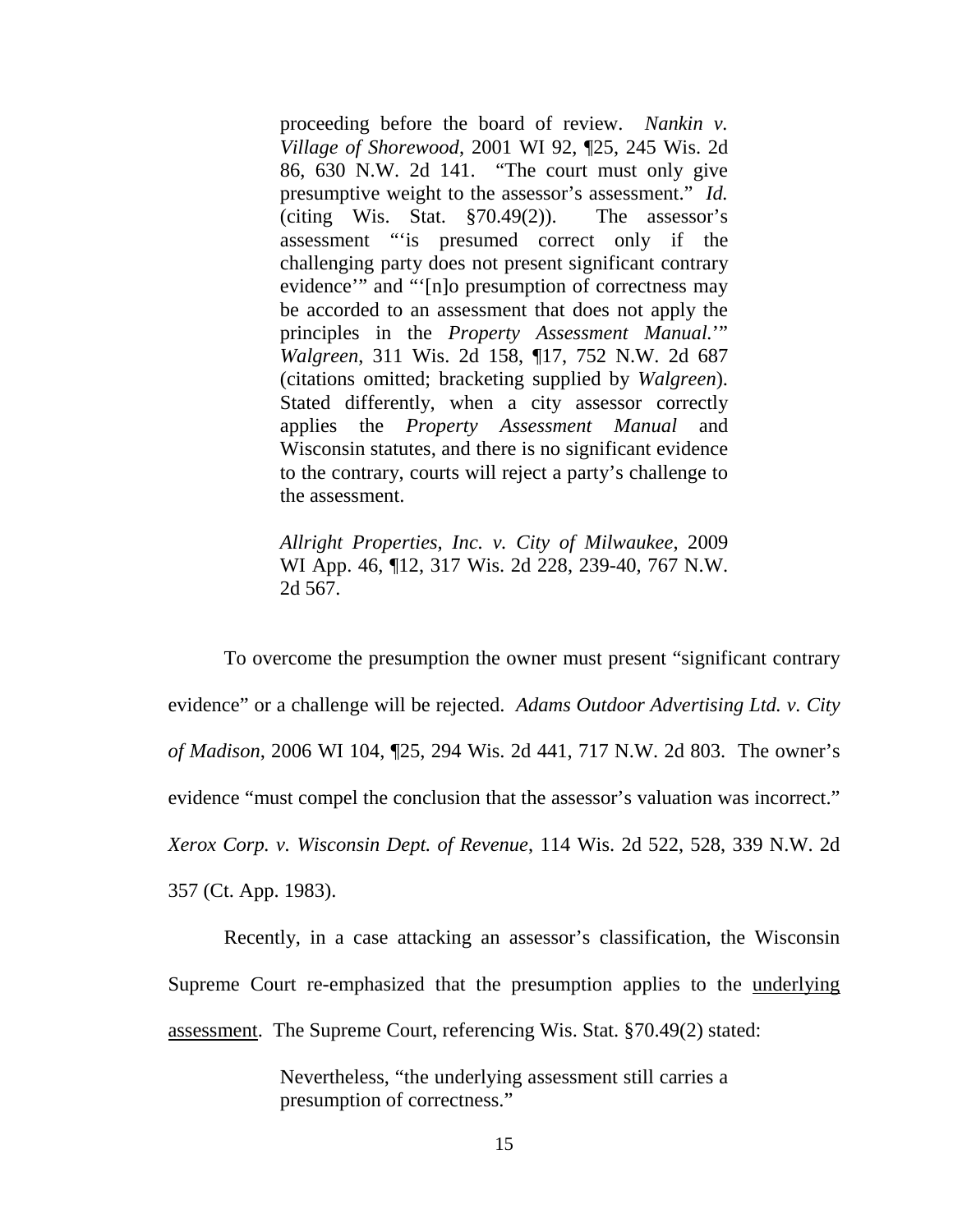> proceeding before the board of review. *Nankin v. Village of Shorewood*, 2001 WI 92, ¶25, 245 Wis. 2d 86, 630 N.W. 2d 141. "The court must only give presumptive weight to the assessor's assessment." *Id.* (citing Wis. Stat. §70.49(2)). The assessor's assessment "'is presumed correct only if the challenging party does not present significant contrary evidence'" and "'[n]o presumption of correctness may be accorded to an assessment that does not apply the principles in the *Property Assessment Manual.*'" *Walgreen*, 311 Wis. 2d 158, ¶17, 752 N.W. 2d 687 (citations omitted; bracketing supplied by *Walgreen*). Stated differently, when a city assessor correctly applies the *Property Assessment Manual* and Wisconsin statutes, and there is no significant evidence to the contrary, courts will reject a party's challenge to the assessment.
>
> *Allright Properties, Inc. v. City of Milwaukee*, 2009 WI App. 46, ¶12, 317 Wis. 2d 228, 239-40, 767 N.W. 2d 567.

To overcome the presumption the owner must present "significant contrary evidence" or a challenge will be rejected. *Adams Outdoor Advertising Ltd. v. City of Madison*, 2006 WI 104, ¶25, 294 Wis. 2d 441, 717 N.W. 2d 803. The owner's evidence "must compel the conclusion that the assessor's valuation was incorrect." *Xerox Corp. v. Wisconsin Dept. of Revenue*, 114 Wis. 2d 522, 528, 339 N.W. 2d 357 (Ct. App. 1983).

Recently, in a case attacking an assessor's classification, the Wisconsin Supreme Court re-emphasized that the presumption applies to the <u>underlying assessment</u>. The Supreme Court, referencing Wis. Stat. §70.49(2) stated:

> Nevertheless, "the underlying assessment still carries a presumption of correctness."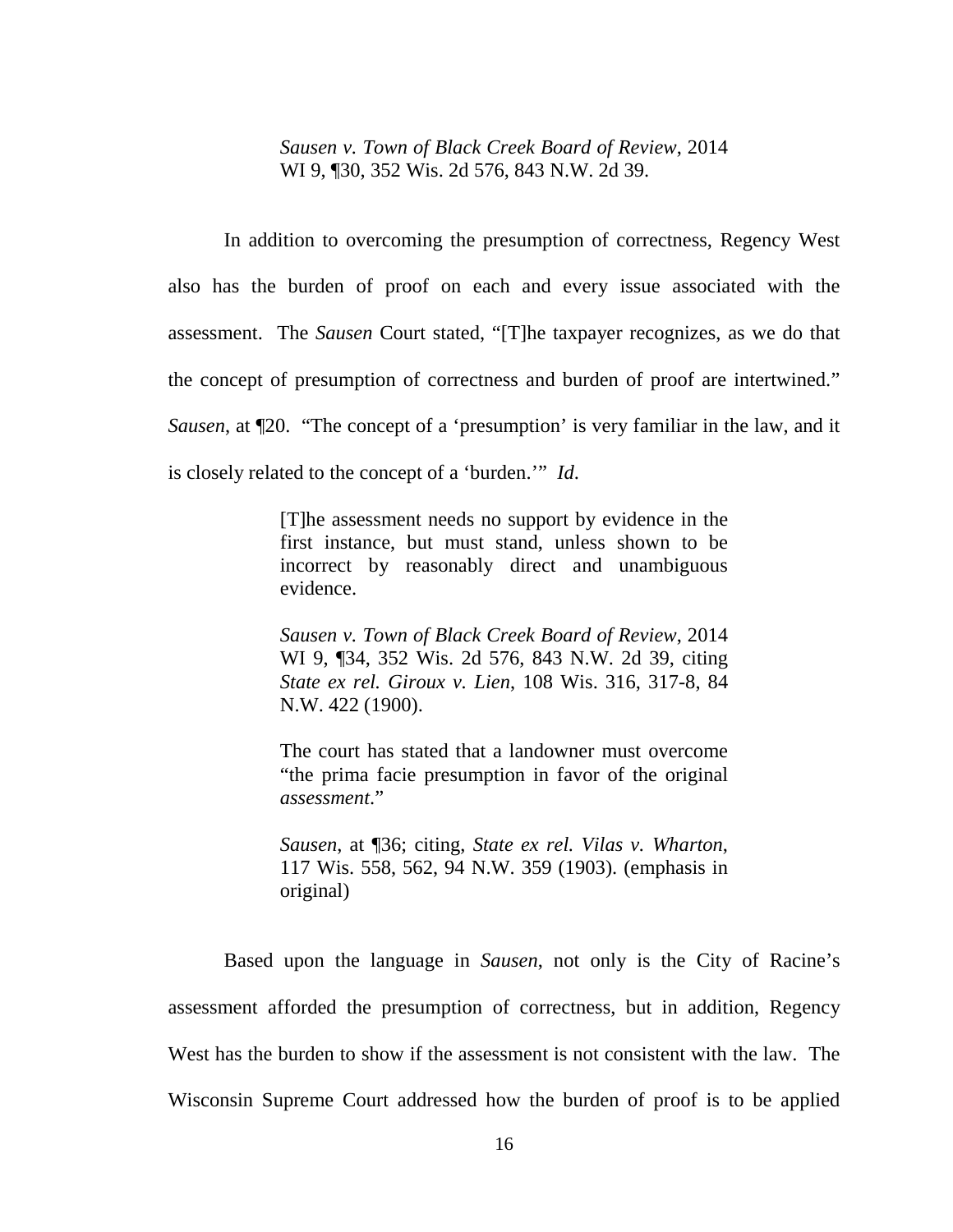> *Sausen v. Town of Black Creek Board of Review*, 2014 WI 9, ¶30, 352 Wis. 2d 576, 843 N.W. 2d 39.

In addition to overcoming the presumption of correctness, Regency West also has the burden of proof on each and every issue associated with the assessment. The *Sausen* Court stated, "[T]he taxpayer recognizes, as we do that the concept of presumption of correctness and burden of proof are intertwined." *Sausen*, at ¶20. "The concept of a 'presumption' is very familiar in the law, and it is closely related to the concept of a 'burden.'" *Id*.

> [T]he assessment needs no support by evidence in the first instance, but must stand, unless shown to be incorrect by reasonably direct and unambiguous evidence.
>
> *Sausen v. Town of Black Creek Board of Review*, 2014 WI 9, ¶34, 352 Wis. 2d 576, 843 N.W. 2d 39, citing *State ex rel. Giroux v. Lien*, 108 Wis. 316, 317-8, 84 N.W. 422 (1900).
>
> The court has stated that a landowner must overcome "the prima facie presumption in favor of the original *assessment*."
>
> *Sausen*, at ¶36; citing, *State ex rel. Vilas v. Wharton*, 117 Wis. 558, 562, 94 N.W. 359 (1903). (emphasis in original)

Based upon the language in *Sausen*, not only is the City of Racine's assessment afforded the presumption of correctness, but in addition, Regency West has the burden to show if the assessment is not consistent with the law. The Wisconsin Supreme Court addressed how the burden of proof is to be applied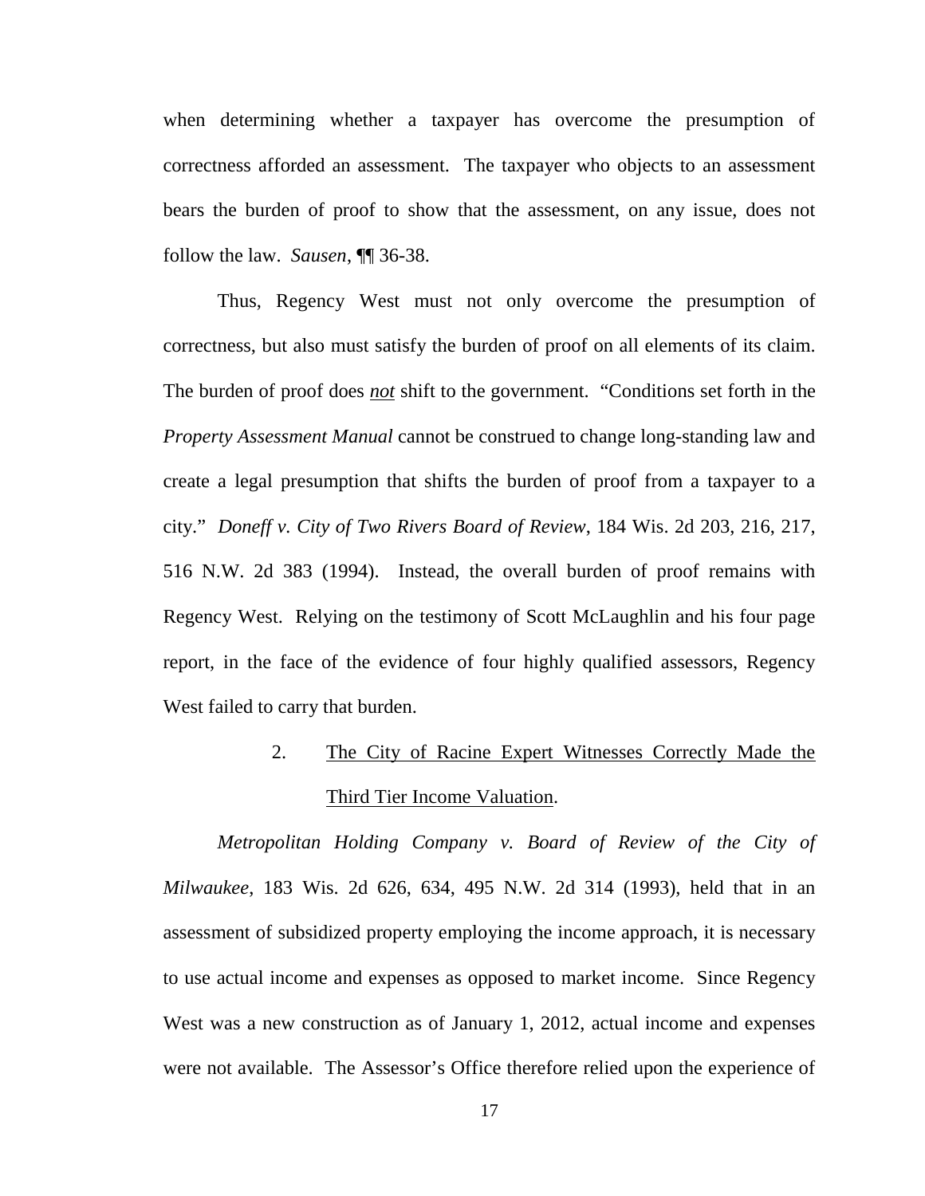when determining whether a taxpayer has overcome the presumption of correctness afforded an assessment. The taxpayer who objects to an assessment bears the burden of proof to show that the assessment, on any issue, does not follow the law. *Sausen*, ¶¶ 36-38.

Thus, Regency West must not only overcome the presumption of correctness, but also must satisfy the burden of proof on all elements of its claim. The burden of proof does ***not*** shift to the government. "Conditions set forth in the *Property Assessment Manual* cannot be construed to change long-standing law and create a legal presumption that shifts the burden of proof from a taxpayer to a city." *Doneff v. City of Two Rivers Board of Review*, 184 Wis. 2d 203, 216, 217, 516 N.W. 2d 383 (1994). Instead, the overall burden of proof remains with Regency West. Relying on the testimony of Scott McLaughlin and his four page report, in the face of the evidence of four highly qualified assessors, Regency West failed to carry that burden.

2. The City of Racine Expert Witnesses Correctly Made the Third Tier Income Valuation.

*Metropolitan Holding Company v. Board of Review of the City of Milwaukee*, 183 Wis. 2d 626, 634, 495 N.W. 2d 314 (1993), held that in an assessment of subsidized property employing the income approach, it is necessary to use actual income and expenses as opposed to market income. Since Regency West was a new construction as of January 1, 2012, actual income and expenses were not available. The Assessor's Office therefore relied upon the experience of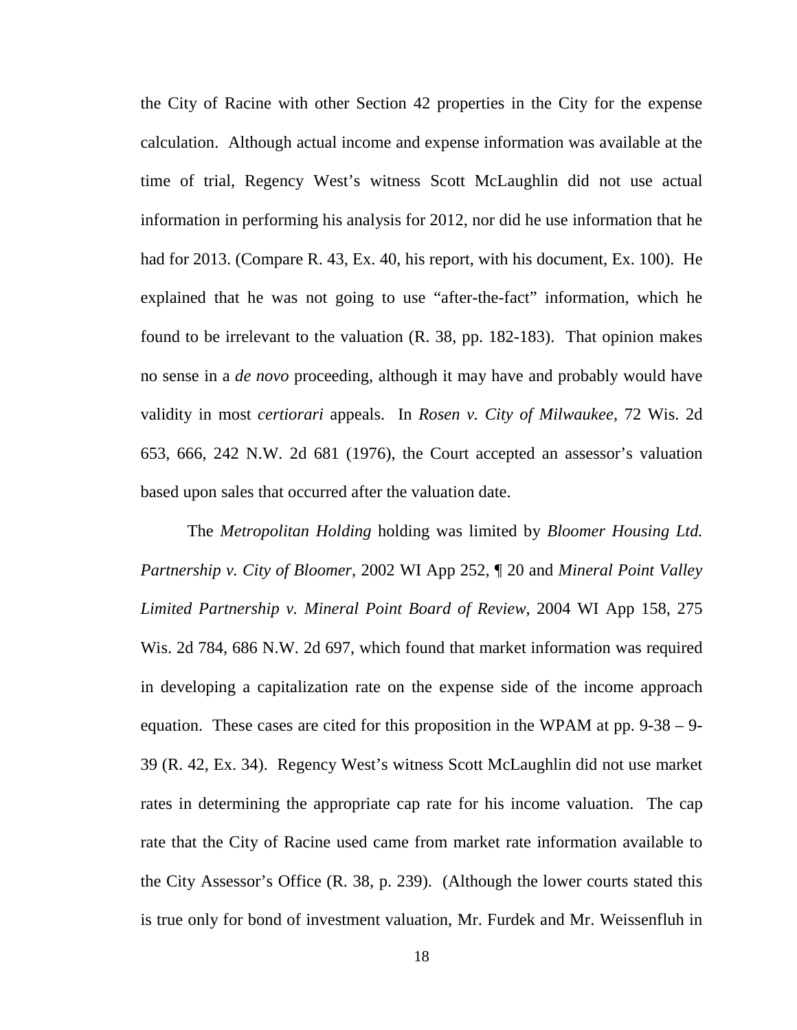the City of Racine with other Section 42 properties in the City for the expense calculation. Although actual income and expense information was available at the time of trial, Regency West's witness Scott McLaughlin did not use actual information in performing his analysis for 2012, nor did he use information that he had for 2013. (Compare R. 43, Ex. 40, his report, with his document, Ex. 100). He explained that he was not going to use "after-the-fact" information, which he found to be irrelevant to the valuation (R. 38, pp. 182-183). That opinion makes no sense in a *de novo* proceeding, although it may have and probably would have validity in most *certiorari* appeals. In *Rosen v. City of Milwaukee*, 72 Wis. 2d 653, 666, 242 N.W. 2d 681 (1976), the Court accepted an assessor's valuation based upon sales that occurred after the valuation date.

The *Metropolitan Holding* holding was limited by *Bloomer Housing Ltd. Partnership v. City of Bloomer*, 2002 WI App 252, ¶ 20 and *Mineral Point Valley Limited Partnership v. Mineral Point Board of Review*, 2004 WI App 158, 275 Wis. 2d 784, 686 N.W. 2d 697, which found that market information was required in developing a capitalization rate on the expense side of the income approach equation. These cases are cited for this proposition in the WPAM at pp. 9-38 – 9-39 (R. 42, Ex. 34). Regency West's witness Scott McLaughlin did not use market rates in determining the appropriate cap rate for his income valuation. The cap rate that the City of Racine used came from market rate information available to the City Assessor's Office (R. 38, p. 239). (Although the lower courts stated this is true only for bond of investment valuation, Mr. Furdek and Mr. Weissenfluh in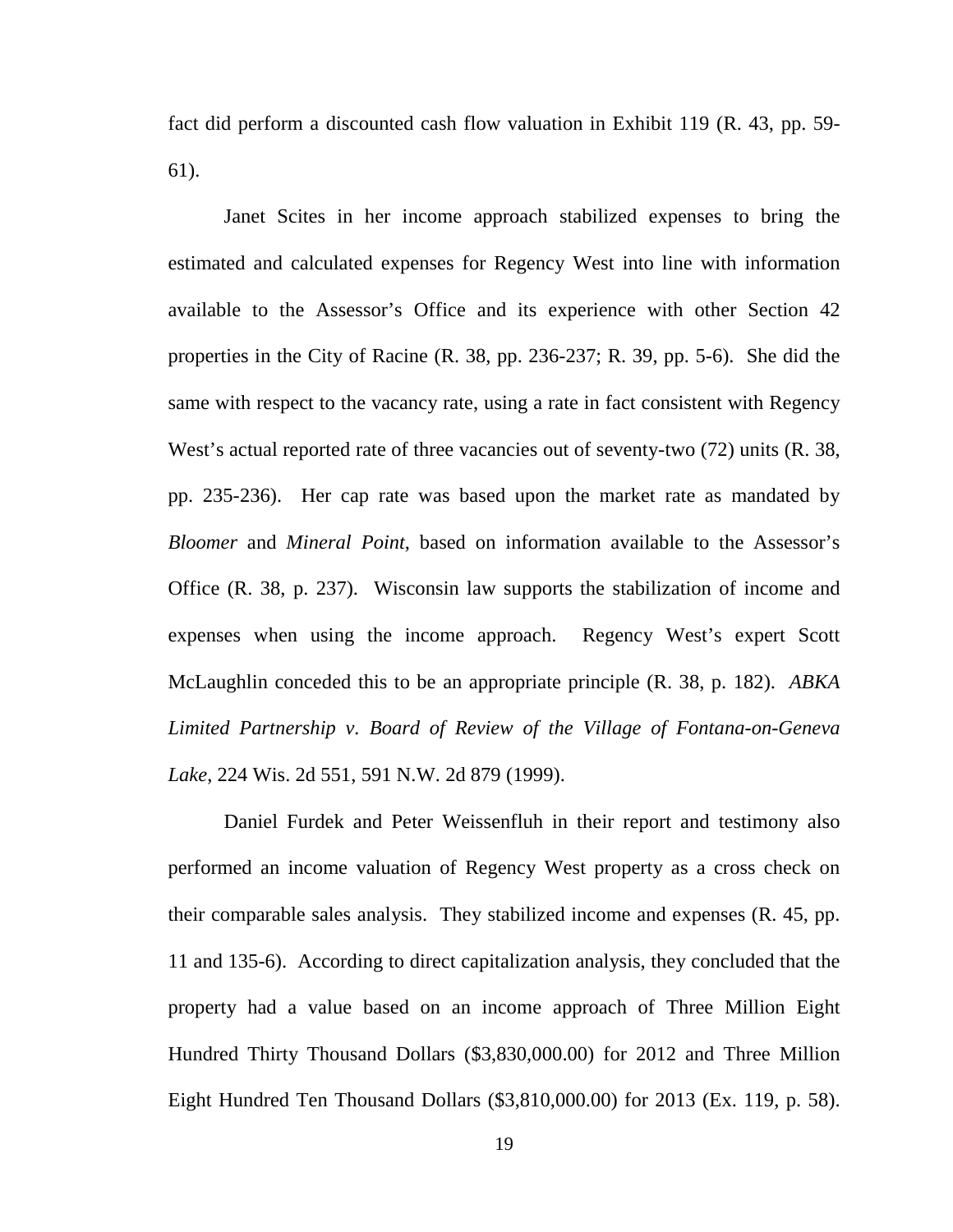fact did perform a discounted cash flow valuation in Exhibit 119 (R. 43, pp. 59-61).

Janet Scites in her income approach stabilized expenses to bring the estimated and calculated expenses for Regency West into line with information available to the Assessor's Office and its experience with other Section 42 properties in the City of Racine (R. 38, pp. 236-237; R. 39, pp. 5-6). She did the same with respect to the vacancy rate, using a rate in fact consistent with Regency West's actual reported rate of three vacancies out of seventy-two (72) units (R. 38, pp. 235-236). Her cap rate was based upon the market rate as mandated by *Bloomer* and *Mineral Point*, based on information available to the Assessor's Office (R. 38, p. 237). Wisconsin law supports the stabilization of income and expenses when using the income approach. Regency West's expert Scott McLaughlin conceded this to be an appropriate principle (R. 38, p. 182). *ABKA Limited Partnership v. Board of Review of the Village of Fontana-on-Geneva Lake*, 224 Wis. 2d 551, 591 N.W. 2d 879 (1999).

Daniel Furdek and Peter Weissenfluh in their report and testimony also performed an income valuation of Regency West property as a cross check on their comparable sales analysis. They stabilized income and expenses (R. 45, pp. 11 and 135-6). According to direct capitalization analysis, they concluded that the property had a value based on an income approach of Three Million Eight Hundred Thirty Thousand Dollars ($3,830,000.00) for 2012 and Three Million Eight Hundred Ten Thousand Dollars ($3,810,000.00) for 2013 (Ex. 119, p. 58).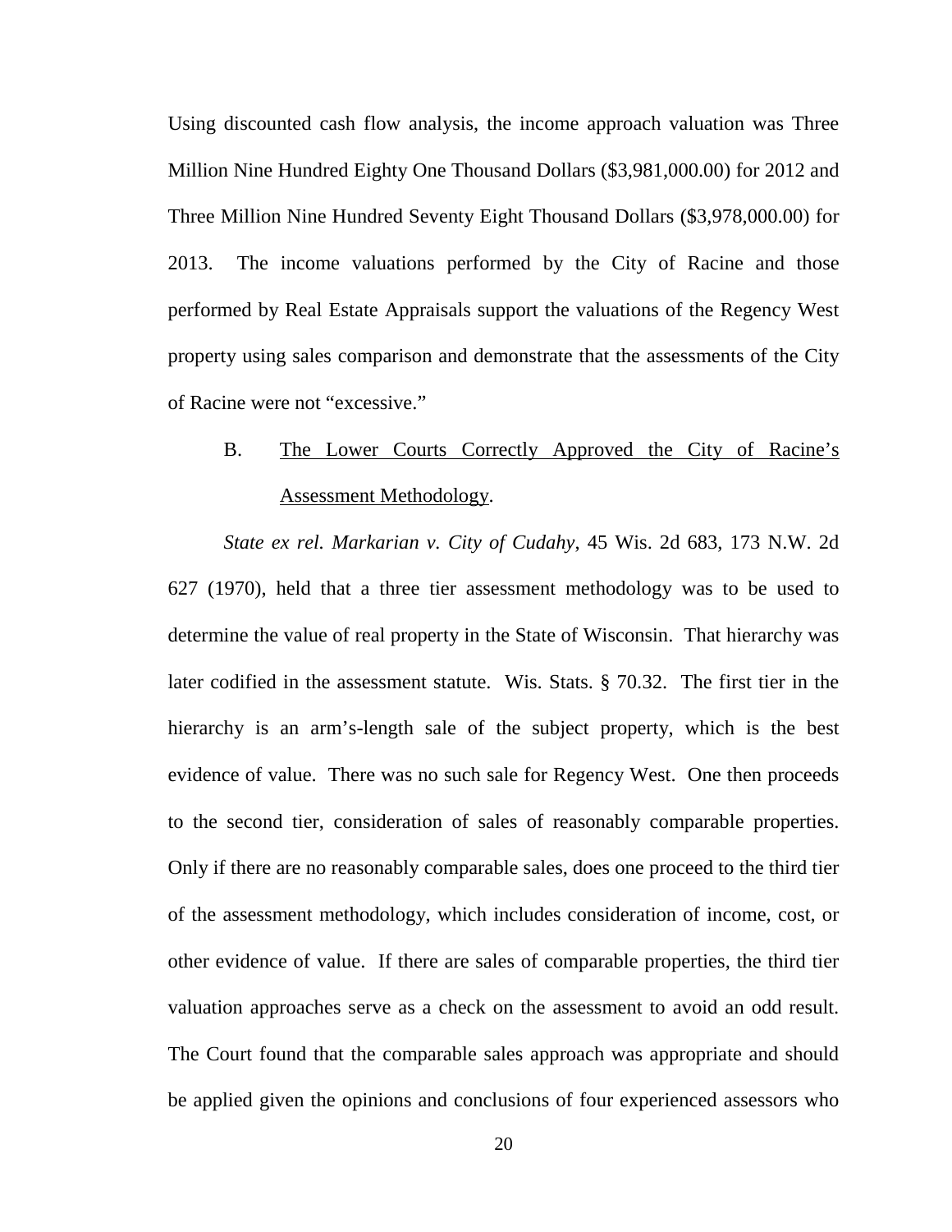Using discounted cash flow analysis, the income approach valuation was Three Million Nine Hundred Eighty One Thousand Dollars ($3,981,000.00) for 2012 and Three Million Nine Hundred Seventy Eight Thousand Dollars ($3,978,000.00) for 2013. The income valuations performed by the City of Racine and those performed by Real Estate Appraisals support the valuations of the Regency West property using sales comparison and demonstrate that the assessments of the City of Racine were not "excessive."

B. The Lower Courts Correctly Approved the City of Racine's Assessment Methodology.

*State ex rel. Markarian v. City of Cudahy*, 45 Wis. 2d 683, 173 N.W. 2d 627 (1970), held that a three tier assessment methodology was to be used to determine the value of real property in the State of Wisconsin. That hierarchy was later codified in the assessment statute. Wis. Stats. § 70.32. The first tier in the hierarchy is an arm's-length sale of the subject property, which is the best evidence of value. There was no such sale for Regency West. One then proceeds to the second tier, consideration of sales of reasonably comparable properties. Only if there are no reasonably comparable sales, does one proceed to the third tier of the assessment methodology, which includes consideration of income, cost, or other evidence of value. If there are sales of comparable properties, the third tier valuation approaches serve as a check on the assessment to avoid an odd result. The Court found that the comparable sales approach was appropriate and should be applied given the opinions and conclusions of four experienced assessors who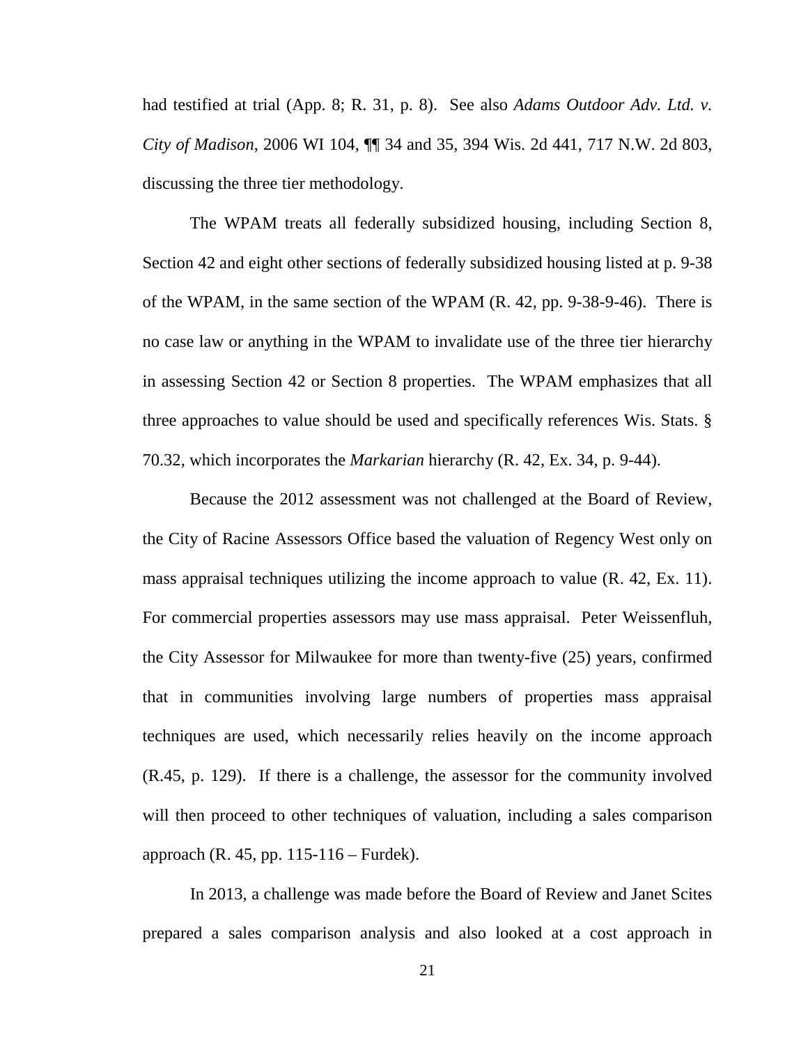had testified at trial (App. 8; R. 31, p. 8). See also *Adams Outdoor Adv. Ltd. v. City of Madison*, 2006 WI 104, ¶¶ 34 and 35, 394 Wis. 2d 441, 717 N.W. 2d 803, discussing the three tier methodology.

The WPAM treats all federally subsidized housing, including Section 8, Section 42 and eight other sections of federally subsidized housing listed at p. 9-38 of the WPAM, in the same section of the WPAM (R. 42, pp. 9-38-9-46). There is no case law or anything in the WPAM to invalidate use of the three tier hierarchy in assessing Section 42 or Section 8 properties. The WPAM emphasizes that all three approaches to value should be used and specifically references Wis. Stats. § 70.32, which incorporates the *Markarian* hierarchy (R. 42, Ex. 34, p. 9-44).

Because the 2012 assessment was not challenged at the Board of Review, the City of Racine Assessors Office based the valuation of Regency West only on mass appraisal techniques utilizing the income approach to value (R. 42, Ex. 11). For commercial properties assessors may use mass appraisal. Peter Weissenfluh, the City Assessor for Milwaukee for more than twenty-five (25) years, confirmed that in communities involving large numbers of properties mass appraisal techniques are used, which necessarily relies heavily on the income approach (R.45, p. 129). If there is a challenge, the assessor for the community involved will then proceed to other techniques of valuation, including a sales comparison approach (R. 45, pp. 115-116 – Furdek).

In 2013, a challenge was made before the Board of Review and Janet Scites prepared a sales comparison analysis and also looked at a cost approach in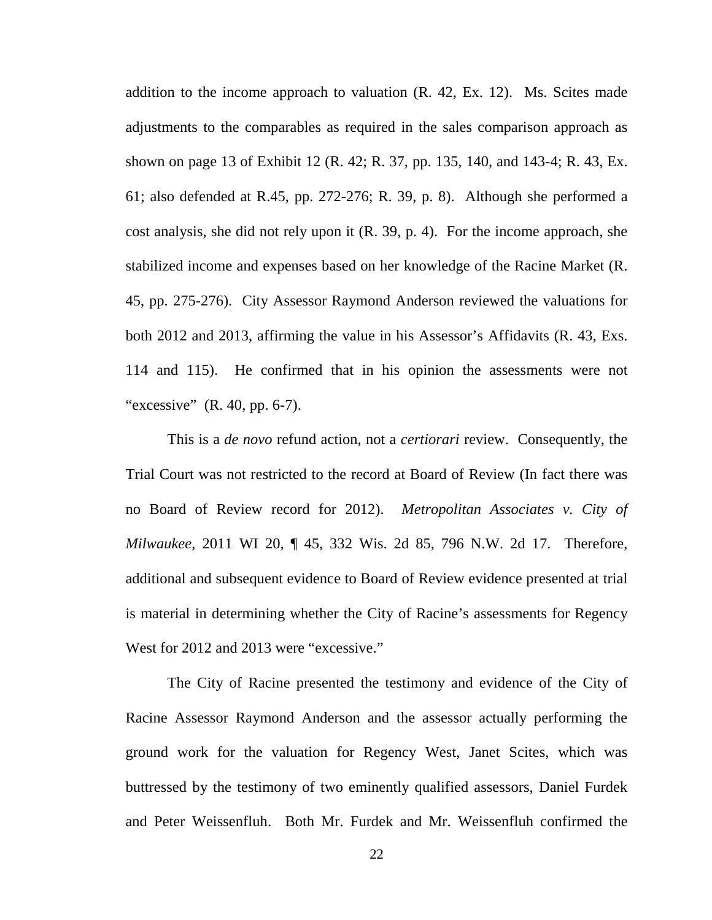addition to the income approach to valuation (R. 42, Ex. 12). Ms. Scites made adjustments to the comparables as required in the sales comparison approach as shown on page 13 of Exhibit 12 (R. 42; R. 37, pp. 135, 140, and 143-4; R. 43, Ex. 61; also defended at R.45, pp. 272-276; R. 39, p. 8). Although she performed a cost analysis, she did not rely upon it (R. 39, p. 4). For the income approach, she stabilized income and expenses based on her knowledge of the Racine Market (R. 45, pp. 275-276). City Assessor Raymond Anderson reviewed the valuations for both 2012 and 2013, affirming the value in his Assessor's Affidavits (R. 43, Exs. 114 and 115). He confirmed that in his opinion the assessments were not "excessive" (R. 40, pp. 6-7).

This is a *de novo* refund action, not a *certiorari* review. Consequently, the Trial Court was not restricted to the record at Board of Review (In fact there was no Board of Review record for 2012). *Metropolitan Associates v. City of Milwaukee*, 2011 WI 20, ¶ 45, 332 Wis. 2d 85, 796 N.W. 2d 17. Therefore, additional and subsequent evidence to Board of Review evidence presented at trial is material in determining whether the City of Racine's assessments for Regency West for 2012 and 2013 were "excessive."

The City of Racine presented the testimony and evidence of the City of Racine Assessor Raymond Anderson and the assessor actually performing the ground work for the valuation for Regency West, Janet Scites, which was buttressed by the testimony of two eminently qualified assessors, Daniel Furdek and Peter Weissenfluh. Both Mr. Furdek and Mr. Weissenfluh confirmed the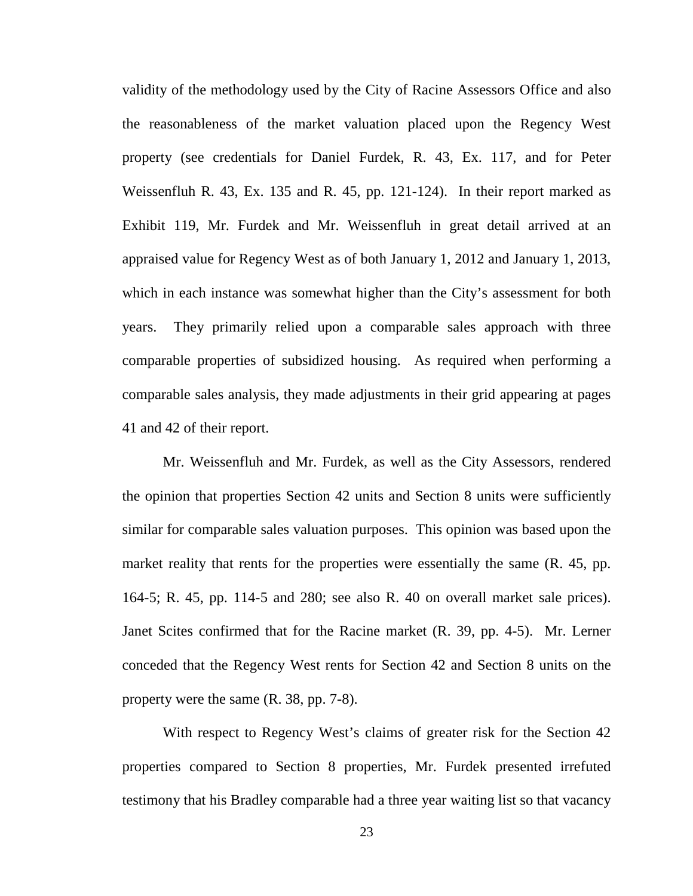validity of the methodology used by the City of Racine Assessors Office and also the reasonableness of the market valuation placed upon the Regency West property (see credentials for Daniel Furdek, R. 43, Ex. 117, and for Peter Weissenfluh R. 43, Ex. 135 and R. 45, pp. 121-124). In their report marked as Exhibit 119, Mr. Furdek and Mr. Weissenfluh in great detail arrived at an appraised value for Regency West as of both January 1, 2012 and January 1, 2013, which in each instance was somewhat higher than the City's assessment for both years. They primarily relied upon a comparable sales approach with three comparable properties of subsidized housing. As required when performing a comparable sales analysis, they made adjustments in their grid appearing at pages 41 and 42 of their report.

Mr. Weissenfluh and Mr. Furdek, as well as the City Assessors, rendered the opinion that properties Section 42 units and Section 8 units were sufficiently similar for comparable sales valuation purposes. This opinion was based upon the market reality that rents for the properties were essentially the same (R. 45, pp. 164-5; R. 45, pp. 114-5 and 280; see also R. 40 on overall market sale prices). Janet Scites confirmed that for the Racine market (R. 39, pp. 4-5). Mr. Lerner conceded that the Regency West rents for Section 42 and Section 8 units on the property were the same (R. 38, pp. 7-8).

With respect to Regency West's claims of greater risk for the Section 42 properties compared to Section 8 properties, Mr. Furdek presented irrefuted testimony that his Bradley comparable had a three year waiting list so that vacancy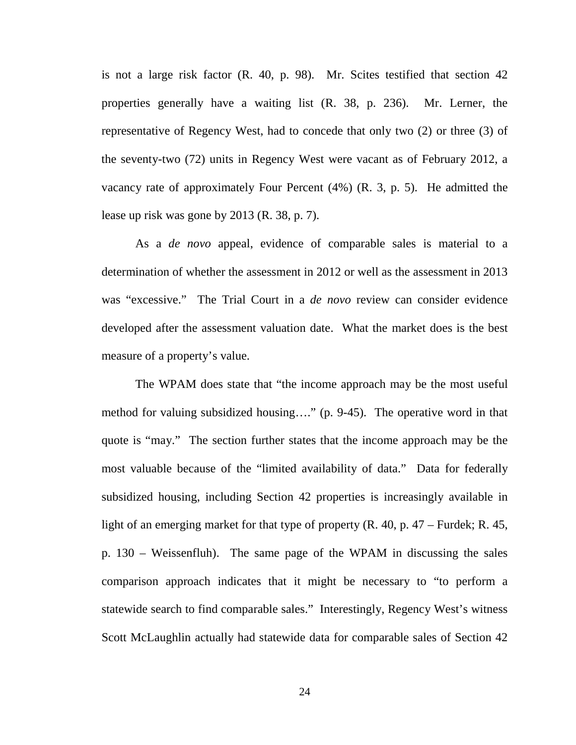is not a large risk factor (R. 40, p. 98). Mr. Scites testified that section 42 properties generally have a waiting list (R. 38, p. 236). Mr. Lerner, the representative of Regency West, had to concede that only two (2) or three (3) of the seventy-two (72) units in Regency West were vacant as of February 2012, a vacancy rate of approximately Four Percent (4%) (R. 3, p. 5). He admitted the lease up risk was gone by 2013 (R. 38, p. 7).

As a *de novo* appeal, evidence of comparable sales is material to a determination of whether the assessment in 2012 or well as the assessment in 2013 was "excessive." The Trial Court in a *de novo* review can consider evidence developed after the assessment valuation date. What the market does is the best measure of a property's value.

The WPAM does state that "the income approach may be the most useful method for valuing subsidized housing…." (p. 9-45). The operative word in that quote is "may." The section further states that the income approach may be the most valuable because of the "limited availability of data." Data for federally subsidized housing, including Section 42 properties is increasingly available in light of an emerging market for that type of property (R. 40, p. 47 – Furdek; R. 45, p. 130 – Weissenfluh). The same page of the WPAM in discussing the sales comparison approach indicates that it might be necessary to "to perform a statewide search to find comparable sales." Interestingly, Regency West's witness Scott McLaughlin actually had statewide data for comparable sales of Section 42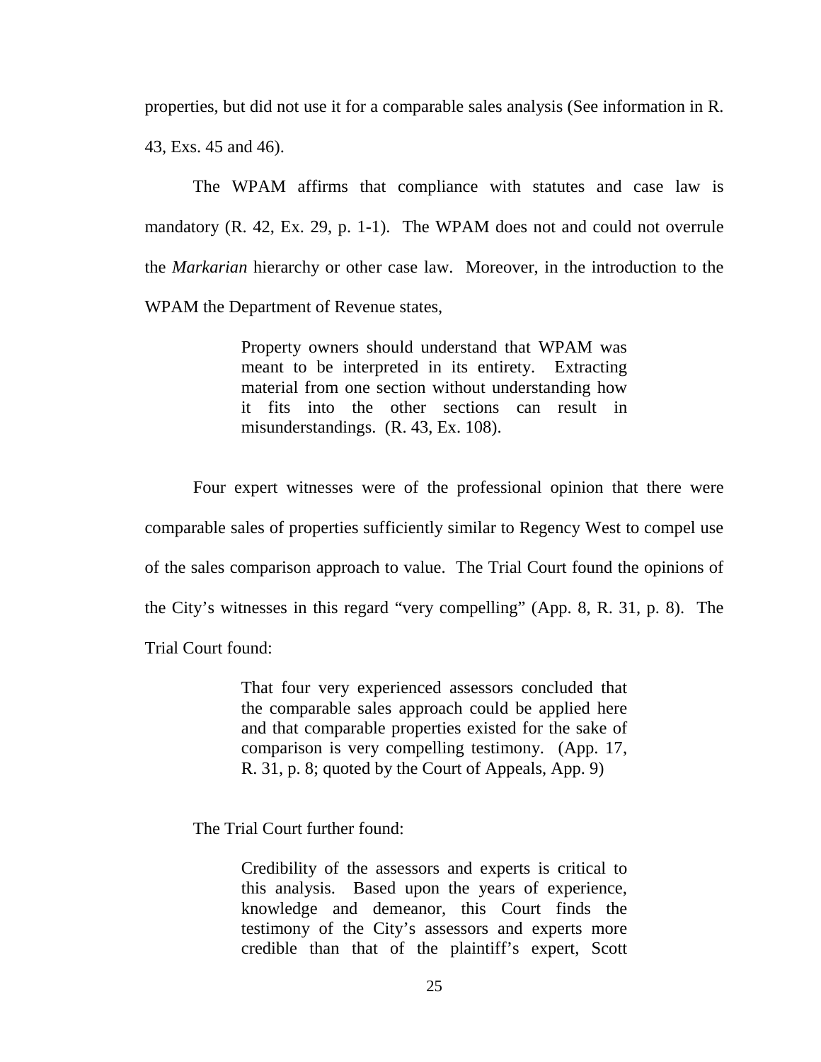properties, but did not use it for a comparable sales analysis (See information in R. 43, Exs. 45 and 46).

The WPAM affirms that compliance with statutes and case law is mandatory (R. 42, Ex. 29, p. 1-1). The WPAM does not and could not overrule the *Markarian* hierarchy or other case law. Moreover, in the introduction to the WPAM the Department of Revenue states,

> Property owners should understand that WPAM was meant to be interpreted in its entirety. Extracting material from one section without understanding how it fits into the other sections can result in misunderstandings. (R. 43, Ex. 108).

Four expert witnesses were of the professional opinion that there were comparable sales of properties sufficiently similar to Regency West to compel use of the sales comparison approach to value. The Trial Court found the opinions of the City's witnesses in this regard "very compelling" (App. 8, R. 31, p. 8). The Trial Court found:

> That four very experienced assessors concluded that the comparable sales approach could be applied here and that comparable properties existed for the sake of comparison is very compelling testimony. (App. 17, R. 31, p. 8; quoted by the Court of Appeals, App. 9)

The Trial Court further found:

> Credibility of the assessors and experts is critical to this analysis. Based upon the years of experience, knowledge and demeanor, this Court finds the testimony of the City's assessors and experts more credible than that of the plaintiff's expert, Scott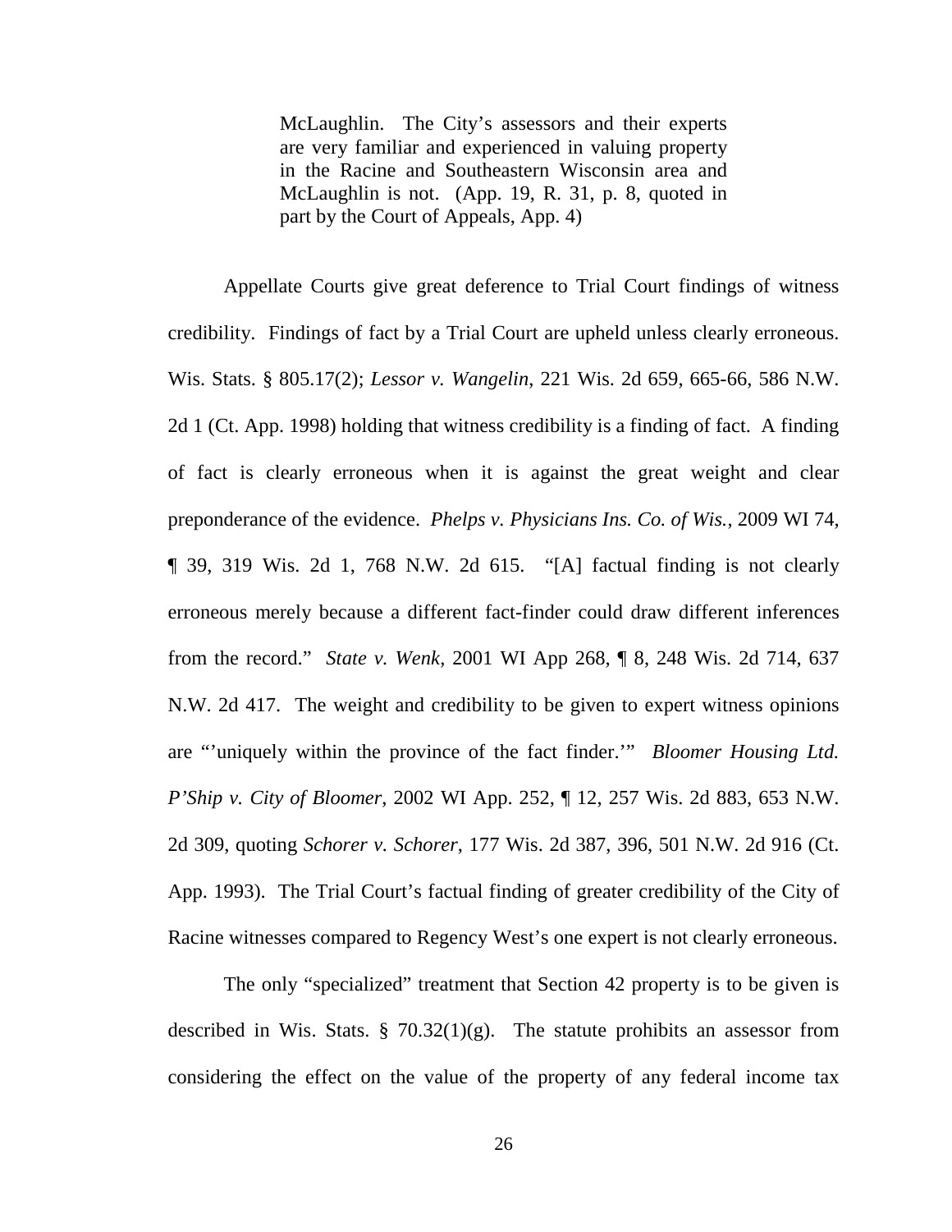> McLaughlin. The City's assessors and their experts are very familiar and experienced in valuing property in the Racine and Southeastern Wisconsin area and McLaughlin is not. (App. 19, R. 31, p. 8, quoted in part by the Court of Appeals, App. 4)

Appellate Courts give great deference to Trial Court findings of witness credibility. Findings of fact by a Trial Court are upheld unless clearly erroneous. Wis. Stats. § 805.17(2); *Lessor v. Wangelin*, 221 Wis. 2d 659, 665-66, 586 N.W. 2d 1 (Ct. App. 1998) holding that witness credibility is a finding of fact. A finding of fact is clearly erroneous when it is against the great weight and clear preponderance of the evidence. *Phelps v. Physicians Ins. Co. of Wis.*, 2009 WI 74, ¶ 39, 319 Wis. 2d 1, 768 N.W. 2d 615. "[A] factual finding is not clearly erroneous merely because a different fact-finder could draw different inferences from the record." *State v. Wenk*, 2001 WI App 268, ¶ 8, 248 Wis. 2d 714, 637 N.W. 2d 417. The weight and credibility to be given to expert witness opinions are "'uniquely within the province of the fact finder.'" *Bloomer Housing Ltd. P'Ship v. City of Bloomer*, 2002 WI App. 252, ¶ 12, 257 Wis. 2d 883, 653 N.W. 2d 309, quoting *Schorer v. Schorer*, 177 Wis. 2d 387, 396, 501 N.W. 2d 916 (Ct. App. 1993). The Trial Court's factual finding of greater credibility of the City of Racine witnesses compared to Regency West's one expert is not clearly erroneous.

The only "specialized" treatment that Section 42 property is to be given is described in Wis. Stats. § 70.32(1)(g). The statute prohibits an assessor from considering the effect on the value of the property of any federal income tax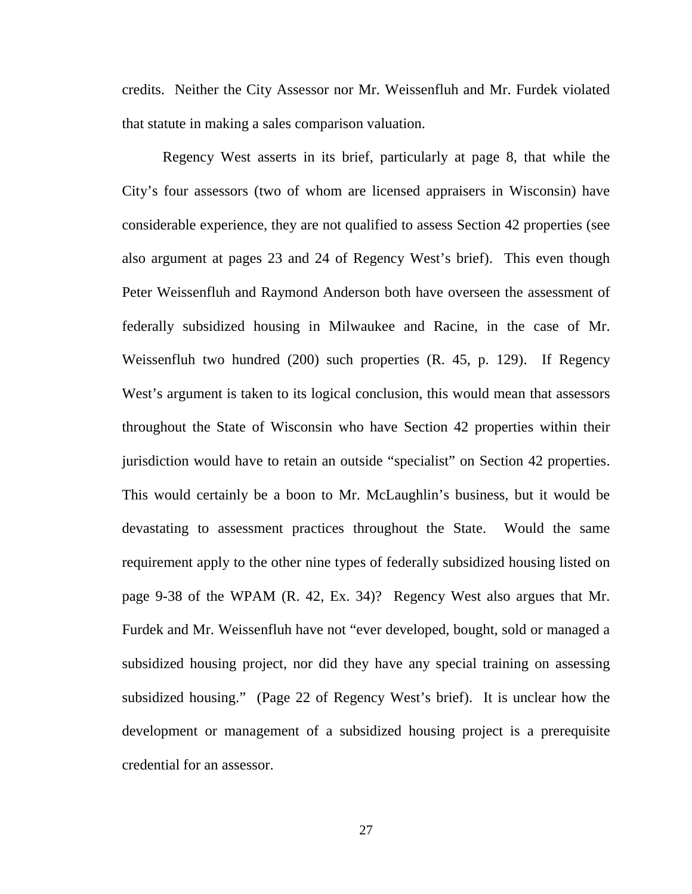credits. Neither the City Assessor nor Mr. Weissenfluh and Mr. Furdek violated that statute in making a sales comparison valuation.

Regency West asserts in its brief, particularly at page 8, that while the City's four assessors (two of whom are licensed appraisers in Wisconsin) have considerable experience, they are not qualified to assess Section 42 properties (see also argument at pages 23 and 24 of Regency West's brief). This even though Peter Weissenfluh and Raymond Anderson both have overseen the assessment of federally subsidized housing in Milwaukee and Racine, in the case of Mr. Weissenfluh two hundred (200) such properties (R. 45, p. 129). If Regency West's argument is taken to its logical conclusion, this would mean that assessors throughout the State of Wisconsin who have Section 42 properties within their jurisdiction would have to retain an outside "specialist" on Section 42 properties. This would certainly be a boon to Mr. McLaughlin's business, but it would be devastating to assessment practices throughout the State. Would the same requirement apply to the other nine types of federally subsidized housing listed on page 9-38 of the WPAM (R. 42, Ex. 34)? Regency West also argues that Mr. Furdek and Mr. Weissenfluh have not "ever developed, bought, sold or managed a subsidized housing project, nor did they have any special training on assessing subsidized housing." (Page 22 of Regency West's brief). It is unclear how the development or management of a subsidized housing project is a prerequisite credential for an assessor.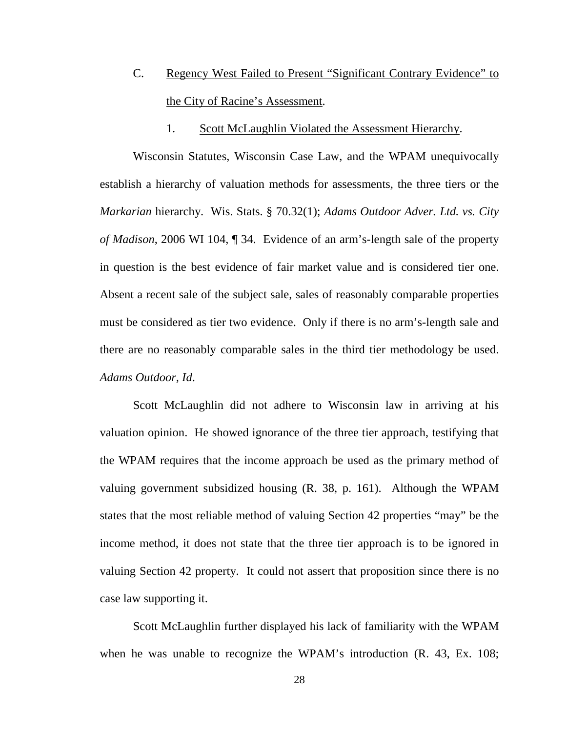### C. Regency West Failed to Present "Significant Contrary Evidence" to the City of Racine's Assessment.

#### 1. Scott McLaughlin Violated the Assessment Hierarchy.

Wisconsin Statutes, Wisconsin Case Law, and the WPAM unequivocally establish a hierarchy of valuation methods for assessments, the three tiers or the *Markarian* hierarchy. Wis. Stats. § 70.32(1); *Adams Outdoor Adver. Ltd. vs. City of Madison*, 2006 WI 104, ¶ 34. Evidence of an arm's-length sale of the property in question is the best evidence of fair market value and is considered tier one. Absent a recent sale of the subject sale, sales of reasonably comparable properties must be considered as tier two evidence. Only if there is no arm's-length sale and there are no reasonably comparable sales in the third tier methodology be used. *Adams Outdoor, Id*.

Scott McLaughlin did not adhere to Wisconsin law in arriving at his valuation opinion. He showed ignorance of the three tier approach, testifying that the WPAM requires that the income approach be used as the primary method of valuing government subsidized housing (R. 38, p. 161). Although the WPAM states that the most reliable method of valuing Section 42 properties "may" be the income method, it does not state that the three tier approach is to be ignored in valuing Section 42 property. It could not assert that proposition since there is no case law supporting it.

Scott McLaughlin further displayed his lack of familiarity with the WPAM when he was unable to recognize the WPAM's introduction (R. 43, Ex. 108;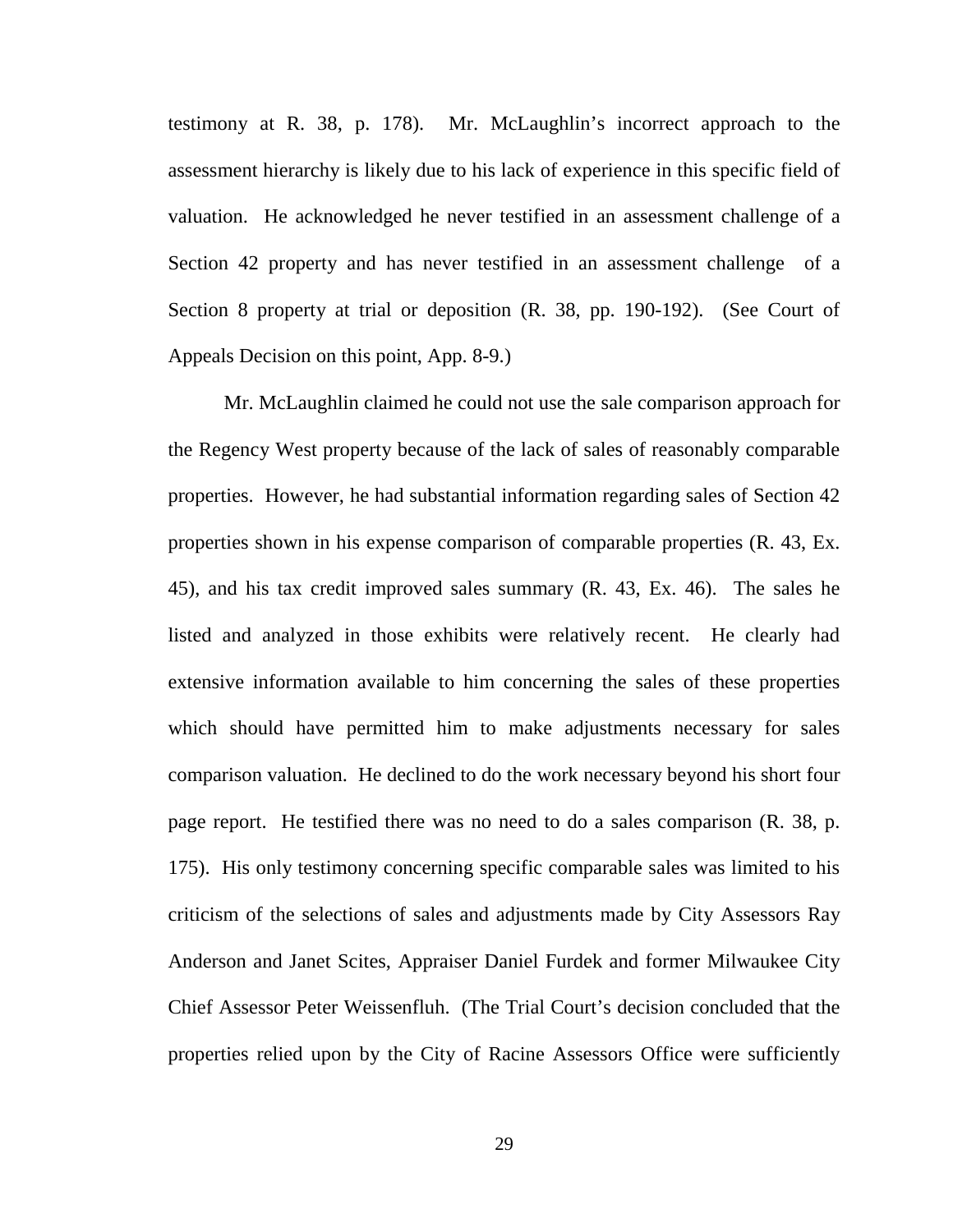testimony at R. 38, p. 178). Mr. McLaughlin's incorrect approach to the assessment hierarchy is likely due to his lack of experience in this specific field of valuation. He acknowledged he never testified in an assessment challenge of a Section 42 property and has never testified in an assessment challenge of a Section 8 property at trial or deposition (R. 38, pp. 190-192). (See Court of Appeals Decision on this point, App. 8-9.)

Mr. McLaughlin claimed he could not use the sale comparison approach for the Regency West property because of the lack of sales of reasonably comparable properties. However, he had substantial information regarding sales of Section 42 properties shown in his expense comparison of comparable properties (R. 43, Ex. 45), and his tax credit improved sales summary (R. 43, Ex. 46). The sales he listed and analyzed in those exhibits were relatively recent. He clearly had extensive information available to him concerning the sales of these properties which should have permitted him to make adjustments necessary for sales comparison valuation. He declined to do the work necessary beyond his short four page report. He testified there was no need to do a sales comparison (R. 38, p. 175). His only testimony concerning specific comparable sales was limited to his criticism of the selections of sales and adjustments made by City Assessors Ray Anderson and Janet Scites, Appraiser Daniel Furdek and former Milwaukee City Chief Assessor Peter Weissenfluh. (The Trial Court's decision concluded that the properties relied upon by the City of Racine Assessors Office were sufficiently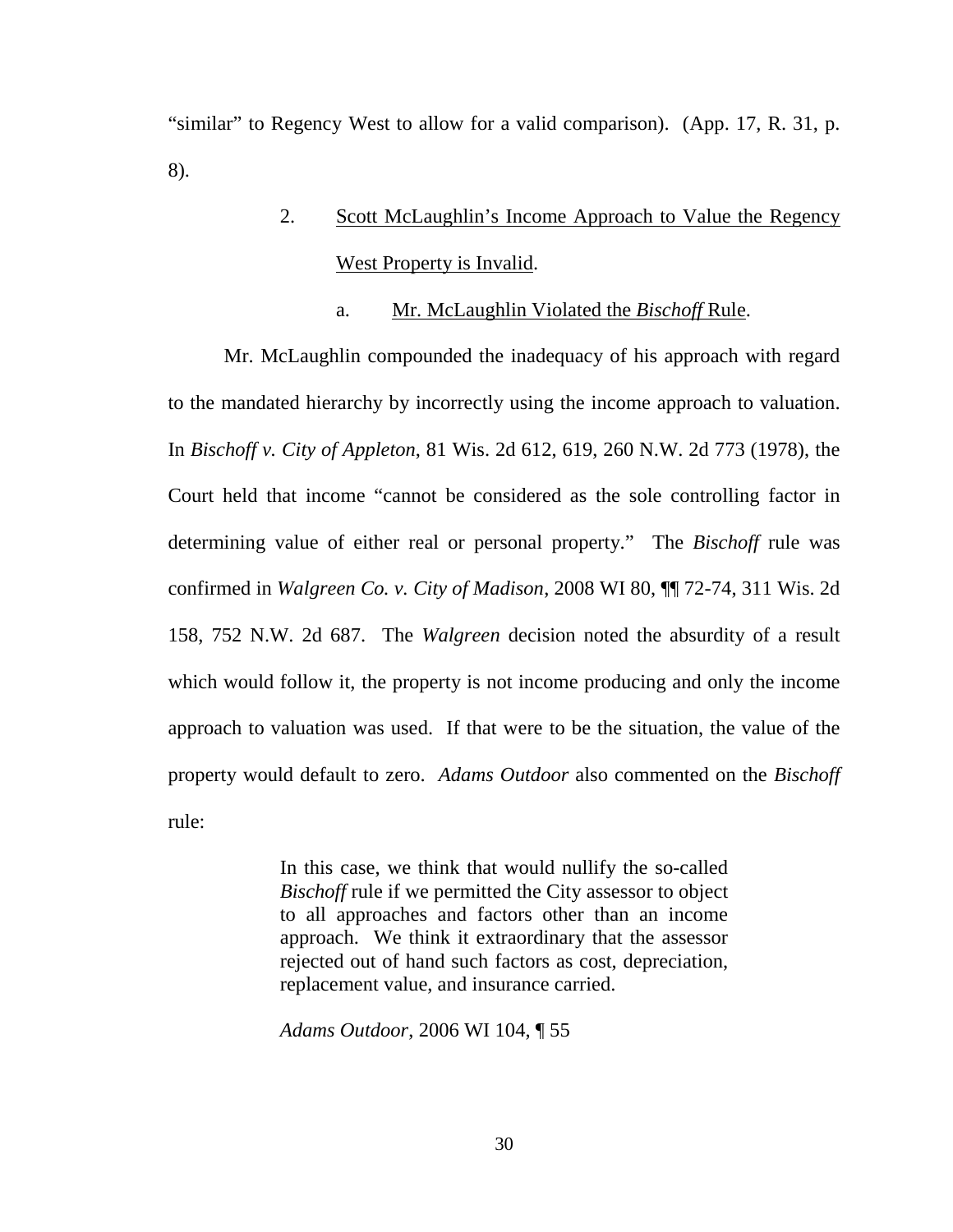"similar" to Regency West to allow for a valid comparison). (App. 17, R. 31, p. 8).

2. Scott McLaughlin's Income Approach to Value the Regency West Property is Invalid.

a. Mr. McLaughlin Violated the *Bischoff* Rule.

Mr. McLaughlin compounded the inadequacy of his approach with regard to the mandated hierarchy by incorrectly using the income approach to valuation. In *Bischoff v. City of Appleton*, 81 Wis. 2d 612, 619, 260 N.W. 2d 773 (1978), the Court held that income "cannot be considered as the sole controlling factor in determining value of either real or personal property." The *Bischoff* rule was confirmed in *Walgreen Co. v. City of Madison*, 2008 WI 80, ¶¶ 72-74, 311 Wis. 2d 158, 752 N.W. 2d 687. The *Walgreen* decision noted the absurdity of a result which would follow it, the property is not income producing and only the income approach to valuation was used. If that were to be the situation, the value of the property would default to zero. *Adams Outdoor* also commented on the *Bischoff* rule:

> In this case, we think that would nullify the so-called *Bischoff* rule if we permitted the City assessor to object to all approaches and factors other than an income approach. We think it extraordinary that the assessor rejected out of hand such factors as cost, depreciation, replacement value, and insurance carried.
>
> *Adams Outdoor*, 2006 WI 104, ¶ 55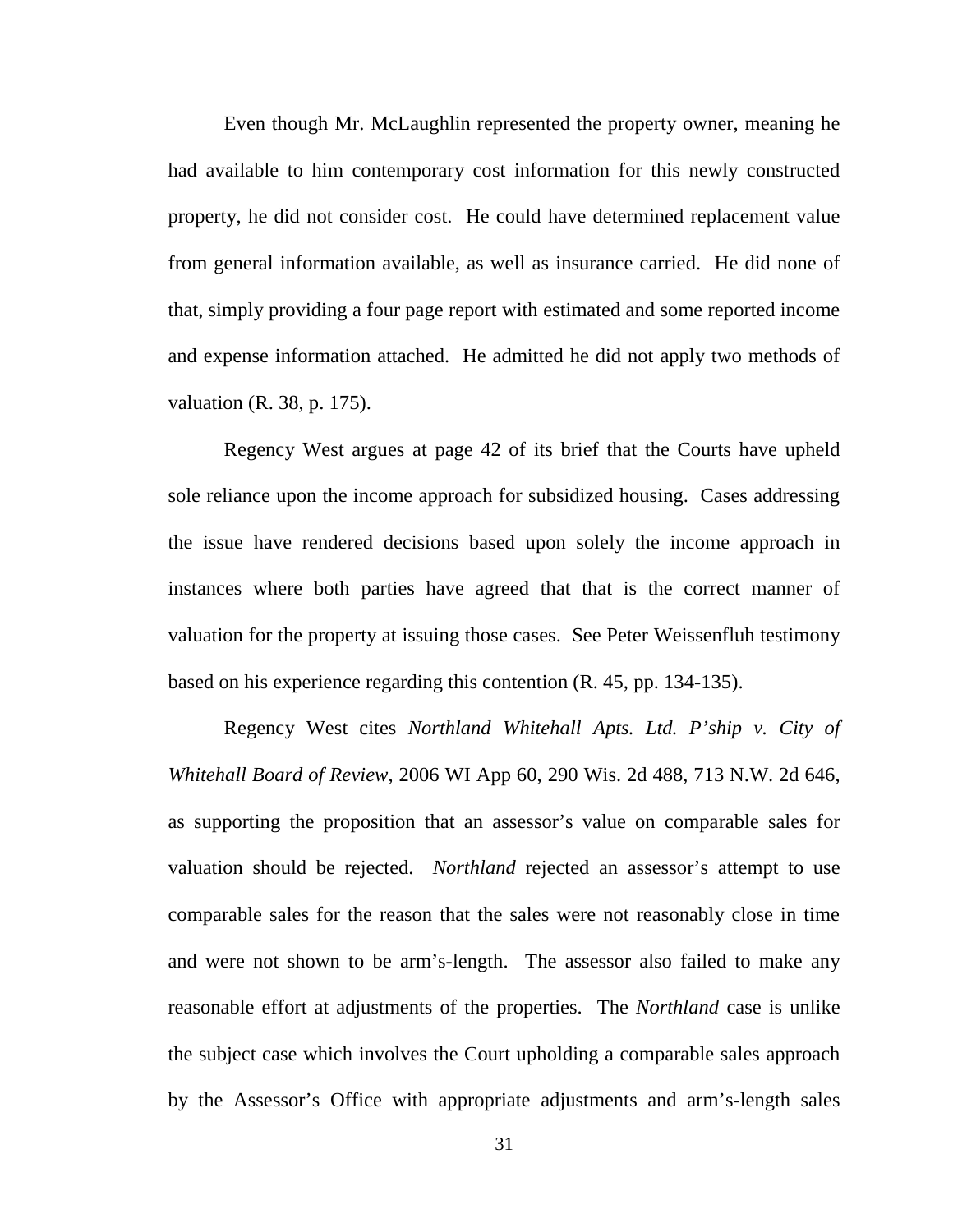Even though Mr. McLaughlin represented the property owner, meaning he had available to him contemporary cost information for this newly constructed property, he did not consider cost. He could have determined replacement value from general information available, as well as insurance carried. He did none of that, simply providing a four page report with estimated and some reported income and expense information attached. He admitted he did not apply two methods of valuation (R. 38, p. 175).

Regency West argues at page 42 of its brief that the Courts have upheld sole reliance upon the income approach for subsidized housing. Cases addressing the issue have rendered decisions based upon solely the income approach in instances where both parties have agreed that that is the correct manner of valuation for the property at issuing those cases. See Peter Weissenfluh testimony based on his experience regarding this contention (R. 45, pp. 134-135).

Regency West cites *Northland Whitehall Apts. Ltd. P'ship v. City of Whitehall Board of Review*, 2006 WI App 60, 290 Wis. 2d 488, 713 N.W. 2d 646, as supporting the proposition that an assessor's value on comparable sales for valuation should be rejected. *Northland* rejected an assessor's attempt to use comparable sales for the reason that the sales were not reasonably close in time and were not shown to be arm's-length. The assessor also failed to make any reasonable effort at adjustments of the properties. The *Northland* case is unlike the subject case which involves the Court upholding a comparable sales approach by the Assessor's Office with appropriate adjustments and arm's-length sales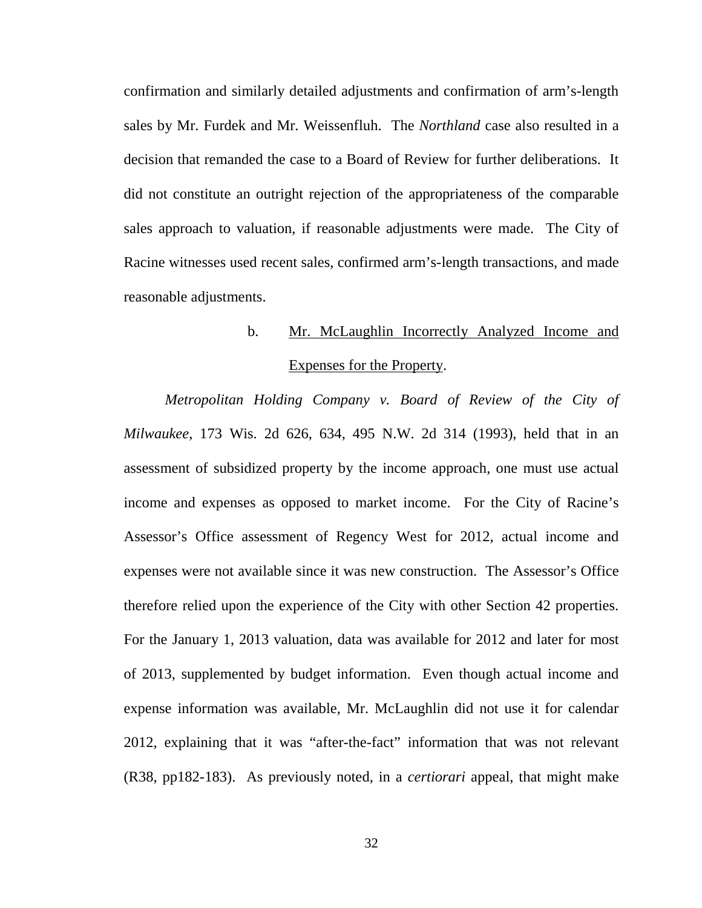confirmation and similarly detailed adjustments and confirmation of arm's-length sales by Mr. Furdek and Mr. Weissenfluh. The *Northland* case also resulted in a decision that remanded the case to a Board of Review for further deliberations. It did not constitute an outright rejection of the appropriateness of the comparable sales approach to valuation, if reasonable adjustments were made. The City of Racine witnesses used recent sales, confirmed arm's-length transactions, and made reasonable adjustments.

b. <u>Mr. McLaughlin Incorrectly Analyzed Income and Expenses for the Property</u>.

*Metropolitan Holding Company v. Board of Review of the City of Milwaukee*, 173 Wis. 2d 626, 634, 495 N.W. 2d 314 (1993), held that in an assessment of subsidized property by the income approach, one must use actual income and expenses as opposed to market income. For the City of Racine's Assessor's Office assessment of Regency West for 2012, actual income and expenses were not available since it was new construction. The Assessor's Office therefore relied upon the experience of the City with other Section 42 properties. For the January 1, 2013 valuation, data was available for 2012 and later for most of 2013, supplemented by budget information. Even though actual income and expense information was available, Mr. McLaughlin did not use it for calendar 2012, explaining that it was "after-the-fact" information that was not relevant (R38, pp182-183). As previously noted, in a *certiorari* appeal, that might make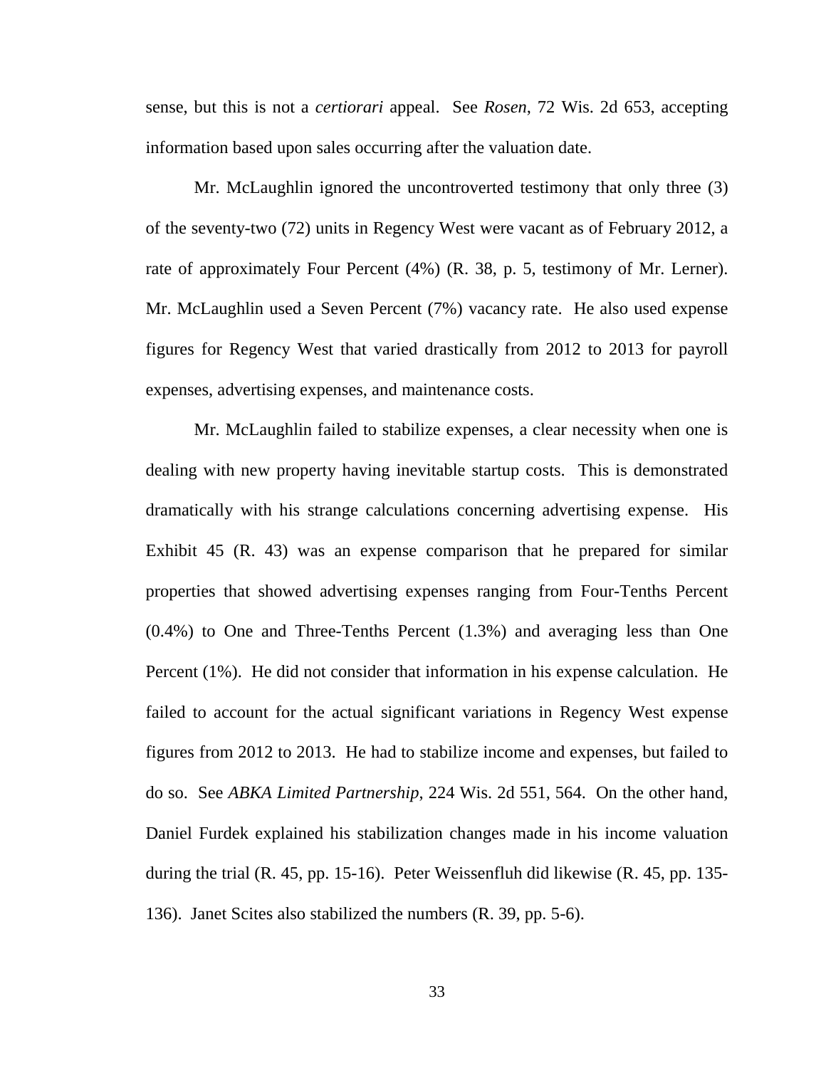sense, but this is not a *certiorari* appeal. See *Rosen*, 72 Wis. 2d 653, accepting information based upon sales occurring after the valuation date.

Mr. McLaughlin ignored the uncontroverted testimony that only three (3) of the seventy-two (72) units in Regency West were vacant as of February 2012, a rate of approximately Four Percent (4%) (R. 38, p. 5, testimony of Mr. Lerner). Mr. McLaughlin used a Seven Percent (7%) vacancy rate. He also used expense figures for Regency West that varied drastically from 2012 to 2013 for payroll expenses, advertising expenses, and maintenance costs.

Mr. McLaughlin failed to stabilize expenses, a clear necessity when one is dealing with new property having inevitable startup costs. This is demonstrated dramatically with his strange calculations concerning advertising expense. His Exhibit 45 (R. 43) was an expense comparison that he prepared for similar properties that showed advertising expenses ranging from Four-Tenths Percent (0.4%) to One and Three-Tenths Percent (1.3%) and averaging less than One Percent (1%). He did not consider that information in his expense calculation. He failed to account for the actual significant variations in Regency West expense figures from 2012 to 2013. He had to stabilize income and expenses, but failed to do so. See *ABKA Limited Partnership*, 224 Wis. 2d 551, 564. On the other hand, Daniel Furdek explained his stabilization changes made in his income valuation during the trial (R. 45, pp. 15-16). Peter Weissenfluh did likewise (R. 45, pp. 135-136). Janet Scites also stabilized the numbers (R. 39, pp. 5-6).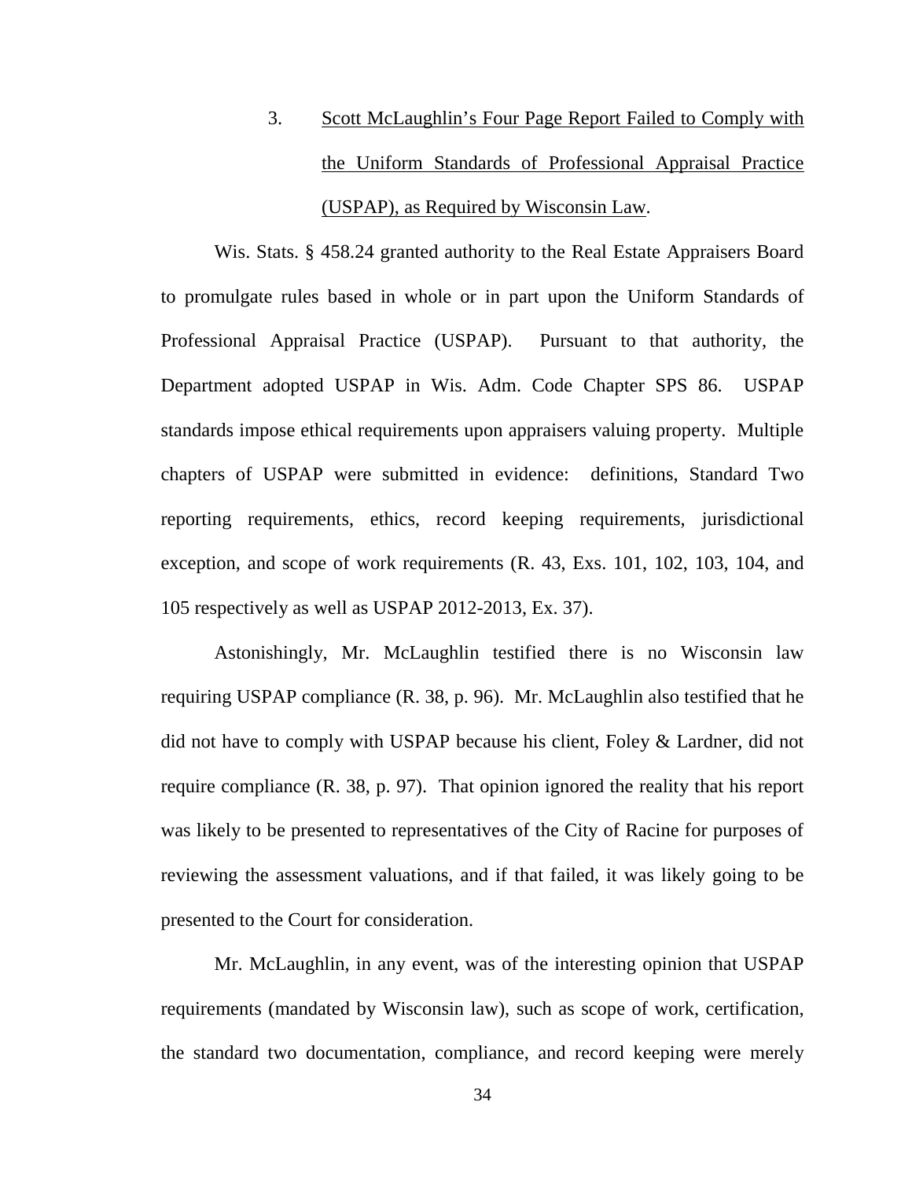3. Scott McLaughlin's Four Page Report Failed to Comply with the Uniform Standards of Professional Appraisal Practice (USPAP), as Required by Wisconsin Law.

Wis. Stats. § 458.24 granted authority to the Real Estate Appraisers Board to promulgate rules based in whole or in part upon the Uniform Standards of Professional Appraisal Practice (USPAP). Pursuant to that authority, the Department adopted USPAP in Wis. Adm. Code Chapter SPS 86. USPAP standards impose ethical requirements upon appraisers valuing property. Multiple chapters of USPAP were submitted in evidence: definitions, Standard Two reporting requirements, ethics, record keeping requirements, jurisdictional exception, and scope of work requirements (R. 43, Exs. 101, 102, 103, 104, and 105 respectively as well as USPAP 2012-2013, Ex. 37).

Astonishingly, Mr. McLaughlin testified there is no Wisconsin law requiring USPAP compliance (R. 38, p. 96). Mr. McLaughlin also testified that he did not have to comply with USPAP because his client, Foley & Lardner, did not require compliance (R. 38, p. 97). That opinion ignored the reality that his report was likely to be presented to representatives of the City of Racine for purposes of reviewing the assessment valuations, and if that failed, it was likely going to be presented to the Court for consideration.

Mr. McLaughlin, in any event, was of the interesting opinion that USPAP requirements (mandated by Wisconsin law), such as scope of work, certification, the standard two documentation, compliance, and record keeping were merely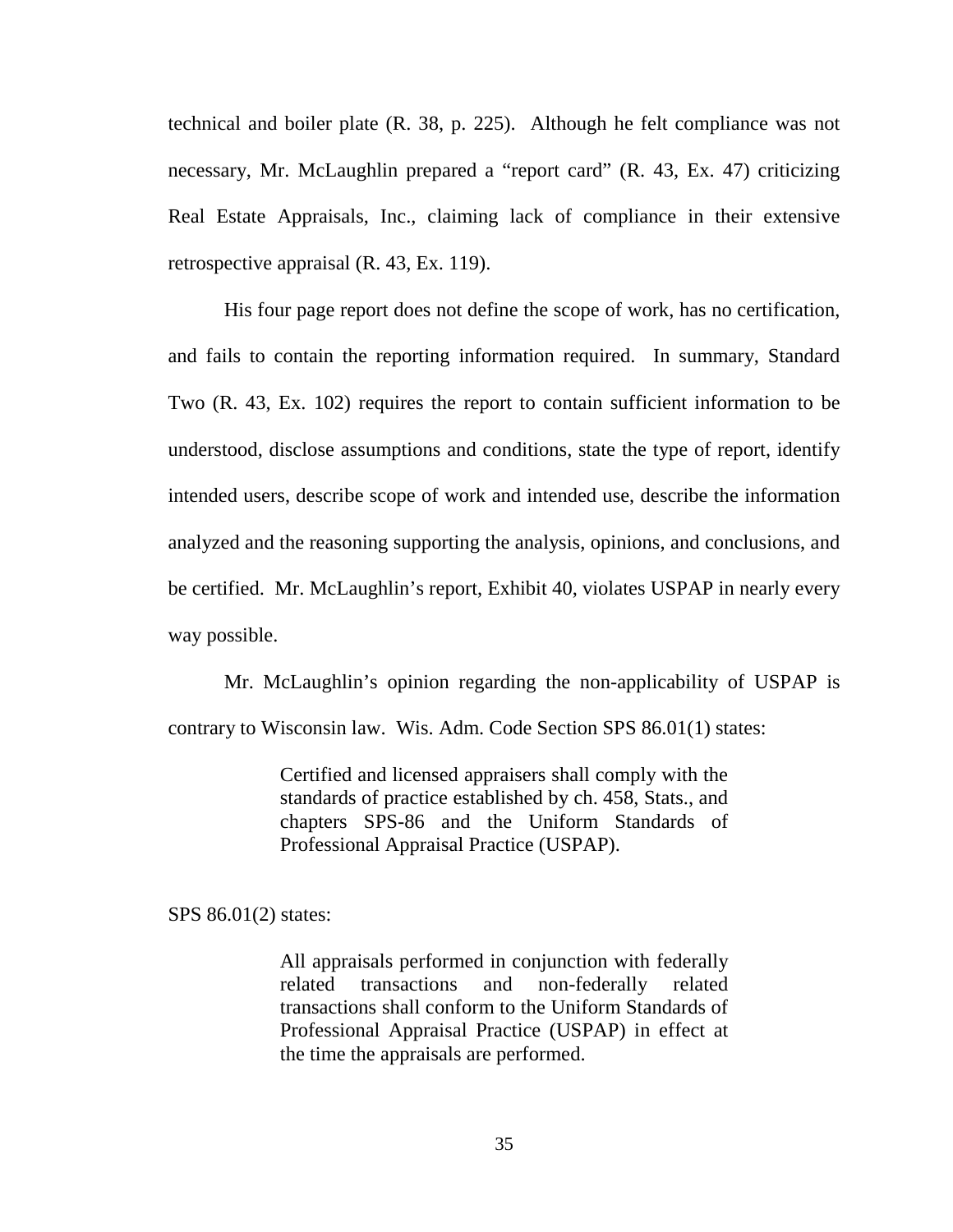technical and boiler plate (R. 38, p. 225). Although he felt compliance was not necessary, Mr. McLaughlin prepared a "report card" (R. 43, Ex. 47) criticizing Real Estate Appraisals, Inc., claiming lack of compliance in their extensive retrospective appraisal (R. 43, Ex. 119).

His four page report does not define the scope of work, has no certification, and fails to contain the reporting information required. In summary, Standard Two (R. 43, Ex. 102) requires the report to contain sufficient information to be understood, disclose assumptions and conditions, state the type of report, identify intended users, describe scope of work and intended use, describe the information analyzed and the reasoning supporting the analysis, opinions, and conclusions, and be certified. Mr. McLaughlin's report, Exhibit 40, violates USPAP in nearly every way possible.

Mr. McLaughlin's opinion regarding the non-applicability of USPAP is contrary to Wisconsin law. Wis. Adm. Code Section SPS 86.01(1) states:

> Certified and licensed appraisers shall comply with the standards of practice established by ch. 458, Stats., and chapters SPS-86 and the Uniform Standards of Professional Appraisal Practice (USPAP).

SPS 86.01(2) states:

> All appraisals performed in conjunction with federally related transactions and non-federally related transactions shall conform to the Uniform Standards of Professional Appraisal Practice (USPAP) in effect at the time the appraisals are performed.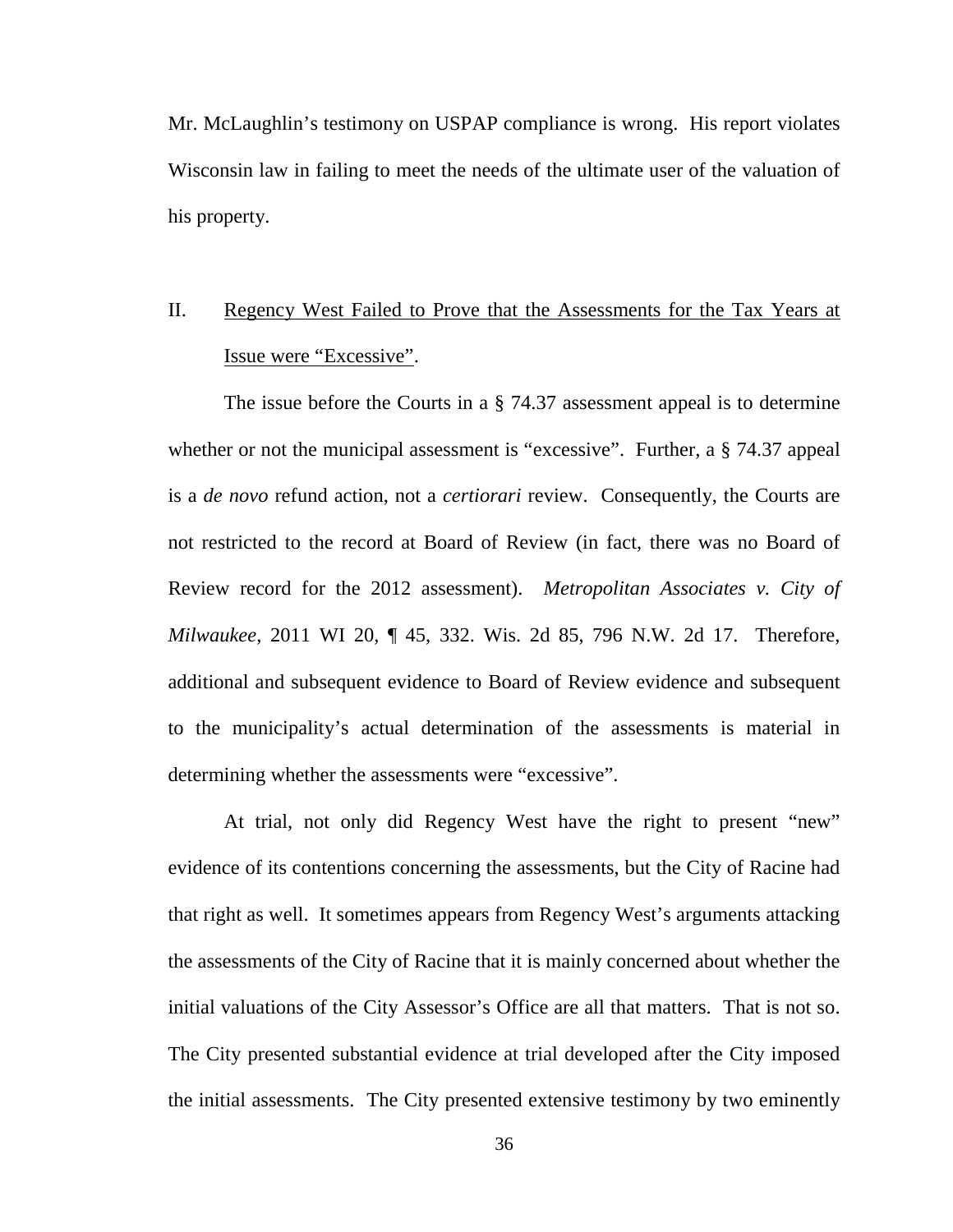Mr. McLaughlin's testimony on USPAP compliance is wrong. His report violates Wisconsin law in failing to meet the needs of the ultimate user of the valuation of his property.

## II. <u>Regency West Failed to Prove that the Assessments for the Tax Years at Issue were "Excessive"</u>.

The issue before the Courts in a § 74.37 assessment appeal is to determine whether or not the municipal assessment is "excessive". Further, a § 74.37 appeal is a *de novo* refund action, not a *certiorari* review. Consequently, the Courts are not restricted to the record at Board of Review (in fact, there was no Board of Review record for the 2012 assessment). *Metropolitan Associates v. City of Milwaukee*, 2011 WI 20, ¶ 45, 332. Wis. 2d 85, 796 N.W. 2d 17. Therefore, additional and subsequent evidence to Board of Review evidence and subsequent to the municipality's actual determination of the assessments is material in determining whether the assessments were "excessive".

At trial, not only did Regency West have the right to present "new" evidence of its contentions concerning the assessments, but the City of Racine had that right as well. It sometimes appears from Regency West's arguments attacking the assessments of the City of Racine that it is mainly concerned about whether the initial valuations of the City Assessor's Office are all that matters. That is not so. The City presented substantial evidence at trial developed after the City imposed the initial assessments. The City presented extensive testimony by two eminently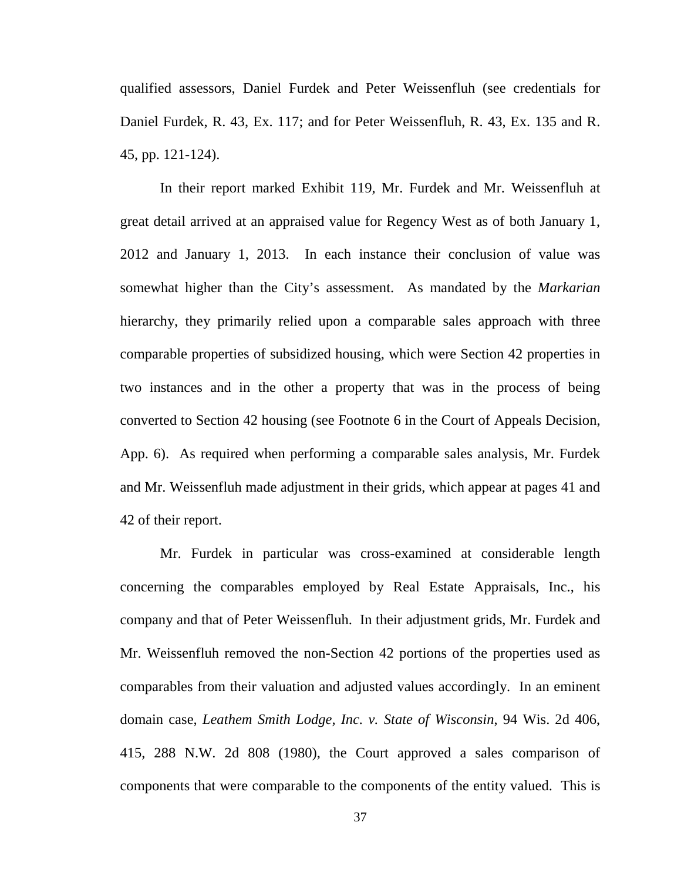qualified assessors, Daniel Furdek and Peter Weissenfluh (see credentials for Daniel Furdek, R. 43, Ex. 117; and for Peter Weissenfluh, R. 43, Ex. 135 and R. 45, pp. 121-124).

In their report marked Exhibit 119, Mr. Furdek and Mr. Weissenfluh at great detail arrived at an appraised value for Regency West as of both January 1, 2012 and January 1, 2013. In each instance their conclusion of value was somewhat higher than the City's assessment. As mandated by the *Markarian* hierarchy, they primarily relied upon a comparable sales approach with three comparable properties of subsidized housing, which were Section 42 properties in two instances and in the other a property that was in the process of being converted to Section 42 housing (see Footnote 6 in the Court of Appeals Decision, App. 6). As required when performing a comparable sales analysis, Mr. Furdek and Mr. Weissenfluh made adjustment in their grids, which appear at pages 41 and 42 of their report.

Mr. Furdek in particular was cross-examined at considerable length concerning the comparables employed by Real Estate Appraisals, Inc., his company and that of Peter Weissenfluh. In their adjustment grids, Mr. Furdek and Mr. Weissenfluh removed the non-Section 42 portions of the properties used as comparables from their valuation and adjusted values accordingly. In an eminent domain case, *Leathem Smith Lodge, Inc. v. State of Wisconsin*, 94 Wis. 2d 406, 415, 288 N.W. 2d 808 (1980), the Court approved a sales comparison of components that were comparable to the components of the entity valued. This is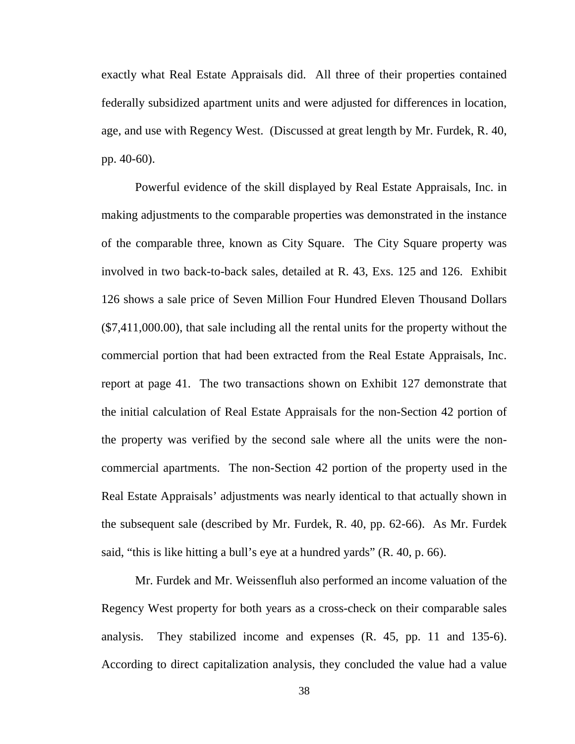exactly what Real Estate Appraisals did. All three of their properties contained federally subsidized apartment units and were adjusted for differences in location, age, and use with Regency West. (Discussed at great length by Mr. Furdek, R. 40, pp. 40-60).

Powerful evidence of the skill displayed by Real Estate Appraisals, Inc. in making adjustments to the comparable properties was demonstrated in the instance of the comparable three, known as City Square. The City Square property was involved in two back-to-back sales, detailed at R. 43, Exs. 125 and 126. Exhibit 126 shows a sale price of Seven Million Four Hundred Eleven Thousand Dollars ($7,411,000.00), that sale including all the rental units for the property without the commercial portion that had been extracted from the Real Estate Appraisals, Inc. report at page 41. The two transactions shown on Exhibit 127 demonstrate that the initial calculation of Real Estate Appraisals for the non-Section 42 portion of the property was verified by the second sale where all the units were the non-commercial apartments. The non-Section 42 portion of the property used in the Real Estate Appraisals' adjustments was nearly identical to that actually shown in the subsequent sale (described by Mr. Furdek, R. 40, pp. 62-66). As Mr. Furdek said, "this is like hitting a bull's eye at a hundred yards" (R. 40, p. 66).

Mr. Furdek and Mr. Weissenfluh also performed an income valuation of the Regency West property for both years as a cross-check on their comparable sales analysis. They stabilized income and expenses (R. 45, pp. 11 and 135-6). According to direct capitalization analysis, they concluded the value had a value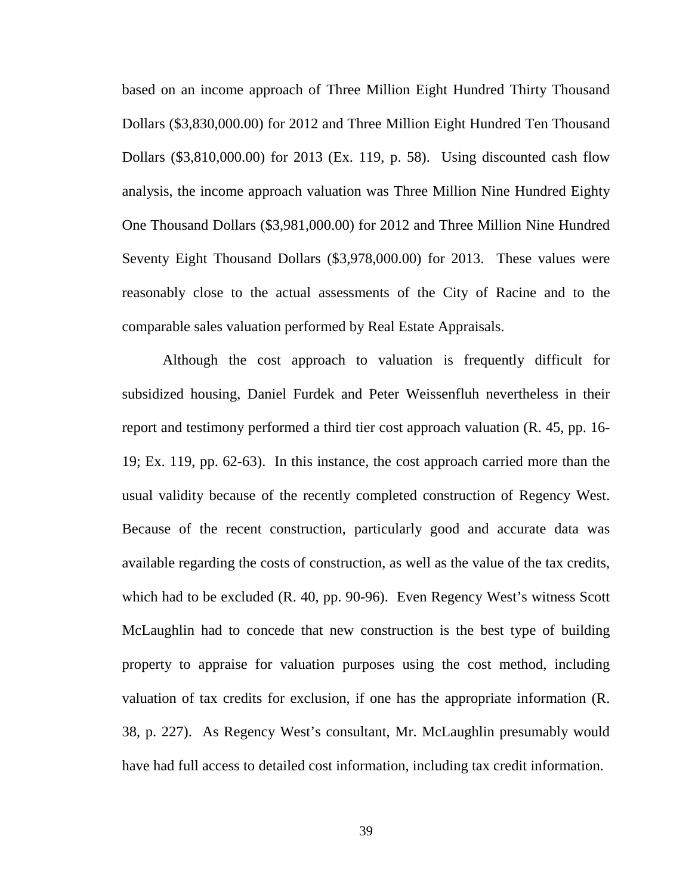based on an income approach of Three Million Eight Hundred Thirty Thousand Dollars ($3,830,000.00) for 2012 and Three Million Eight Hundred Ten Thousand Dollars ($3,810,000.00) for 2013 (Ex. 119, p. 58). Using discounted cash flow analysis, the income approach valuation was Three Million Nine Hundred Eighty One Thousand Dollars ($3,981,000.00) for 2012 and Three Million Nine Hundred Seventy Eight Thousand Dollars ($3,978,000.00) for 2013. These values were reasonably close to the actual assessments of the City of Racine and to the comparable sales valuation performed by Real Estate Appraisals.

Although the cost approach to valuation is frequently difficult for subsidized housing, Daniel Furdek and Peter Weissenfluh nevertheless in their report and testimony performed a third tier cost approach valuation (R. 45, pp. 16-19; Ex. 119, pp. 62-63). In this instance, the cost approach carried more than the usual validity because of the recently completed construction of Regency West. Because of the recent construction, particularly good and accurate data was available regarding the costs of construction, as well as the value of the tax credits, which had to be excluded (R. 40, pp. 90-96). Even Regency West's witness Scott McLaughlin had to concede that new construction is the best type of building property to appraise for valuation purposes using the cost method, including valuation of tax credits for exclusion, if one has the appropriate information (R. 38, p. 227). As Regency West's consultant, Mr. McLaughlin presumably would have had full access to detailed cost information, including tax credit information.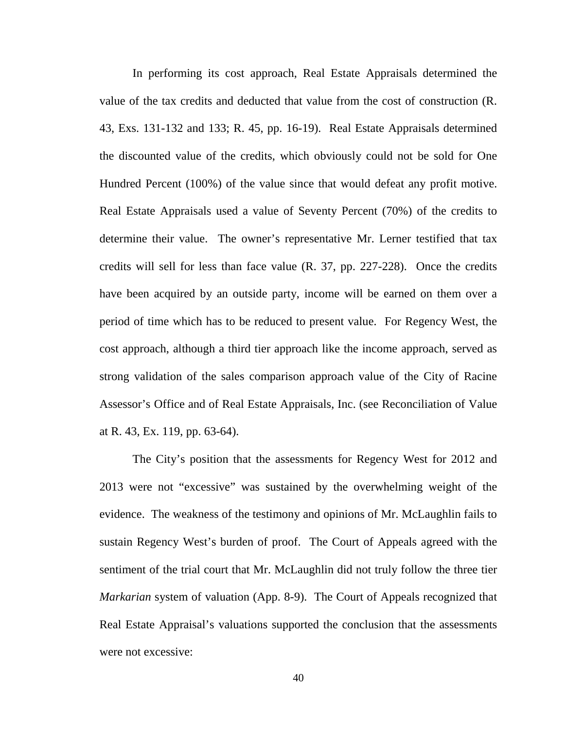In performing its cost approach, Real Estate Appraisals determined the value of the tax credits and deducted that value from the cost of construction (R. 43, Exs. 131-132 and 133; R. 45, pp. 16-19). Real Estate Appraisals determined the discounted value of the credits, which obviously could not be sold for One Hundred Percent (100%) of the value since that would defeat any profit motive. Real Estate Appraisals used a value of Seventy Percent (70%) of the credits to determine their value. The owner's representative Mr. Lerner testified that tax credits will sell for less than face value (R. 37, pp. 227-228). Once the credits have been acquired by an outside party, income will be earned on them over a period of time which has to be reduced to present value. For Regency West, the cost approach, although a third tier approach like the income approach, served as strong validation of the sales comparison approach value of the City of Racine Assessor's Office and of Real Estate Appraisals, Inc. (see Reconciliation of Value at R. 43, Ex. 119, pp. 63-64).

The City's position that the assessments for Regency West for 2012 and 2013 were not "excessive" was sustained by the overwhelming weight of the evidence. The weakness of the testimony and opinions of Mr. McLaughlin fails to sustain Regency West's burden of proof. The Court of Appeals agreed with the sentiment of the trial court that Mr. McLaughlin did not truly follow the three tier *Markarian* system of valuation (App. 8-9). The Court of Appeals recognized that Real Estate Appraisal's valuations supported the conclusion that the assessments were not excessive: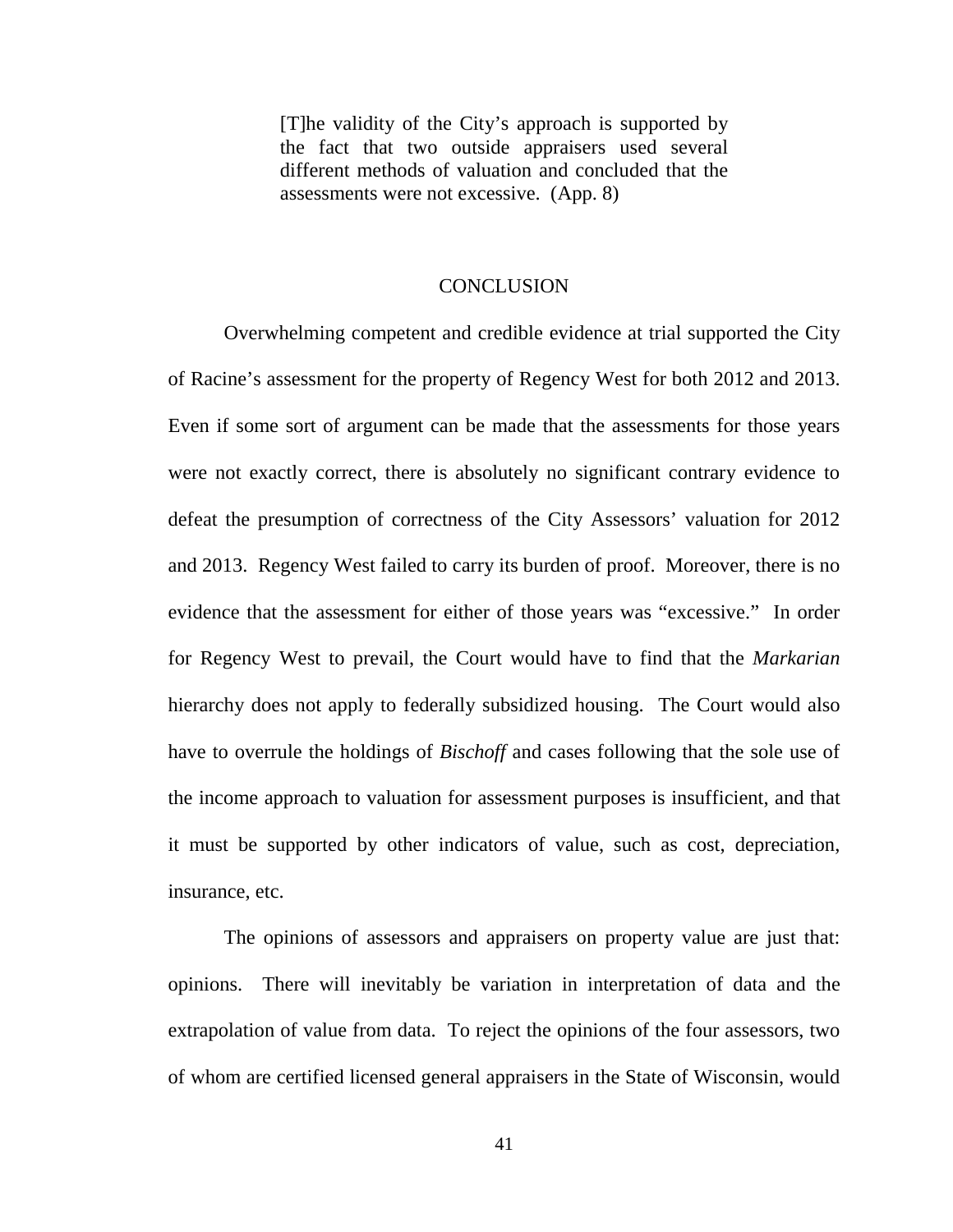> [T]he validity of the City's approach is supported by the fact that two outside appraisers used several different methods of valuation and concluded that the assessments were not excessive. (App. 8)

## CONCLUSION

Overwhelming competent and credible evidence at trial supported the City of Racine's assessment for the property of Regency West for both 2012 and 2013. Even if some sort of argument can be made that the assessments for those years were not exactly correct, there is absolutely no significant contrary evidence to defeat the presumption of correctness of the City Assessors' valuation for 2012 and 2013. Regency West failed to carry its burden of proof. Moreover, there is no evidence that the assessment for either of those years was "excessive." In order for Regency West to prevail, the Court would have to find that the *Markarian* hierarchy does not apply to federally subsidized housing. The Court would also have to overrule the holdings of *Bischoff* and cases following that the sole use of the income approach to valuation for assessment purposes is insufficient, and that it must be supported by other indicators of value, such as cost, depreciation, insurance, etc.

The opinions of assessors and appraisers on property value are just that: opinions. There will inevitably be variation in interpretation of data and the extrapolation of value from data. To reject the opinions of the four assessors, two of whom are certified licensed general appraisers in the State of Wisconsin, would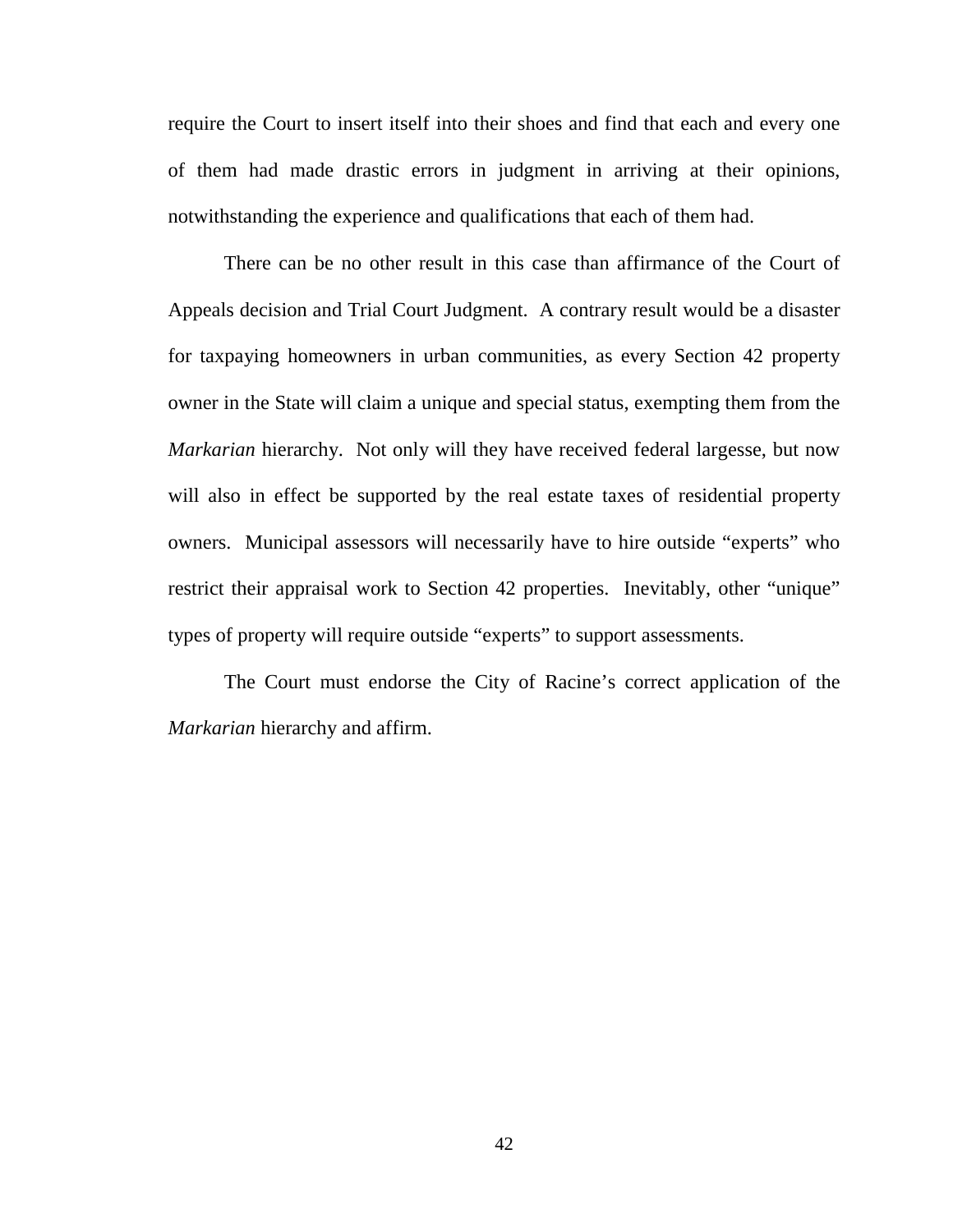require the Court to insert itself into their shoes and find that each and every one of them had made drastic errors in judgment in arriving at their opinions, notwithstanding the experience and qualifications that each of them had.

There can be no other result in this case than affirmance of the Court of Appeals decision and Trial Court Judgment. A contrary result would be a disaster for taxpaying homeowners in urban communities, as every Section 42 property owner in the State will claim a unique and special status, exempting them from the *Markarian* hierarchy. Not only will they have received federal largesse, but now will also in effect be supported by the real estate taxes of residential property owners. Municipal assessors will necessarily have to hire outside "experts" who restrict their appraisal work to Section 42 properties. Inevitably, other "unique" types of property will require outside "experts" to support assessments.

The Court must endorse the City of Racine's correct application of the *Markarian* hierarchy and affirm.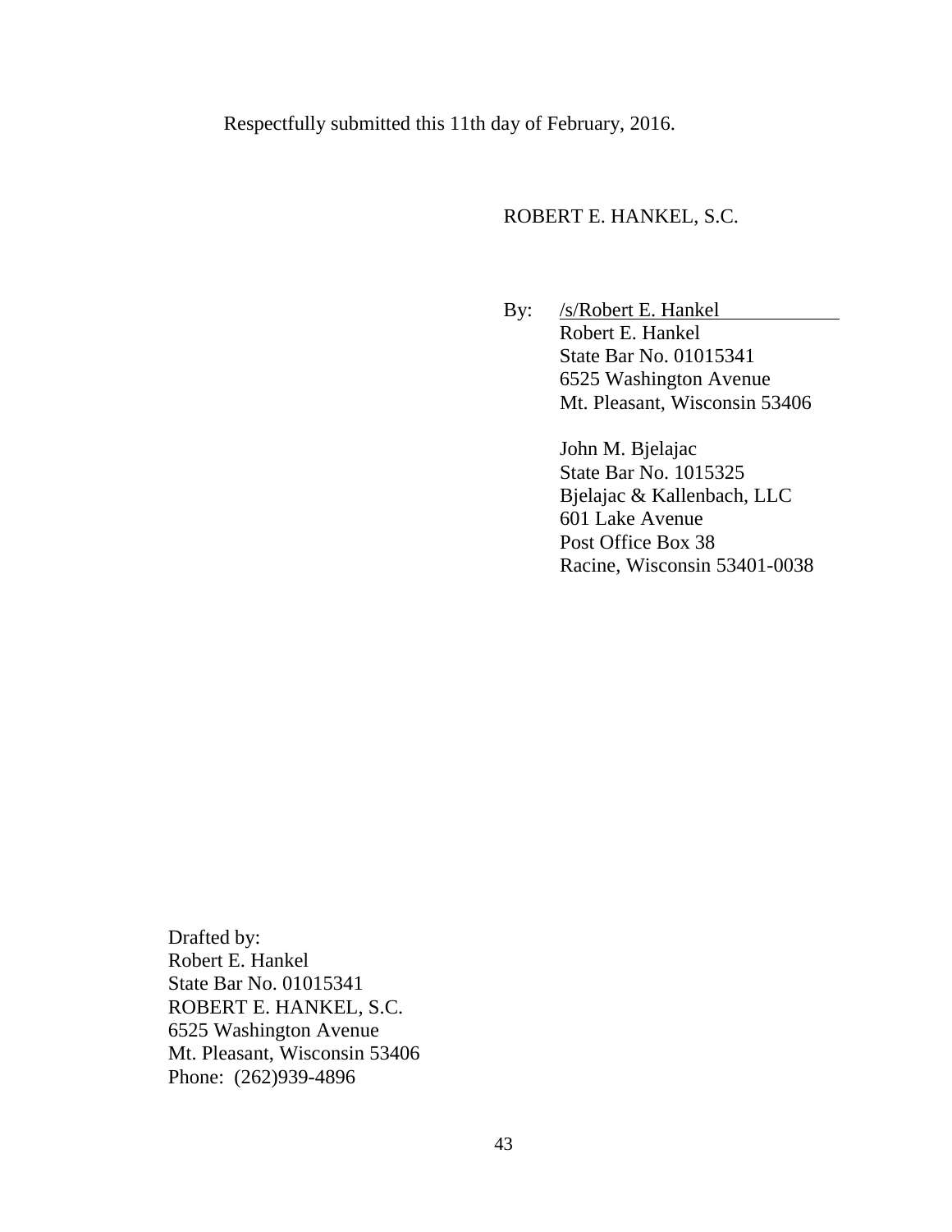Respectfully submitted this 11th day of February, 2016.

ROBERT E. HANKEL, S.C.

By: /s/Robert E. Hankel
Robert E. Hankel
State Bar No. 01015341
6525 Washington Avenue
Mt. Pleasant, Wisconsin 53406

John M. Bjelajac
State Bar No. 1015325
Bjelajac & Kallenbach, LLC
601 Lake Avenue
Post Office Box 38
Racine, Wisconsin 53401-0038

Drafted by:
Robert E. Hankel
State Bar No. 01015341
ROBERT E. HANKEL, S.C.
6525 Washington Avenue
Mt. Pleasant, Wisconsin 53406
Phone: (262)939-4896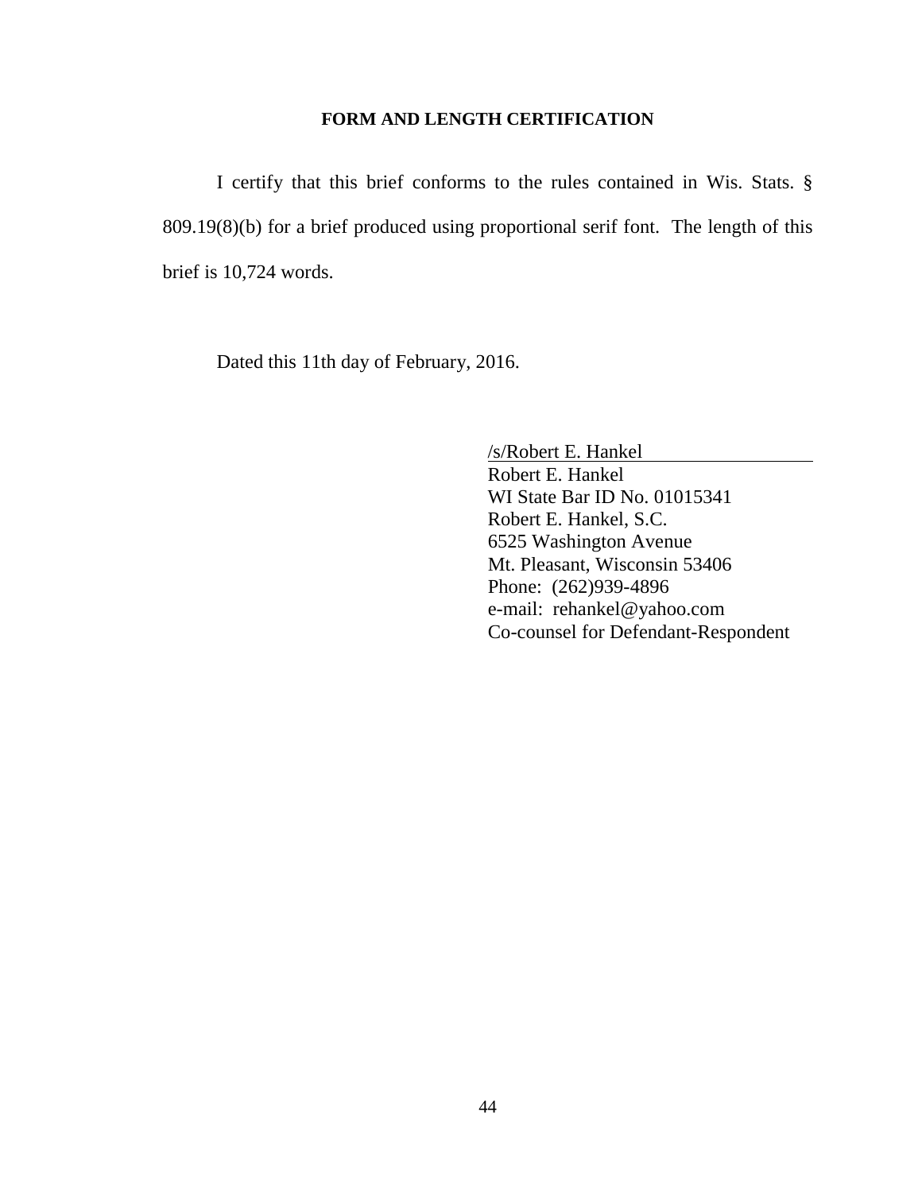## FORM AND LENGTH CERTIFICATION

I certify that this brief conforms to the rules contained in Wis. Stats. § 809.19(8)(b) for a brief produced using proportional serif font. The length of this brief is 10,724 words.

Dated this 11th day of February, 2016.

/s/Robert E. Hankel
Robert E. Hankel
WI State Bar ID No. 01015341
Robert E. Hankel, S.C.
6525 Washington Avenue
Mt. Pleasant, Wisconsin 53406
Phone: (262)939-4896
e-mail: rehankel@yahoo.com
Co-counsel for Defendant-Respondent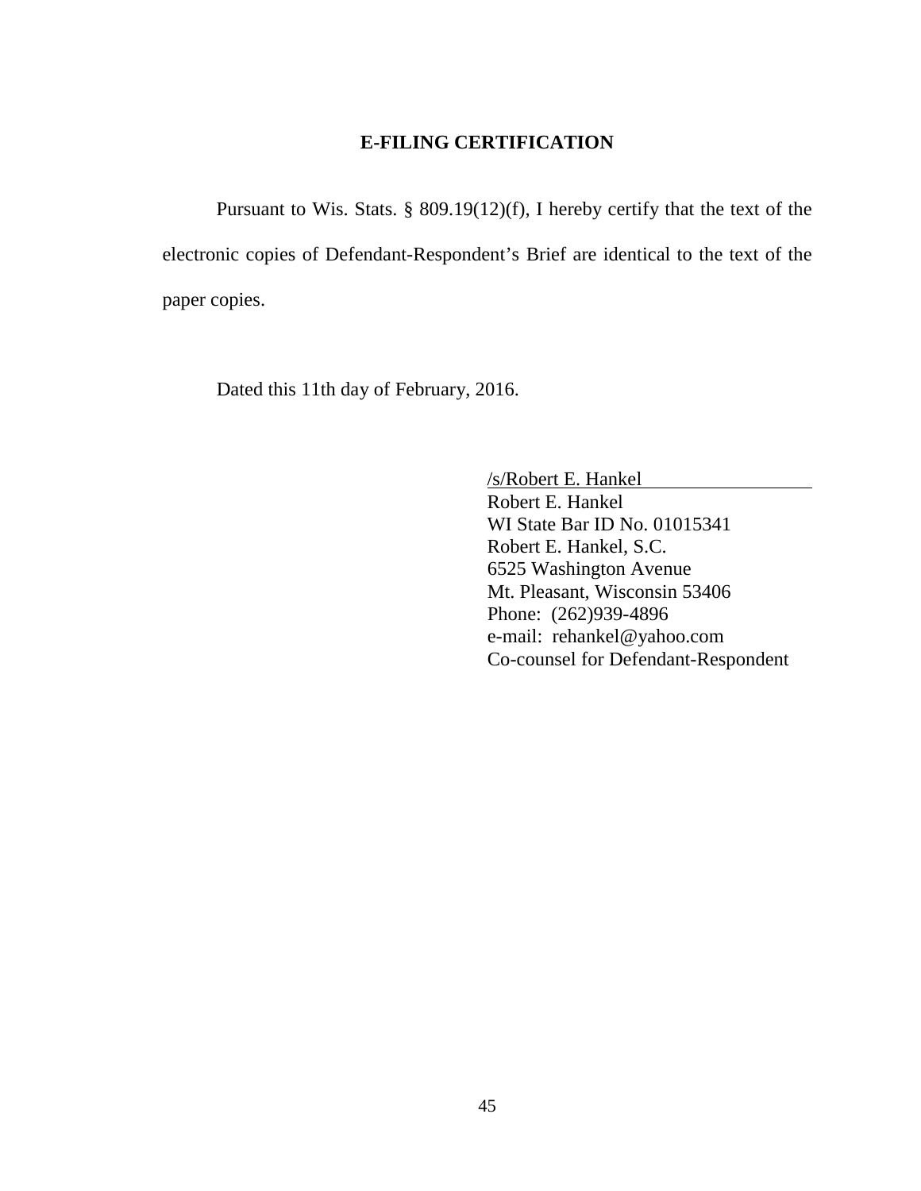## E-FILING CERTIFICATION

Pursuant to Wis. Stats. § 809.19(12)(f), I hereby certify that the text of the electronic copies of Defendant-Respondent's Brief are identical to the text of the paper copies.

Dated this 11th day of February, 2016.

/s/Robert E. Hankel  
Robert E. Hankel  
WI State Bar ID No. 01015341  
Robert E. Hankel, S.C.  
6525 Washington Avenue  
Mt. Pleasant, Wisconsin 53406  
Phone: (262)939-4896  
e-mail: rehankel@yahoo.com  
Co-counsel for Defendant-Respondent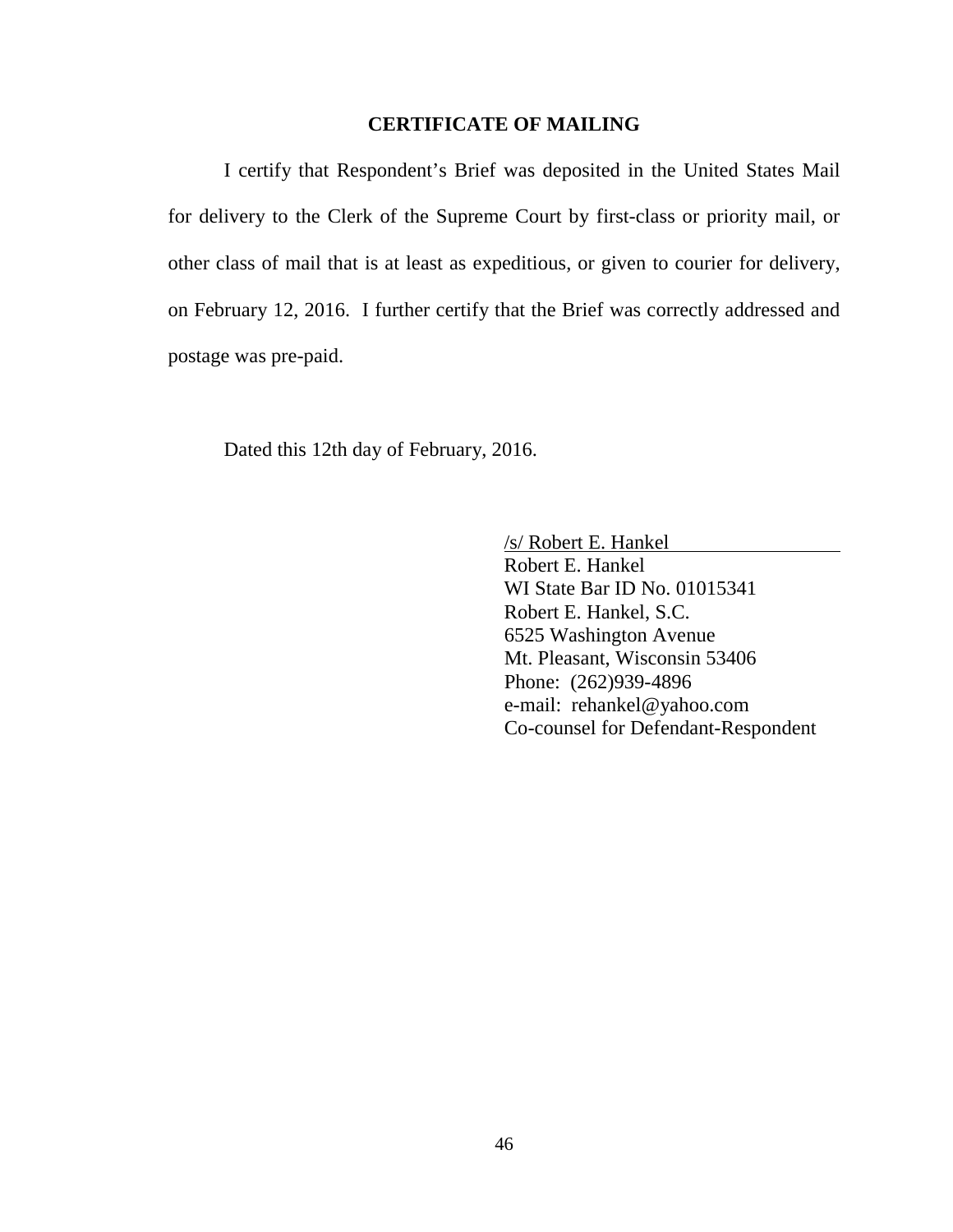## CERTIFICATE OF MAILING

I certify that Respondent's Brief was deposited in the United States Mail for delivery to the Clerk of the Supreme Court by first-class or priority mail, or other class of mail that is at least as expeditious, or given to courier for delivery, on February 12, 2016. I further certify that the Brief was correctly addressed and postage was pre-paid.

Dated this 12th day of February, 2016.

/s/ Robert E. Hankel
Robert E. Hankel
WI State Bar ID No. 01015341
Robert E. Hankel, S.C.
6525 Washington Avenue
Mt. Pleasant, Wisconsin 53406
Phone: (262)939-4896
e-mail: rehankel@yahoo.com
Co-counsel for Defendant-Respondent